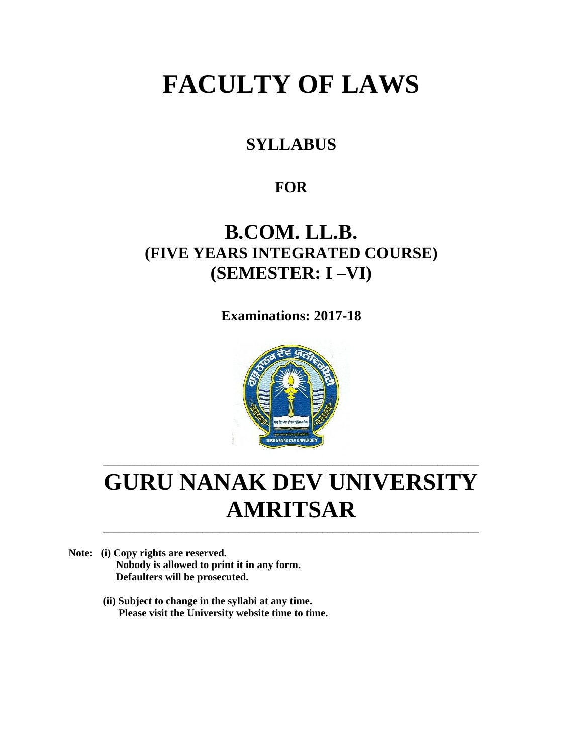# FACULTY OF LAWS

## SYLLABUS

### FOR

## B.COM. LL.B.
## (FIVE YEARS INTEGRATED COURSE)
## (SEMESTER: I –VI)

**Examinations: 2017-18**

# GURU NANAK DEV UNIVERSITY
# AMRITSAR

**Note: (i) Copy rights are reserved.**
**Nobody is allowed to print it in any form.**
**Defaulters will be prosecuted.**

**(ii) Subject to change in the syllabi at any time.**
**Please visit the University website time to time.**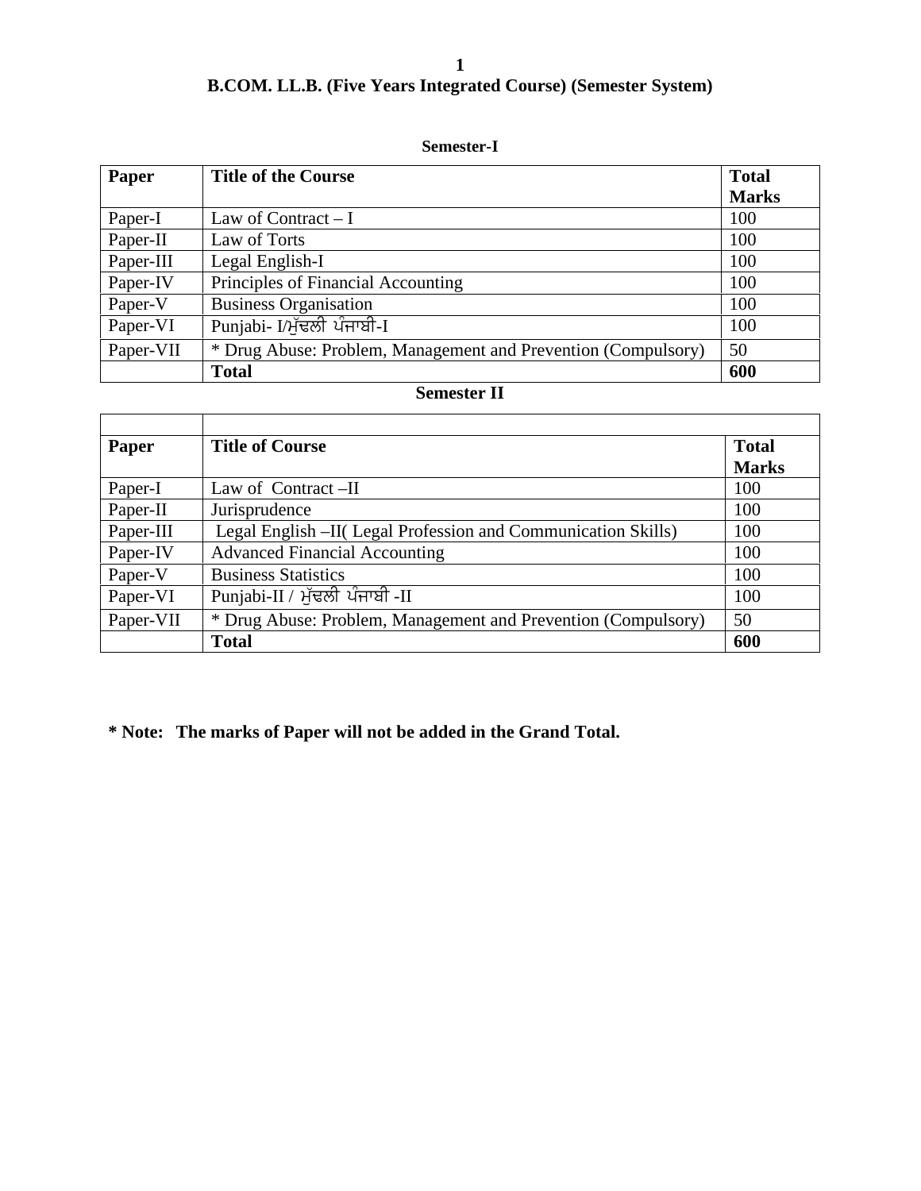# B.COM. LL.B. (Five Years Integrated Course) (Semester System)

## Semester-I

| Paper | Title of the Course | Total Marks |
|---|---|---|
| Paper-I | Law of Contract – I | 100 |
| Paper-II | Law of Torts | 100 |
| Paper-III | Legal English-I | 100 |
| Paper-IV | Principles of Financial Accounting | 100 |
| Paper-V | Business Organisation | 100 |
| Paper-VI | Punjabi- I/ਮੁੱਢਲੀ ਪੰਜਾਬੀ-I | 100 |
| Paper-VII | * Drug Abuse: Problem, Management and Prevention (Compulsory) | 50 |
| | **Total** | **600** |

## Semester II

| Paper | Title of Course | Total Marks |
|---|---|---|
| Paper-I | Law of Contract –II | 100 |
| Paper-II | Jurisprudence | 100 |
| Paper-III | Legal English –II( Legal Profession and Communication Skills) | 100 |
| Paper-IV | Advanced Financial Accounting | 100 |
| Paper-V | Business Statistics | 100 |
| Paper-VI | Punjabi-II / ਮੁੱਢਲੀ ਪੰਜਾਬੀ -II | 100 |
| Paper-VII | * Drug Abuse: Problem, Management and Prevention (Compulsory) | 50 |
| | **Total** | **600** |

**\* Note: The marks of Paper will not be added in the Grand Total.**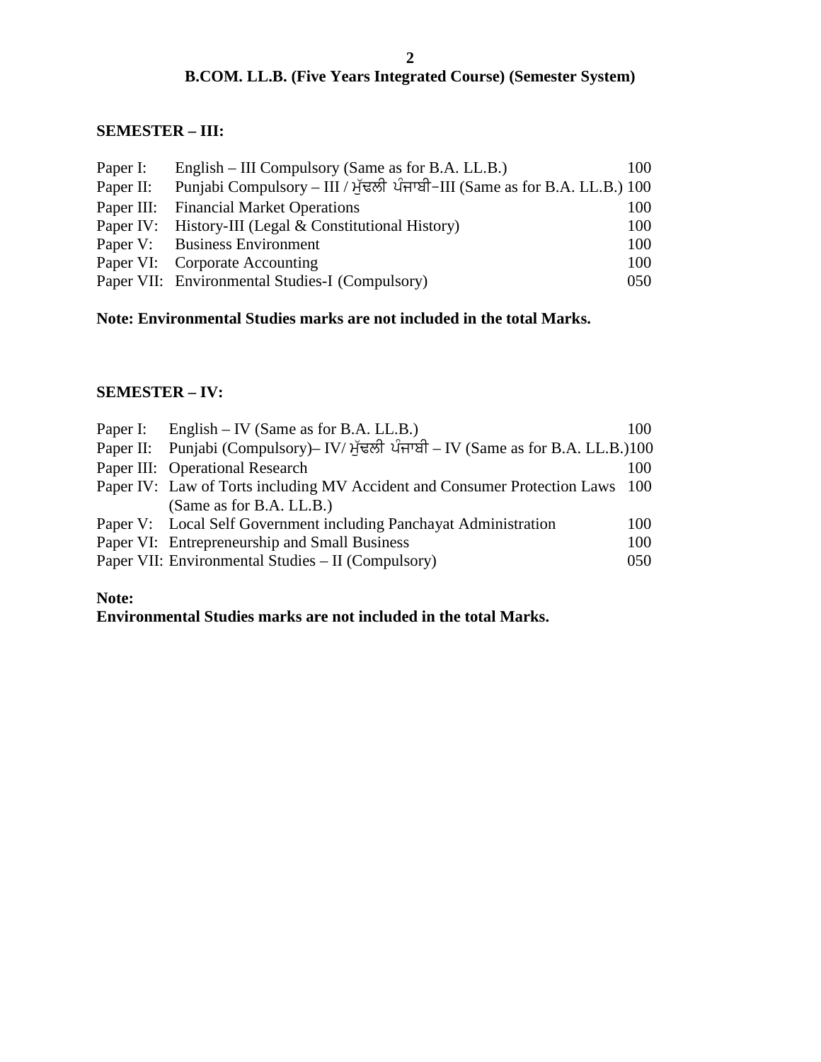**B.COM. LL.B. (Five Years Integrated Course) (Semester System)**

**SEMESTER – III:**

| | | |
|---|---|---|
| Paper I: | English – III Compulsory (Same as for B.A. LL.B.) | 100 |
| Paper II: | Punjabi Compulsory – III / ਮੁੱਢਲੀ ਪੰਜਾਬੀ–III (Same as for B.A. LL.B.) | 100 |
| Paper III: | Financial Market Operations | 100 |
| Paper IV: | History-III (Legal & Constitutional History) | 100 |
| Paper V: | Business Environment | 100 |
| Paper VI: | Corporate Accounting | 100 |
| Paper VII: | Environmental Studies-I (Compulsory) | 050 |

**Note: Environmental Studies marks are not included in the total Marks.**

**SEMESTER – IV:**

| | | |
|---|---|---|
| Paper I: | English – IV (Same as for B.A. LL.B.) | 100 |
| Paper II: | Punjabi (Compulsory)– IV/ ਮੁੱਢਲੀ ਪੰਜਾਬੀ – IV (Same as for B.A. LL.B.) | 100 |
| Paper III: | Operational Research | 100 |
| Paper IV: | Law of Torts including MV Accident and Consumer Protection Laws (Same as for B.A. LL.B.) | 100 |
| Paper V: | Local Self Government including Panchayat Administration | 100 |
| Paper VI: | Entrepreneurship and Small Business | 100 |
| Paper VII: | Environmental Studies – II (Compulsory) | 050 |

**Note:**
**Environmental Studies marks are not included in the total Marks.**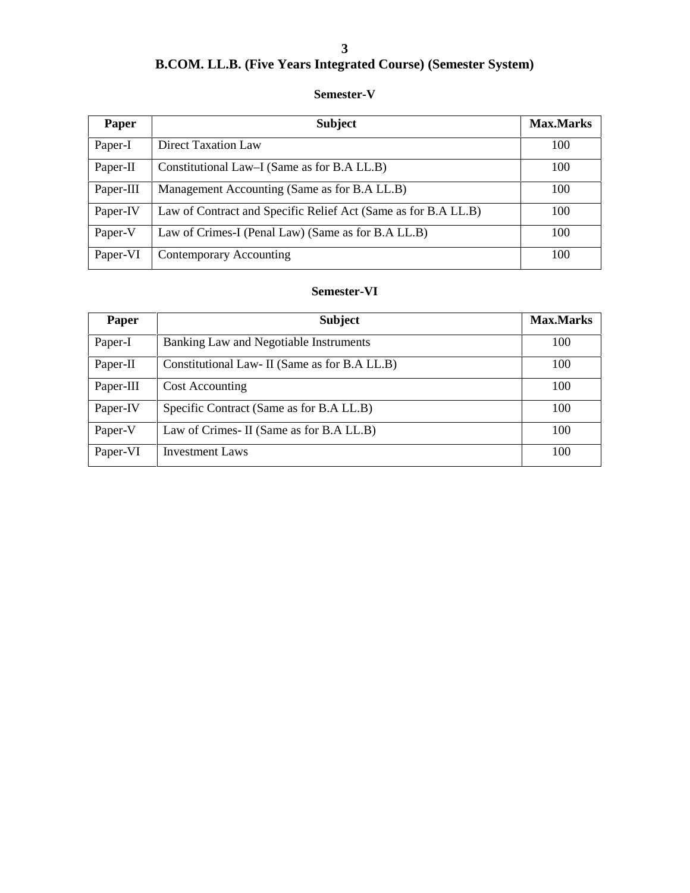# B.COM. LL.B. (Five Years Integrated Course) (Semester System)

## Semester-V

| Paper | Subject | Max.Marks |
|---|---|---|
| Paper-I | Direct Taxation Law | 100 |
| Paper-II | Constitutional Law–I (Same as for B.A LL.B) | 100 |
| Paper-III | Management Accounting (Same as for B.A LL.B) | 100 |
| Paper-IV | Law of Contract and Specific Relief Act (Same as for B.A LL.B) | 100 |
| Paper-V | Law of Crimes-I (Penal Law) (Same as for B.A LL.B) | 100 |
| Paper-VI | Contemporary Accounting | 100 |

## Semester-VI

| Paper | Subject | Max.Marks |
|---|---|---|
| Paper-I | Banking Law and Negotiable Instruments | 100 |
| Paper-II | Constitutional Law- II (Same as for B.A LL.B) | 100 |
| Paper-III | Cost Accounting | 100 |
| Paper-IV | Specific Contract (Same as for B.A LL.B) | 100 |
| Paper-V | Law of Crimes- II (Same as for B.A LL.B) | 100 |
| Paper-VI | Investment Laws | 100 |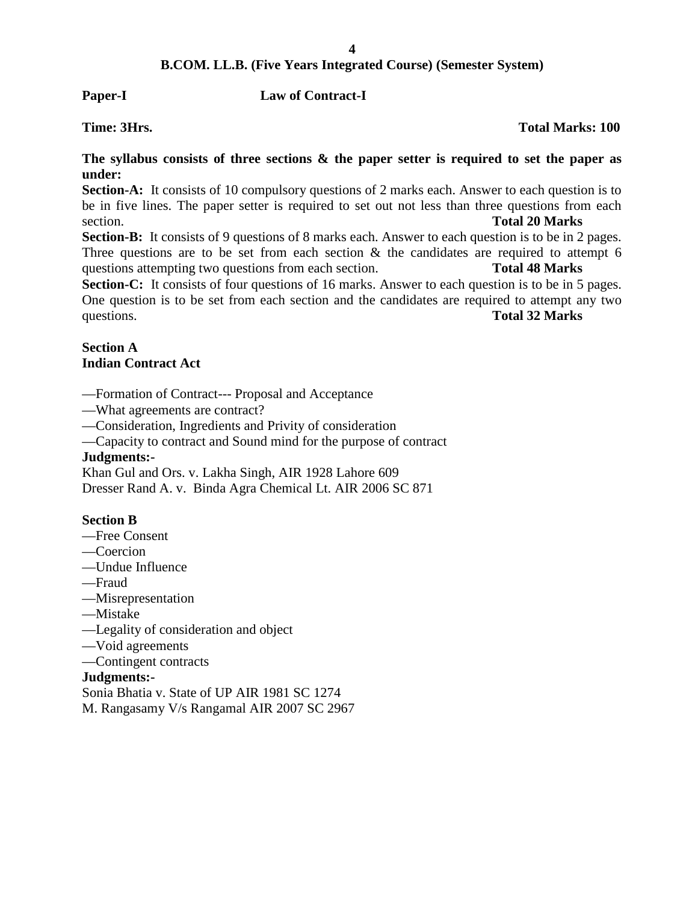## B.COM. LL.B. (Five Years Integrated Course) (Semester System)

**Paper-I** **Law of Contract-I**

**Time: 3Hrs.** **Total Marks: 100**

**The syllabus consists of three sections & the paper setter is required to set the paper as under:**

**Section-A:** It consists of 10 compulsory questions of 2 marks each. Answer to each question is to be in five lines. The paper setter is required to set out not less than three questions from each section. **Total 20 Marks**

**Section-B:** It consists of 9 questions of 8 marks each. Answer to each question is to be in 2 pages. Three questions are to be set from each section & the candidates are required to attempt 6 questions attempting two questions from each section. **Total 48 Marks**

**Section-C:** It consists of four questions of 16 marks. Answer to each question is to be in 5 pages. One question is to be set from each section and the candidates are required to attempt any two questions. **Total 32 Marks**

**Section A**
**Indian Contract Act**

—Formation of Contract--- Proposal and Acceptance
—What agreements are contract?
—Consideration, Ingredients and Privity of consideration
—Capacity to contract and Sound mind for the purpose of contract

**Judgments:-**

Khan Gul and Ors. v. Lakha Singh, AIR 1928 Lahore 609
Dresser Rand A. v. Binda Agra Chemical Lt. AIR 2006 SC 871

**Section B**

—Free Consent
—Coercion
—Undue Influence
—Fraud
—Misrepresentation
—Mistake
—Legality of consideration and object
—Void agreements
—Contingent contracts

**Judgments:-**

Sonia Bhatia v. State of UP AIR 1981 SC 1274
M. Rangasamy V/s Rangamal AIR 2007 SC 2967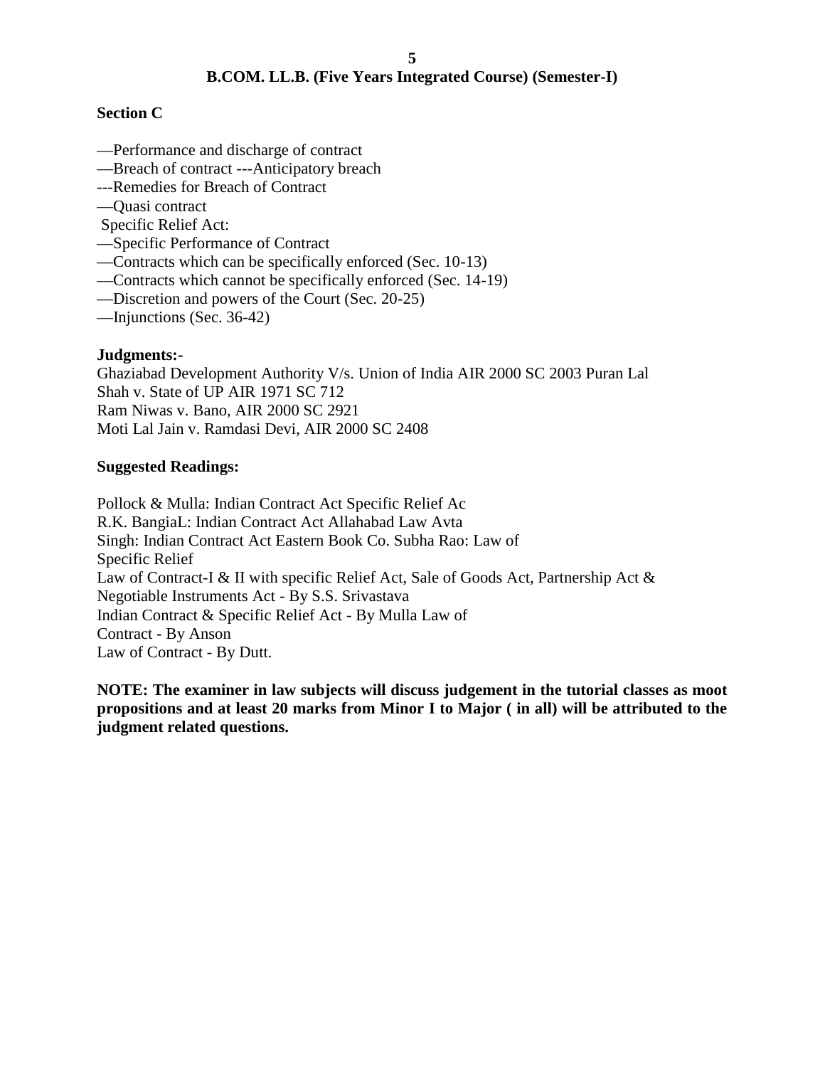## B.COM. LL.B. (Five Years Integrated Course) (Semester-I)

**Section C**

—Performance and discharge of contract
—Breach of contract ---Anticipatory breach
---Remedies for Breach of Contract
—Quasi contract
Specific Relief Act:
—Specific Performance of Contract
—Contracts which can be specifically enforced (Sec. 10-13)
—Contracts which cannot be specifically enforced (Sec. 14-19)
—Discretion and powers of the Court (Sec. 20-25)
—Injunctions (Sec. 36-42)

**Judgments:-**

Ghaziabad Development Authority V/s. Union of India AIR 2000 SC 2003 Puran Lal Shah v. State of UP AIR 1971 SC 712
Ram Niwas v. Bano, AIR 2000 SC 2921
Moti Lal Jain v. Ramdasi Devi, AIR 2000 SC 2408

**Suggested Readings:**

Pollock & Mulla: Indian Contract Act Specific Relief Ac
R.K. BangiaL: Indian Contract Act Allahabad Law Avta
Singh: Indian Contract Act Eastern Book Co. Subha Rao: Law of Specific Relief
Law of Contract-I & II with specific Relief Act, Sale of Goods Act, Partnership Act & Negotiable Instruments Act - By S.S. Srivastava
Indian Contract & Specific Relief Act - By Mulla Law of Contract - By Anson
Law of Contract - By Dutt.

**NOTE: The examiner in law subjects will discuss judgement in the tutorial classes as moot propositions and at least 20 marks from Minor I to Major ( in all) will be attributed to the judgment related questions.**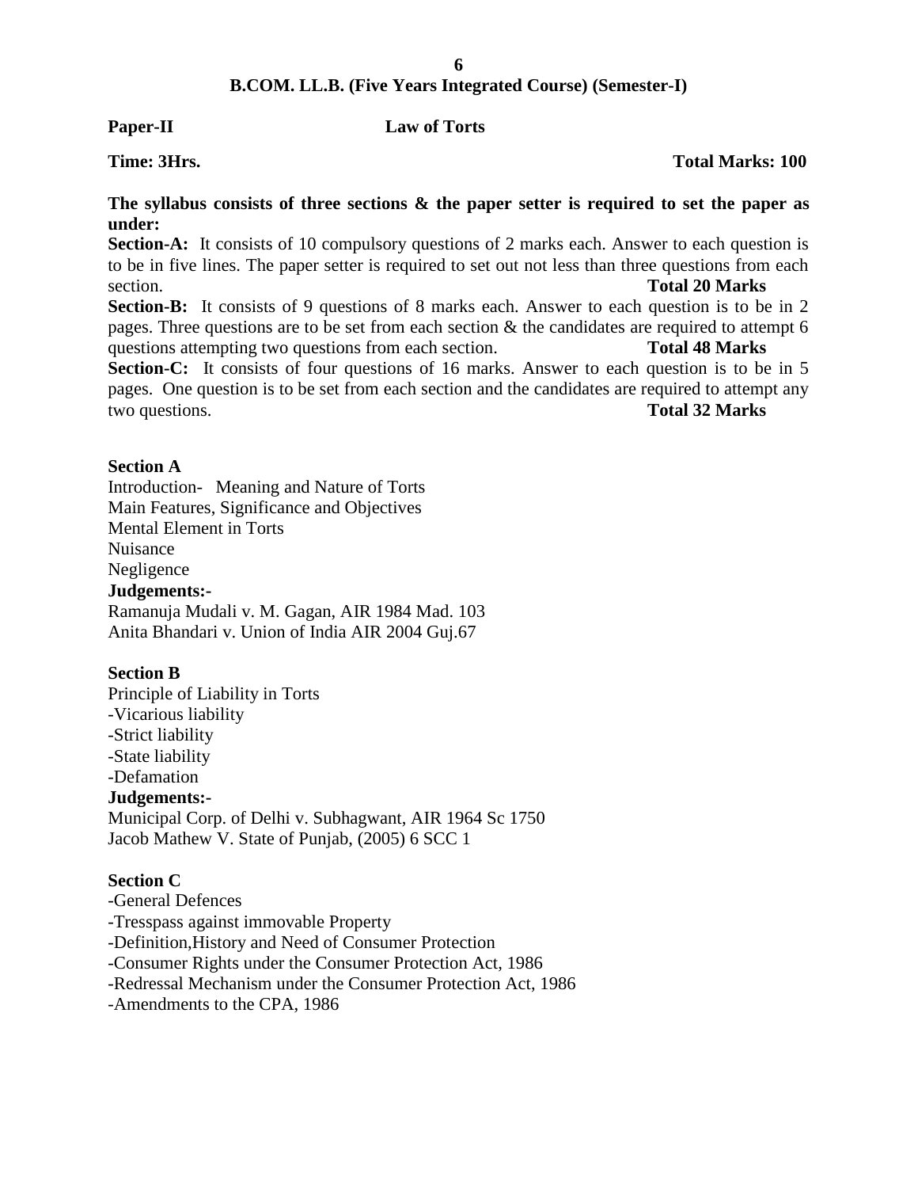## B.COM. LL.B. (Five Years Integrated Course) (Semester-I)

**Paper-II** **Law of Torts**

**Time: 3Hrs.** **Total Marks: 100**

**The syllabus consists of three sections & the paper setter is required to set the paper as under:**

**Section-A:** It consists of 10 compulsory questions of 2 marks each. Answer to each question is to be in five lines. The paper setter is required to set out not less than three questions from each section. **Total 20 Marks**

**Section-B:** It consists of 9 questions of 8 marks each. Answer to each question is to be in 2 pages. Three questions are to be set from each section & the candidates are required to attempt 6 questions attempting two questions from each section. **Total 48 Marks**

**Section-C:** It consists of four questions of 16 marks. Answer to each question is to be in 5 pages. One question is to be set from each section and the candidates are required to attempt any two questions. **Total 32 Marks**

**Section A**

Introduction- Meaning and Nature of Torts
Main Features, Significance and Objectives
Mental Element in Torts
Nuisance
Negligence

**Judgements:-**

Ramanuja Mudali v. M. Gagan, AIR 1984 Mad. 103
Anita Bhandari v. Union of India AIR 2004 Guj.67

**Section B**

Principle of Liability in Torts
-Vicarious liability
-Strict liability
-State liability
-Defamation

**Judgements:-**

Municipal Corp. of Delhi v. Subhagwant, AIR 1964 Sc 1750
Jacob Mathew V. State of Punjab, (2005) 6 SCC 1

**Section C**

-General Defences
-Tresspass against immovable Property
-Definition,History and Need of Consumer Protection
-Consumer Rights under the Consumer Protection Act, 1986
-Redressal Mechanism under the Consumer Protection Act, 1986
-Amendments to the CPA, 1986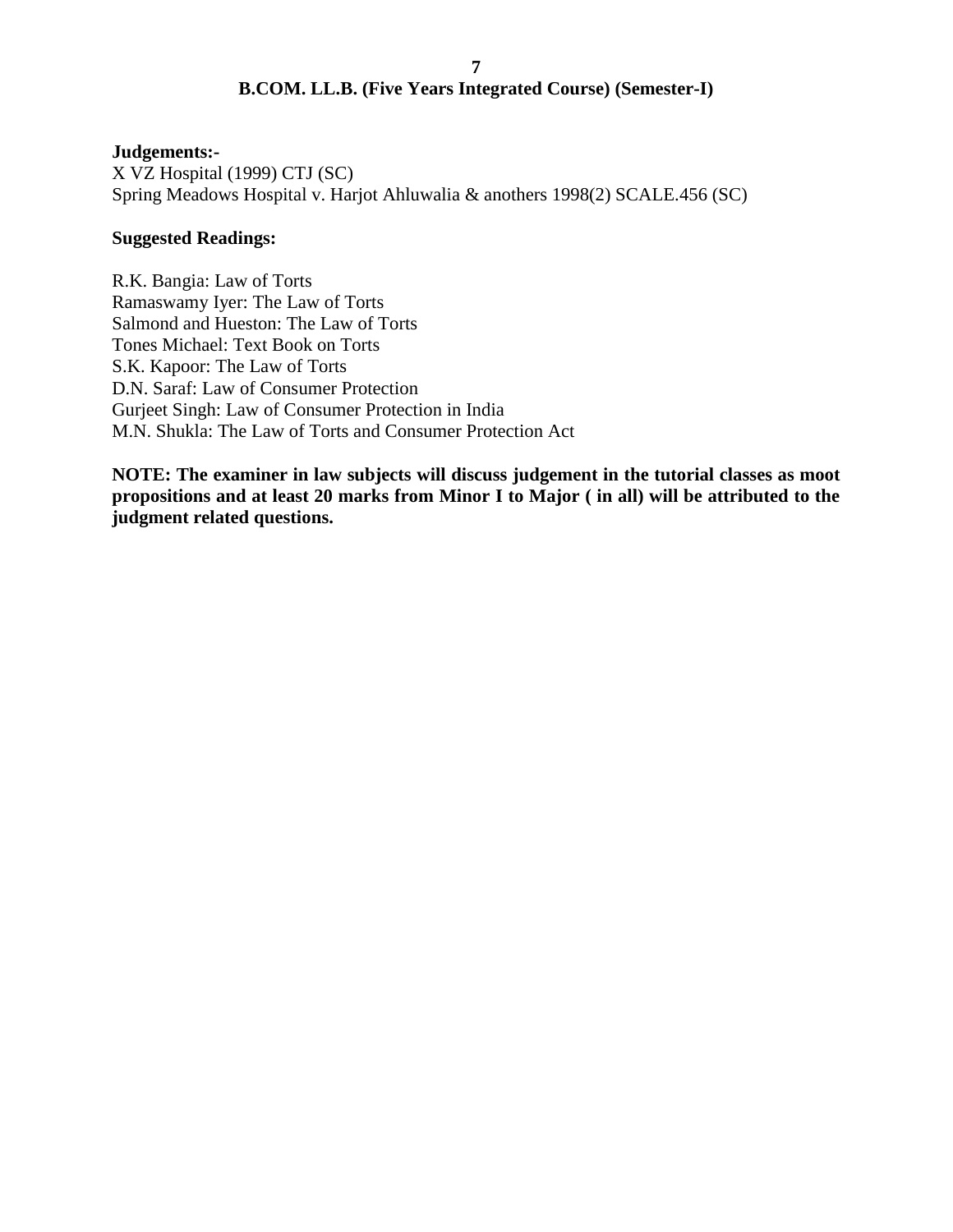**Judgements:-**
X VZ Hospital (1999) CTJ (SC)
Spring Meadows Hospital v. Harjot Ahluwalia & anothers 1998(2) SCALE.456 (SC)

**Suggested Readings:**

R.K. Bangia: Law of Torts
Ramaswamy Iyer: The Law of Torts
Salmond and Hueston: The Law of Torts
Tones Michael: Text Book on Torts
S.K. Kapoor: The Law of Torts
D.N. Saraf: Law of Consumer Protection
Gurjeet Singh: Law of Consumer Protection in India
M.N. Shukla: The Law of Torts and Consumer Protection Act

**NOTE: The examiner in law subjects will discuss judgement in the tutorial classes as moot propositions and at least 20 marks from Minor I to Major ( in all) will be attributed to the judgment related questions.**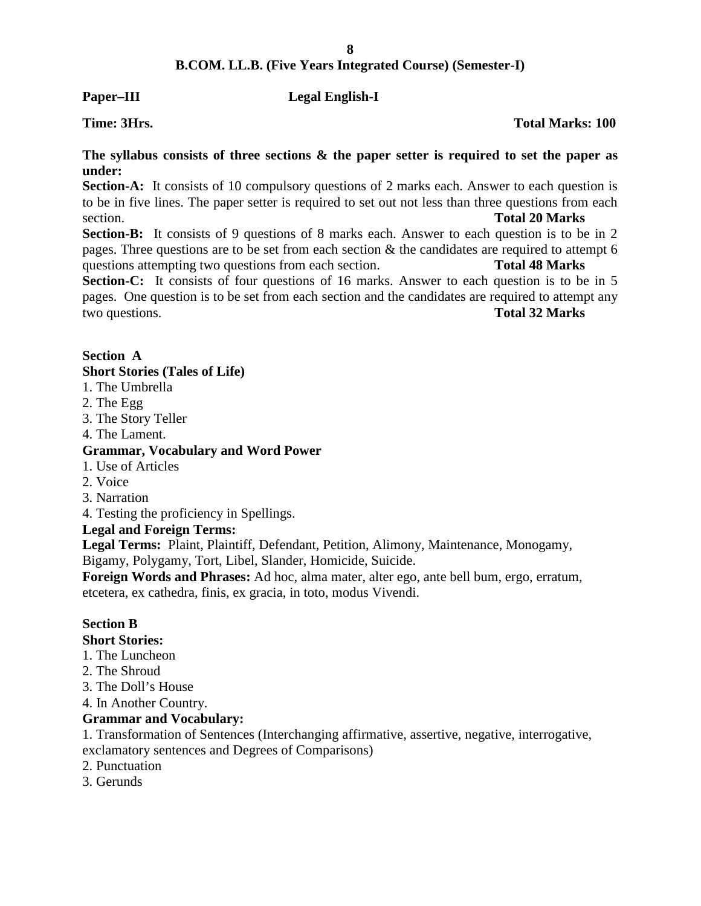## B.COM. LL.B. (Five Years Integrated Course) (Semester-I)

**Paper–III** **Legal English-I**

**Time: 3Hrs.** **Total Marks: 100**

**The syllabus consists of three sections & the paper setter is required to set the paper as under:**

**Section-A:** It consists of 10 compulsory questions of 2 marks each. Answer to each question is to be in five lines. The paper setter is required to set out not less than three questions from each section. **Total 20 Marks**

**Section-B:** It consists of 9 questions of 8 marks each. Answer to each question is to be in 2 pages. Three questions are to be set from each section & the candidates are required to attempt 6 questions attempting two questions from each section. **Total 48 Marks**

**Section-C:** It consists of four questions of 16 marks. Answer to each question is to be in 5 pages. One question is to be set from each section and the candidates are required to attempt any two questions. **Total 32 Marks**

### Section A

**Short Stories (Tales of Life)**

1. The Umbrella
2. The Egg
3. The Story Teller
4. The Lament.

**Grammar, Vocabulary and Word Power**

1. Use of Articles
2. Voice
3. Narration
4. Testing the proficiency in Spellings.

**Legal and Foreign Terms:**

**Legal Terms:** Plaint, Plaintiff, Defendant, Petition, Alimony, Maintenance, Monogamy, Bigamy, Polygamy, Tort, Libel, Slander, Homicide, Suicide.

**Foreign Words and Phrases:** Ad hoc, alma mater, alter ego, ante bell bum, ergo, erratum, etcetera, ex cathedra, finis, ex gracia, in toto, modus Vivendi.

### Section B

**Short Stories:**

1. The Luncheon
2. The Shroud
3. The Doll's House
4. In Another Country.

**Grammar and Vocabulary:**

1. Transformation of Sentences (Interchanging affirmative, assertive, negative, interrogative, exclamatory sentences and Degrees of Comparisons)
2. Punctuation
3. Gerunds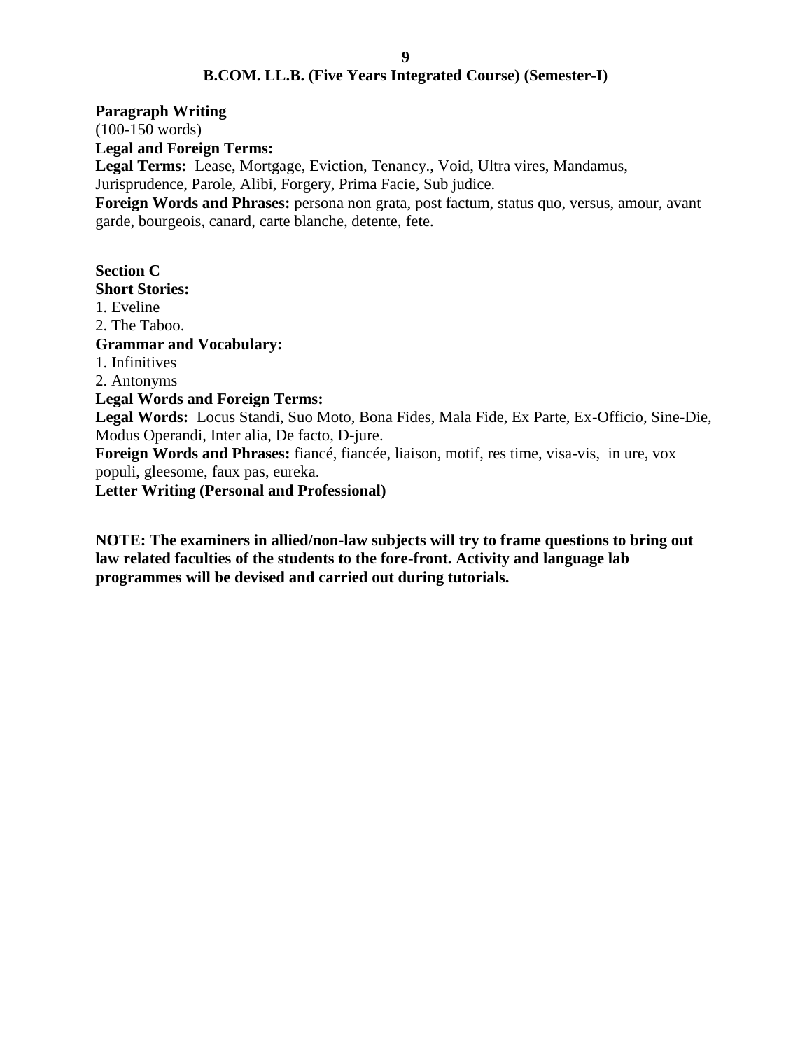**B.COM. LL.B. (Five Years Integrated Course) (Semester-I)**

**Paragraph Writing**
(100-150 words)

**Legal and Foreign Terms:**

**Legal Terms:** Lease, Mortgage, Eviction, Tenancy., Void, Ultra vires, Mandamus, Jurisprudence, Parole, Alibi, Forgery, Prima Facie, Sub judice.

**Foreign Words and Phrases:** persona non grata, post factum, status quo, versus, amour, avant garde, bourgeois, canard, carte blanche, detente, fete.

**Section C**

**Short Stories:**

1. Eveline
2. The Taboo.

**Grammar and Vocabulary:**

1. Infinitives
2. Antonyms

**Legal Words and Foreign Terms:**

**Legal Words:** Locus Standi, Suo Moto, Bona Fides, Mala Fide, Ex Parte, Ex-Officio, Sine-Die, Modus Operandi, Inter alia, De facto, D-jure.

**Foreign Words and Phrases:** fiancé, fiancée, liaison, motif, res time, visa-vis, in ure, vox populi, gleesome, faux pas, eureka.

**Letter Writing (Personal and Professional)**

**NOTE: The examiners in allied/non-law subjects will try to frame questions to bring out law related faculties of the students to the fore-front. Activity and language lab programmes will be devised and carried out during tutorials.**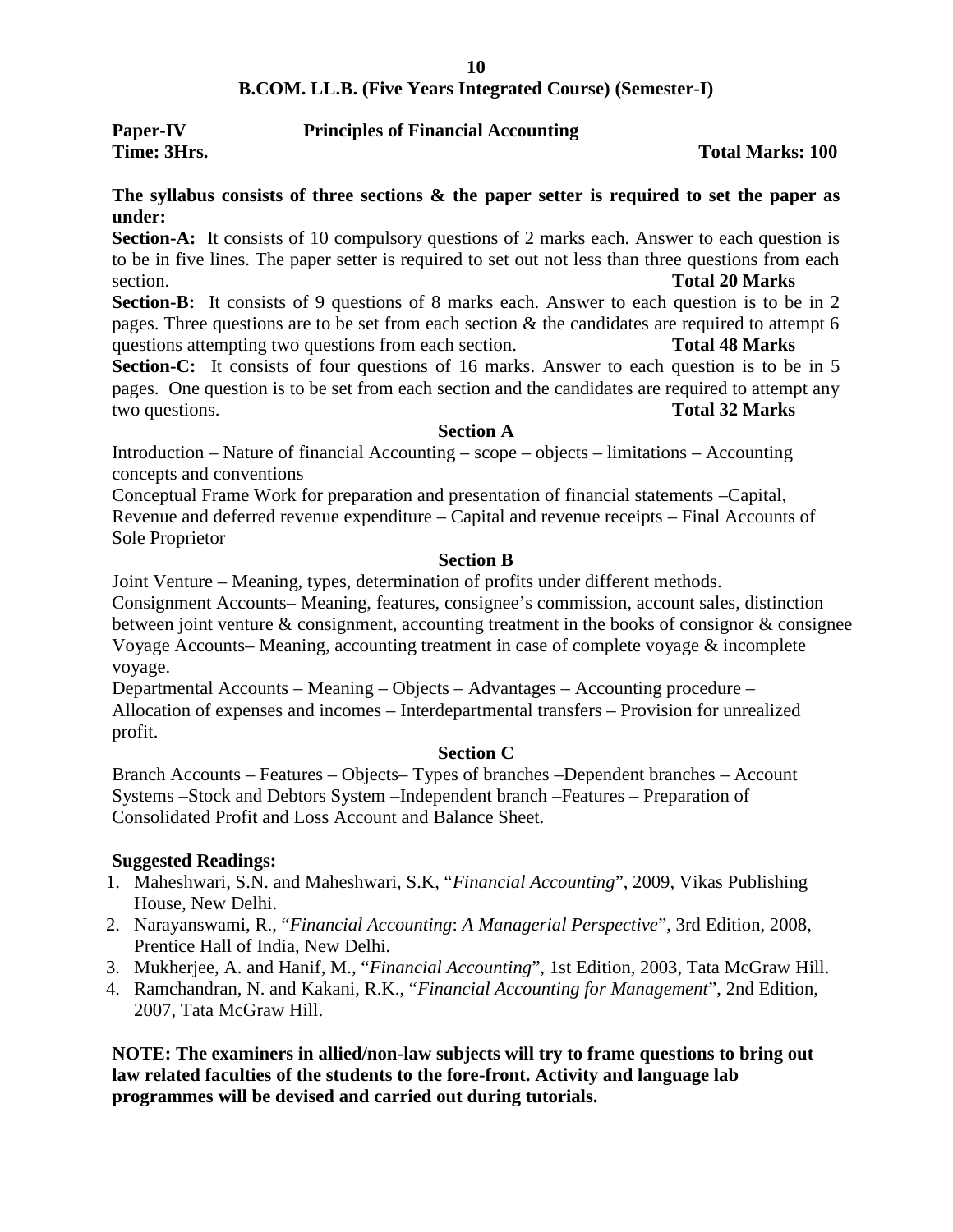## B.COM. LL.B. (Five Years Integrated Course) (Semester-I)

**Paper-IV** **Principles of Financial Accounting**

**Time: 3Hrs.** **Total Marks: 100**

**The syllabus consists of three sections & the paper setter is required to set the paper as under:**

**Section-A:** It consists of 10 compulsory questions of 2 marks each. Answer to each question is to be in five lines. The paper setter is required to set out not less than three questions from each section. **Total 20 Marks**

**Section-B:** It consists of 9 questions of 8 marks each. Answer to each question is to be in 2 pages. Three questions are to be set from each section & the candidates are required to attempt 6 questions attempting two questions from each section. **Total 48 Marks**

**Section-C:** It consists of four questions of 16 marks. Answer to each question is to be in 5 pages. One question is to be set from each section and the candidates are required to attempt any two questions. **Total 32 Marks**

### Section A

Introduction – Nature of financial Accounting – scope – objects – limitations – Accounting concepts and conventions

Conceptual Frame Work for preparation and presentation of financial statements –Capital, Revenue and deferred revenue expenditure – Capital and revenue receipts – Final Accounts of Sole Proprietor

### Section B

Joint Venture – Meaning, types, determination of profits under different methods.

Consignment Accounts– Meaning, features, consignee's commission, account sales, distinction between joint venture & consignment, accounting treatment in the books of consignor & consignee

Voyage Accounts– Meaning, accounting treatment in case of complete voyage & incomplete voyage.

Departmental Accounts – Meaning – Objects – Advantages – Accounting procedure – Allocation of expenses and incomes – Interdepartmental transfers – Provision for unrealized profit.

### Section C

Branch Accounts – Features – Objects– Types of branches –Dependent branches – Account Systems –Stock and Debtors System –Independent branch –Features – Preparation of Consolidated Profit and Loss Account and Balance Sheet.

**Suggested Readings:**

1. Maheshwari, S.N. and Maheshwari, S.K, "*Financial Accounting*", 2009, Vikas Publishing House, New Delhi.
2. Narayanswami, R., "*Financial Accounting*: *A Managerial Perspective*", 3rd Edition, 2008, Prentice Hall of India, New Delhi.
3. Mukherjee, A. and Hanif, M., "*Financial Accounting*", 1st Edition, 2003, Tata McGraw Hill.
4. Ramchandran, N. and Kakani, R.K., "*Financial Accounting for Management*", 2nd Edition, 2007, Tata McGraw Hill.

**NOTE: The examiners in allied/non-law subjects will try to frame questions to bring out law related faculties of the students to the fore-front. Activity and language lab programmes will be devised and carried out during tutorials.**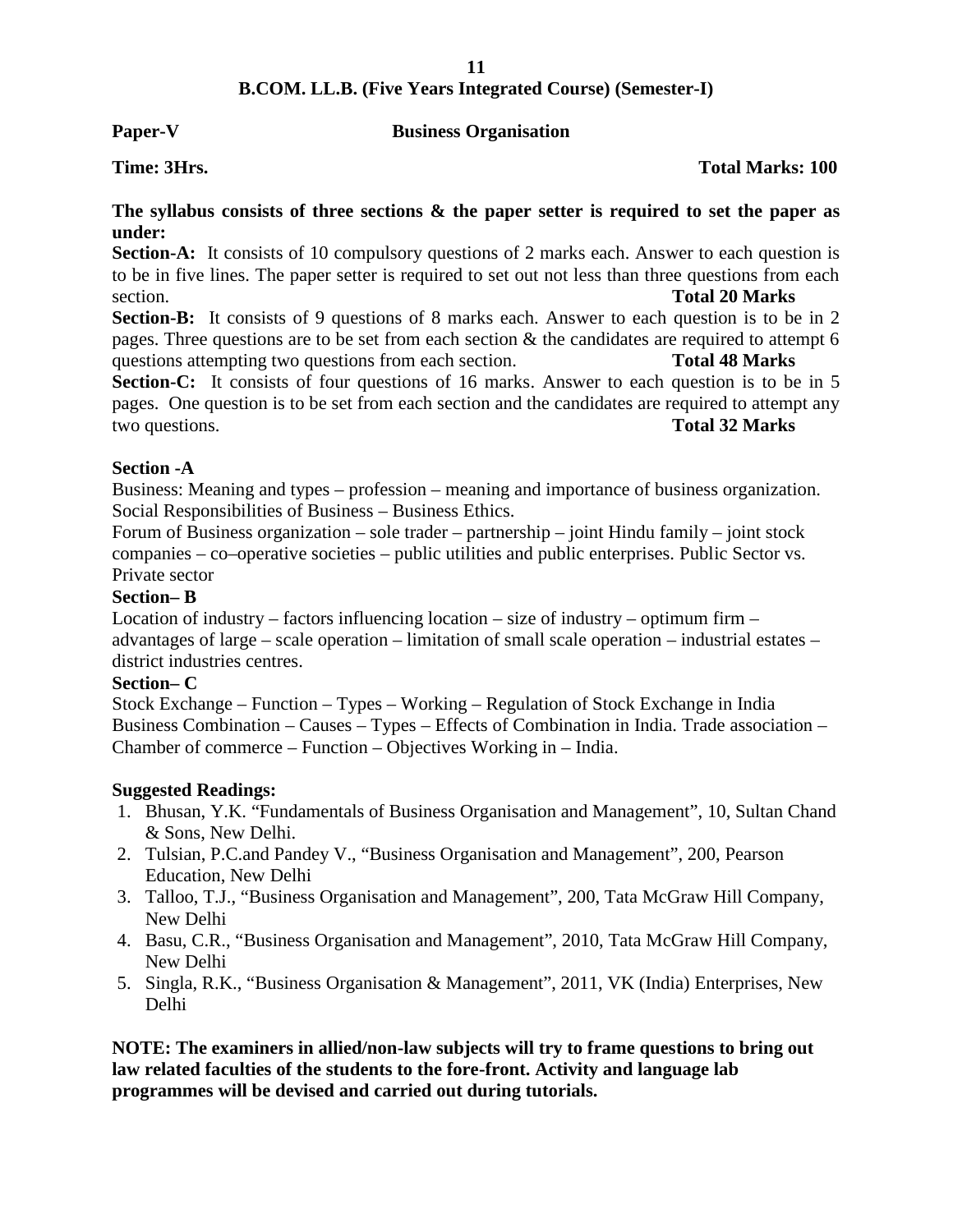**B.COM. LL.B. (Five Years Integrated Course) (Semester-I)**

**Paper-V** **Business Organisation**

**Time: 3Hrs.** **Total Marks: 100**

**The syllabus consists of three sections & the paper setter is required to set the paper as under:**

**Section-A:** It consists of 10 compulsory questions of 2 marks each. Answer to each question is to be in five lines. The paper setter is required to set out not less than three questions from each section. **Total 20 Marks**

**Section-B:** It consists of 9 questions of 8 marks each. Answer to each question is to be in 2 pages. Three questions are to be set from each section & the candidates are required to attempt 6 questions attempting two questions from each section. **Total 48 Marks**

**Section-C:** It consists of four questions of 16 marks. Answer to each question is to be in 5 pages. One question is to be set from each section and the candidates are required to attempt any two questions. **Total 32 Marks**

**Section -A**

Business: Meaning and types – profession – meaning and importance of business organization. Social Responsibilities of Business – Business Ethics.

Forum of Business organization – sole trader – partnership – joint Hindu family – joint stock companies – co–operative societies – public utilities and public enterprises. Public Sector vs. Private sector

**Section– B**

Location of industry – factors influencing location – size of industry – optimum firm – advantages of large – scale operation – limitation of small scale operation – industrial estates – district industries centres.

**Section– C**

Stock Exchange – Function – Types – Working – Regulation of Stock Exchange in India
Business Combination – Causes – Types – Effects of Combination in India. Trade association – Chamber of commerce – Function – Objectives Working in – India.

**Suggested Readings:**

1. Bhusan, Y.K. "Fundamentals of Business Organisation and Management", 10, Sultan Chand & Sons, New Delhi.
2. Tulsian, P.C.and Pandey V., "Business Organisation and Management", 200, Pearson Education, New Delhi
3. Talloo, T.J., "Business Organisation and Management", 200, Tata McGraw Hill Company, New Delhi
4. Basu, C.R., "Business Organisation and Management", 2010, Tata McGraw Hill Company, New Delhi
5. Singla, R.K., "Business Organisation & Management", 2011, VK (India) Enterprises, New Delhi

**NOTE: The examiners in allied/non-law subjects will try to frame questions to bring out law related faculties of the students to the fore-front. Activity and language lab programmes will be devised and carried out during tutorials.**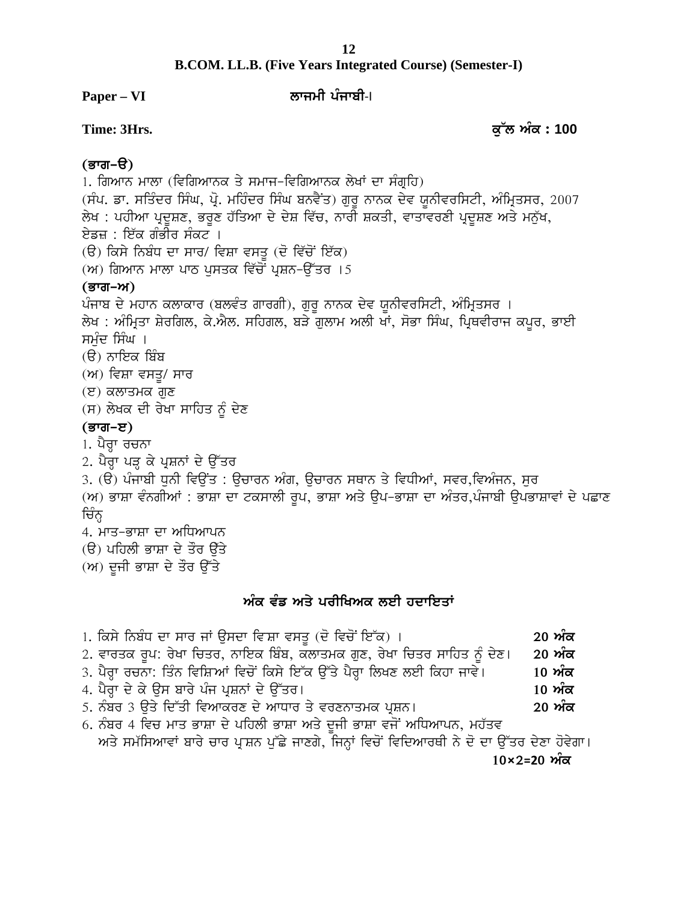**B.COM. LL.B. (Five Years Integrated Course) (Semester-I)**

**Paper – VI** **ਲਾਜਮੀ ਪੰਜਾਬੀ-I**

**Time: 3Hrs.** **ਕੁੱਲ ਅੰਕ : 100**

**(ਭਾਗ–ੳ)**

1. ਗਿਆਨ ਮਾਲਾ (ਵਿਗਿਆਨਕ ਤੇ ਸਮਾਜ-ਵਿਗਿਆਨਕ ਲੇਖਾਂ ਦਾ ਸੰਗ੍ਰਹਿ)

(ਸੰਪ. ਡਾ. ਸਤਿੰਦਰ ਸਿੰਘ, ਪ੍ਰੋ. ਮਹਿੰਦਰ ਸਿੰਘ ਬਨਵੈਂਤ) ਗੁਰੂ ਨਾਨਕ ਦੇਵ ਯੂਨੀਵਰਸਿਟੀ, ਅੰਮ੍ਰਿਤਸਰ, 2007

ਲੇਖ : ਪਹੀਆ ਪ੍ਰਦੂਸ਼ਣ, ਭਰੂਣ ਹੱਤਿਆ ਦੇ ਦੇਸ਼ ਵਿੱਚ, ਨਾਰੀ ਸ਼ਕਤੀ, ਵਾਤਾਵਰਣੀ ਪ੍ਰਦੂਸ਼ਣ ਅਤੇ ਮਨੁੱਖ, ਏਡਜ਼ : ਇੱਕ ਗੰਭੀਰ ਸੰਕਟ ।

(ੳ) ਕਿਸੇ ਨਿਬੰਧ ਦਾ ਸਾਰ/ ਵਿਸ਼ਾ ਵਸਤੂ (ਦੋ ਵਿੱਚੋਂ ਇੱਕ)

(ਅ) ਗਿਆਨ ਮਾਲਾ ਪਾਠ ਪੁਸਤਕ ਵਿੱਚੋਂ ਪ੍ਰਸ਼ਨ-ਉੱਤਰ ।5

**(ਭਾਗ–ਅ)**

ਪੰਜਾਬ ਦੇ ਮਹਾਨ ਕਲਾਕਾਰ (ਬਲਵੰਤ ਗਾਰਗੀ), ਗੁਰੂ ਨਾਨਕ ਦੇਵ ਯੂਨੀਵਰਸਿਟੀ, ਅੰਮ੍ਰਿਤਸਰ ।

ਲੇਖ : ਅੰਮ੍ਰਿਤਾ ਸ਼ੇਰਗਿਲ, ਕੇ.ਐਲ. ਸਹਿਗਲ, ਬੜੇ ਗੁਲਾਮ ਅਲੀ ਖਾਂ, ਸੋਭਾ ਸਿੰਘ, ਪ੍ਰਿਥਵੀਰਾਜ ਕਪੂਰ, ਭਾਈ ਸਮੁੰਦ ਸਿੰਘ ।

(ੳ) ਨਾਇਕ ਬਿੰਬ

(ਅ) ਵਿਸ਼ਾ ਵਸਤੂ/ ਸਾਰ

(ੲ) ਕਲਾਤਮਕ ਗੁਣ

(ਸ) ਲੇਖਕ ਦੀ ਰੇਖਾ ਸਾਹਿਤ ਨੂੰ ਦੇਣ

**(ਭਾਗ–ੲ)**

1. ਪੈਰ੍ਹਾ ਰਚਨਾ
2. ਪੈਰ੍ਹਾ ਪੜ੍ਹ ਕੇ ਪ੍ਰਸ਼ਨਾਂ ਦੇ ਉੱਤਰ
3. (ੳ) ਪੰਜਾਬੀ ਧੁਨੀ ਵਿਉਂਤ : ਉਚਾਰਨ ਅੰਗ, ਉਚਾਰਨ ਸਥਾਨ ਤੇ ਵਿਧੀਆਂ, ਸਵਰ,ਵਿਅੰਜਨ, ਸੁਰ

   (ਅ) ਭਾਸ਼ਾ ਵੰਨਗੀਆਂ : ਭਾਸ਼ਾ ਦਾ ਟਕਸਾਲੀ ਰੂਪ, ਭਾਸ਼ਾ ਅਤੇ ਉਪ-ਭਾਸ਼ਾ ਦਾ ਅੰਤਰ,ਪੰਜਾਬੀ ਉਪਭਾਸ਼ਾਵਾਂ ਦੇ ਪਛਾਣ ਚਿੰਨ੍ਹ
4. ਮਾਤ-ਭਾਸ਼ਾ ਦਾ ਅਧਿਆਪਨ

   (ੳ) ਪਹਿਲੀ ਭਾਸ਼ਾ ਦੇ ਤੌਰ ਉੱਤੇ

   (ਅ) ਦੂਜੀ ਭਾਸ਼ਾ ਦੇ ਤੌਰ ਉੱਤੇ

## ਅੰਕ ਵੰਡ ਅਤੇ ਪਰੀਖਿਅਕ ਲਈ ਹਦਾਇਤਾਂ

1. ਕਿਸੇ ਨਿਬੰਧ ਦਾ ਸਾਰ ਜਾਂ ਉਸਦਾ ਵਿਸ਼ਾ ਵਸਤੂ (ਦੋ ਵਿਚੋਂ ਇੱਕ) । **20 ਅੰਕ**
2. ਵਾਰਤਕ ਰੂਪ: ਰੇਖਾ ਚਿਤਰ, ਨਾਇਕ ਬਿੰਬ, ਕਲਾਤਮਕ ਗੁਣ, ਰੇਖਾ ਚਿਤਰ ਸਾਹਿਤ ਨੂੰ ਦੇਣ। **20 ਅੰਕ**
3. ਪੈਰ੍ਹਾ ਰਚਨਾ: ਤਿੰਨ ਵਿਸ਼ਿਆਂ ਵਿਚੋਂ ਕਿਸੇ ਇੱਕ ਉੱਤੇ ਪੈਰ੍ਹਾ ਲਿਖਣ ਲਈ ਕਿਹਾ ਜਾਵੇ। **10 ਅੰਕ**
4. ਪੈਰ੍ਹਾ ਦੇ ਕੇ ਉਸ ਬਾਰੇ ਪੰਜ ਪ੍ਰਸ਼ਨਾਂ ਦੇ ਉੱਤਰ। **10 ਅੰਕ**
5. ਨੰਬਰ 3 ਉਤੇ ਦਿੱਤੀ ਵਿਆਕਰਣ ਦੇ ਆਧਾਰ ਤੇ ਵਰਣਨਾਤਮਕ ਪ੍ਰਸ਼ਨ। **20 ਅੰਕ**
6. ਨੰਬਰ 4 ਵਿਚ ਮਾਤ ਭਾਸ਼ਾ ਦੇ ਪਹਿਲੀ ਭਾਸ਼ਾ ਅਤੇ ਦੂਜੀ ਭਾਸ਼ਾ ਵਜੋਂ ਅਧਿਆਪਨ, ਮਹੱਤਵ ਅਤੇ ਸਮੱਸਿਆਵਾਂ ਬਾਰੇ ਚਾਰ ਪ੍ਰਸ਼ਨ ਪੁੱਛੇ ਜਾਣਗੇ, ਜਿਨ੍ਹਾਂ ਵਿਚੋਂ ਵਿਦਿਆਰਥੀ ਨੇ ਦੋ ਦਾ ਉੱਤਰ ਦੇਣਾ ਹੋਵੇਗਾ। **10×2=20 ਅੰਕ**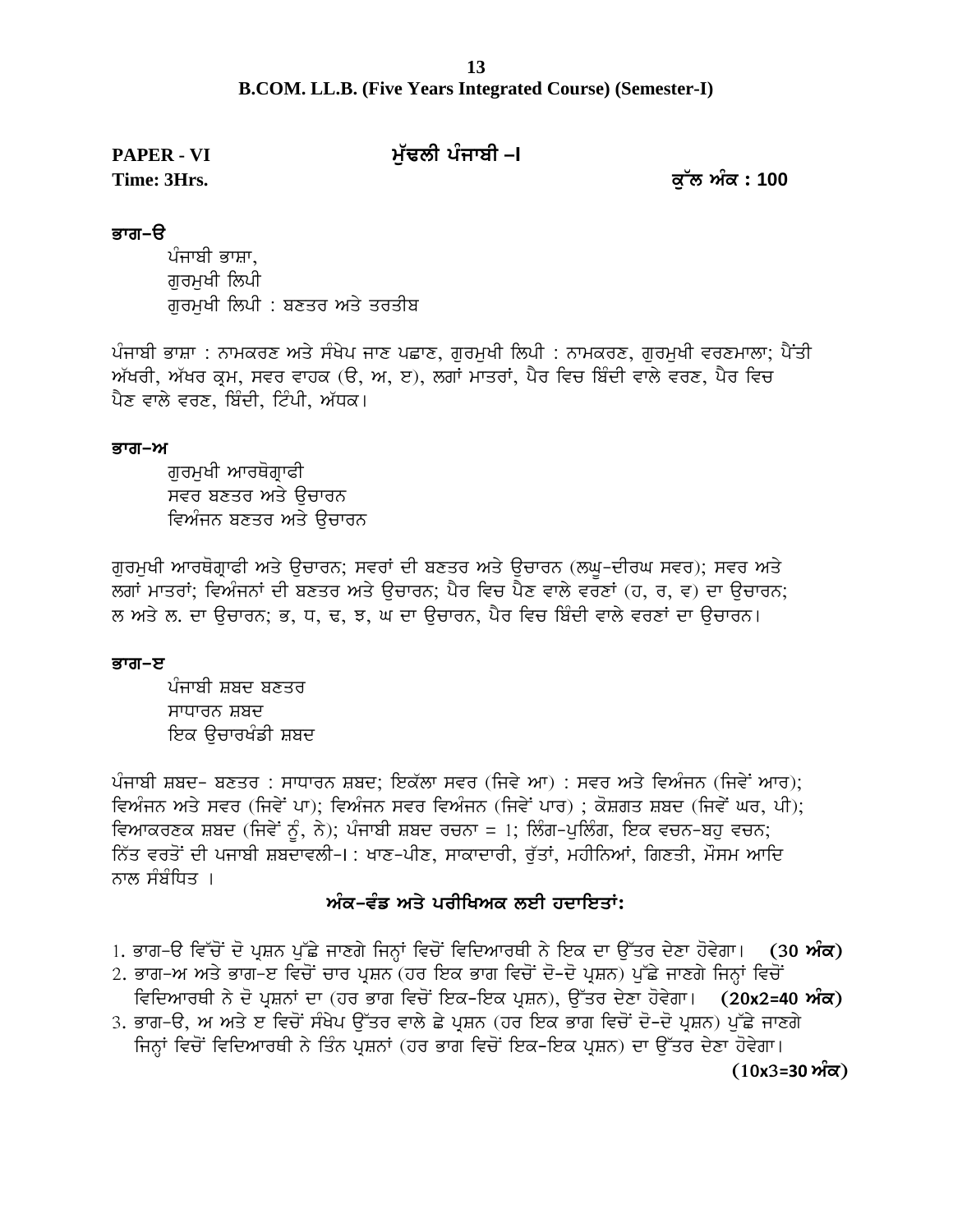**B.COM. LL.B. (Five Years Integrated Course) (Semester-I)**

**PAPER - VI** **ਮੁੱਢਲੀ ਪੰਜਾਬੀ –I**

**Time: 3Hrs.** **ਕੁੱਲ ਅੰਕ : 100**

**ਭਾਗ–ੳ**

ਪੰਜਾਬੀ ਭਾਸ਼ਾ,
ਗੁਰਮੁਖੀ ਲਿਪੀ
ਗੁਰਮੁਖੀ ਲਿਪੀ : ਬਣਤਰ ਅਤੇ ਤਰਤੀਬ

ਪੰਜਾਬੀ ਭਾਸ਼ਾ : ਨਾਮਕਰਣ ਅਤੇ ਸੰਖੇਪ ਜਾਣ ਪਛਾਣ, ਗੁਰਮੁਖੀ ਲਿਪੀ : ਨਾਮਕਰਣ, ਗੁਰਮੁਖੀ ਵਰਣਮਾਲਾ; ਪੈਂਤੀ ਅੱਖਰੀ, ਅੱਖਰ ਕ੍ਰਮ, ਸਵਰ ਵਾਹਕ (ੳ, ਅ, ੲ), ਲਗਾਂ ਮਾਤਰਾਂ, ਪੈਰ ਵਿਚ ਬਿੰਦੀ ਵਾਲੇ ਵਰਣ, ਪੈਰ ਵਿਚ ਪੈਣ ਵਾਲੇ ਵਰਣ, ਬਿੰਦੀ, ਟਿੱਪੀ, ਅੱਧਕ।

**ਭਾਗ–ਅ**

ਗੁਰਮੁਖੀ ਆਰਥੋਗ੍ਰਾਫੀ
ਸਵਰ ਬਣਤਰ ਅਤੇ ਉਚਾਰਨ
ਵਿਅੰਜਨ ਬਣਤਰ ਅਤੇ ਉਚਾਰਨ

ਗੁਰਮੁਖੀ ਆਰਥੋਗ੍ਰਾਫੀ ਅਤੇ ਉਚਾਰਨ; ਸਵਰਾਂ ਦੀ ਬਣਤਰ ਅਤੇ ਉਚਾਰਨ (ਲਘੂ-ਦੀਰਘ ਸਵਰ); ਸਵਰ ਅਤੇ ਲਗਾਂ ਮਾਤਰਾਂ; ਵਿਅੰਜਨਾਂ ਦੀ ਬਣਤਰ ਅਤੇ ਉਚਾਰਨ; ਪੈਰ ਵਿਚ ਪੈਣ ਵਾਲੇ ਵਰਣਾਂ (ਹ, ਰ, ਵ) ਦਾ ਉਚਾਰਨ; ਲ ਅਤੇ ਲ. ਦਾ ਉਚਾਰਨ; ਭ, ਧ, ਢ, ਝ, ਘ ਦਾ ਉਚਾਰਨ, ਪੈਰ ਵਿਚ ਬਿੰਦੀ ਵਾਲੇ ਵਰਣਾਂ ਦਾ ਉਚਾਰਨ।

**ਭਾਗ–ੲ**

ਪੰਜਾਬੀ ਸ਼ਬਦ ਬਣਤਰ
ਸਾਧਾਰਨ ਸ਼ਬਦ
ਇਕ ਉਚਾਰਖੰਡੀ ਸ਼ਬਦ

ਪੰਜਾਬੀ ਸ਼ਬਦ- ਬਣਤਰ : ਸਾਧਾਰਨ ਸ਼ਬਦ; ਇਕੱਲਾ ਸਵਰ (ਜਿਵੇ ਆ) : ਸਵਰ ਅਤੇ ਵਿਅੰਜਨ (ਜਿਵੇਂ ਆਰ); ਵਿਅੰਜਨ ਅਤੇ ਸਵਰ (ਜਿਵੇਂ ਪਾ); ਵਿਅੰਜਨ ਸਵਰ ਵਿਅੰਜਨ (ਜਿਵੇਂ ਪਾਰ) ; ਕੋਸ਼ਗਤ ਸ਼ਬਦ (ਜਿਵੇਂ ਘਰ, ਪੀ); ਵਿਆਕਰਣਕ ਸ਼ਬਦ (ਜਿਵੇਂ ਨੂੰ, ਨੇ); ਪੰਜਾਬੀ ਸ਼ਬਦ ਰਚਨਾ = 1; ਲਿੰਗ-ਪੁਲਿੰਗ, ਇਕ ਵਚਨ-ਬਹੁ ਵਚਨ; ਨਿੱਤ ਵਰਤੋਂ ਦੀ ਪਜਾਬੀ ਸ਼ਬਦਾਵਲੀ-। : ਖਾਣ-ਪੀਣ, ਸਾਕਾਦਾਰੀ, ਰੁੱਤਾਂ, ਮਹੀਨਿਆਂ, ਗਿਣਤੀ, ਮੌਸਮ ਆਦਿ ਨਾਲ ਸੰਬੰਧਿਤ ।

**ਅੰਕ-ਵੰਡ ਅਤੇ ਪਰੀਖਿਅਕ ਲਈ ਹਦਾਇਤਾਂ:**

1. ਭਾਗ-ੳ ਵਿੱਚੋਂ ਦੋ ਪ੍ਰਸ਼ਨ ਪੁੱਛੇ ਜਾਣਗੇ ਜਿਨ੍ਹਾਂ ਵਿਚੋਂ ਵਿਦਿਆਰਥੀ ਨੇ ਇਕ ਦਾ ਉੱਤਰ ਦੇਣਾ ਹੋਵੇਗਾ। **(30 ਅੰਕ)**
2. ਭਾਗ-ਅ ਅਤੇ ਭਾਗ-ੲ ਵਿਚੋਂ ਚਾਰ ਪ੍ਰਸ਼ਨ (ਹਰ ਇਕ ਭਾਗ ਵਿਚੋਂ ਦੋ-ਦੋ ਪ੍ਰਸ਼ਨ) ਪੁੱਛੇ ਜਾਣਗੇ ਜਿਨ੍ਹਾਂ ਵਿਚੋਂ ਵਿਦਿਆਰਥੀ ਨੇ ਦੋ ਪ੍ਰਸ਼ਨਾਂ ਦਾ (ਹਰ ਭਾਗ ਵਿਚੋਂ ਇਕ-ਇਕ ਪ੍ਰਸ਼ਨ), ਉੱਤਰ ਦੇਣਾ ਹੋਵੇਗਾ। **(20x2=40 ਅੰਕ)**
3. ਭਾਗ-ੳ, ਅ ਅਤੇ ੲ ਵਿਚੋਂ ਸੰਖੇਪ ਉੱਤਰ ਵਾਲੇ ਛੇ ਪ੍ਰਸ਼ਨ (ਹਰ ਇਕ ਭਾਗ ਵਿਚੋਂ ਦੋ-ਦੋ ਪ੍ਰਸ਼ਨ) ਪੁੱਛੇ ਜਾਣਗੇ ਜਿਨ੍ਹਾਂ ਵਿਚੋਂ ਵਿਦਿਆਰਥੀ ਨੇ ਤਿੰਨ ਪ੍ਰਸ਼ਨਾਂ (ਹਰ ਭਾਗ ਵਿਚੋਂ ਇਕ-ਇਕ ਪ੍ਰਸ਼ਨ) ਦਾ ਉੱਤਰ ਦੇਣਾ ਹੋਵੇਗਾ। **(10x3=30 ਅੰਕ)**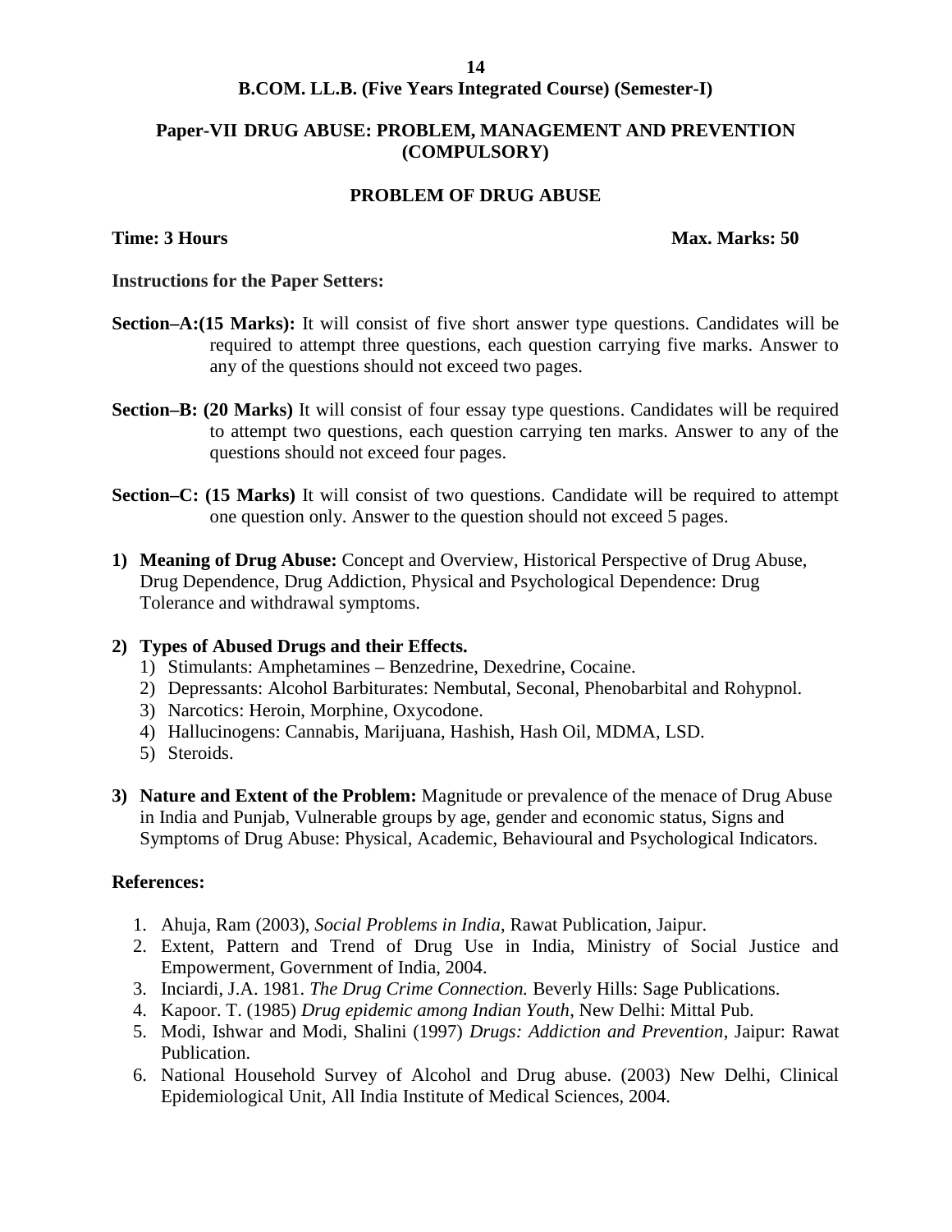## B.COM. LL.B. (Five Years Integrated Course) (Semester-I)

## Paper-VII DRUG ABUSE: PROBLEM, MANAGEMENT AND PREVENTION (COMPULSORY)

### PROBLEM OF DRUG ABUSE

**Time: 3 Hours** **Max. Marks: 50**

**Instructions for the Paper Setters:**

**Section–A:(15 Marks):** It will consist of five short answer type questions. Candidates will be required to attempt three questions, each question carrying five marks. Answer to any of the questions should not exceed two pages.

**Section–B: (20 Marks)** It will consist of four essay type questions. Candidates will be required to attempt two questions, each question carrying ten marks. Answer to any of the questions should not exceed four pages.

**Section–C: (15 Marks)** It will consist of two questions. Candidate will be required to attempt one question only. Answer to the question should not exceed 5 pages.

1) **Meaning of Drug Abuse:** Concept and Overview, Historical Perspective of Drug Abuse, Drug Dependence, Drug Addiction, Physical and Psychological Dependence: Drug Tolerance and withdrawal symptoms.

2) **Types of Abused Drugs and their Effects.**
   1) Stimulants: Amphetamines – Benzedrine, Dexedrine, Cocaine.
   2) Depressants: Alcohol Barbiturates: Nembutal, Seconal, Phenobarbital and Rohypnol.
   3) Narcotics: Heroin, Morphine, Oxycodone.
   4) Hallucinogens: Cannabis, Marijuana, Hashish, Hash Oil, MDMA, LSD.
   5) Steroids.

3) **Nature and Extent of the Problem:** Magnitude or prevalence of the menace of Drug Abuse in India and Punjab, Vulnerable groups by age, gender and economic status, Signs and Symptoms of Drug Abuse: Physical, Academic, Behavioural and Psychological Indicators.

**References:**

1. Ahuja, Ram (2003), *Social Problems in India*, Rawat Publication, Jaipur.
2. Extent, Pattern and Trend of Drug Use in India, Ministry of Social Justice and Empowerment, Government of India, 2004.
3. Inciardi, J.A. 1981. *The Drug Crime Connection.* Beverly Hills: Sage Publications.
4. Kapoor. T. (1985) *Drug epidemic among Indian Youth*, New Delhi: Mittal Pub.
5. Modi, Ishwar and Modi, Shalini (1997) *Drugs: Addiction and Prevention*, Jaipur: Rawat Publication.
6. National Household Survey of Alcohol and Drug abuse. (2003) New Delhi, Clinical Epidemiological Unit, All India Institute of Medical Sciences, 2004.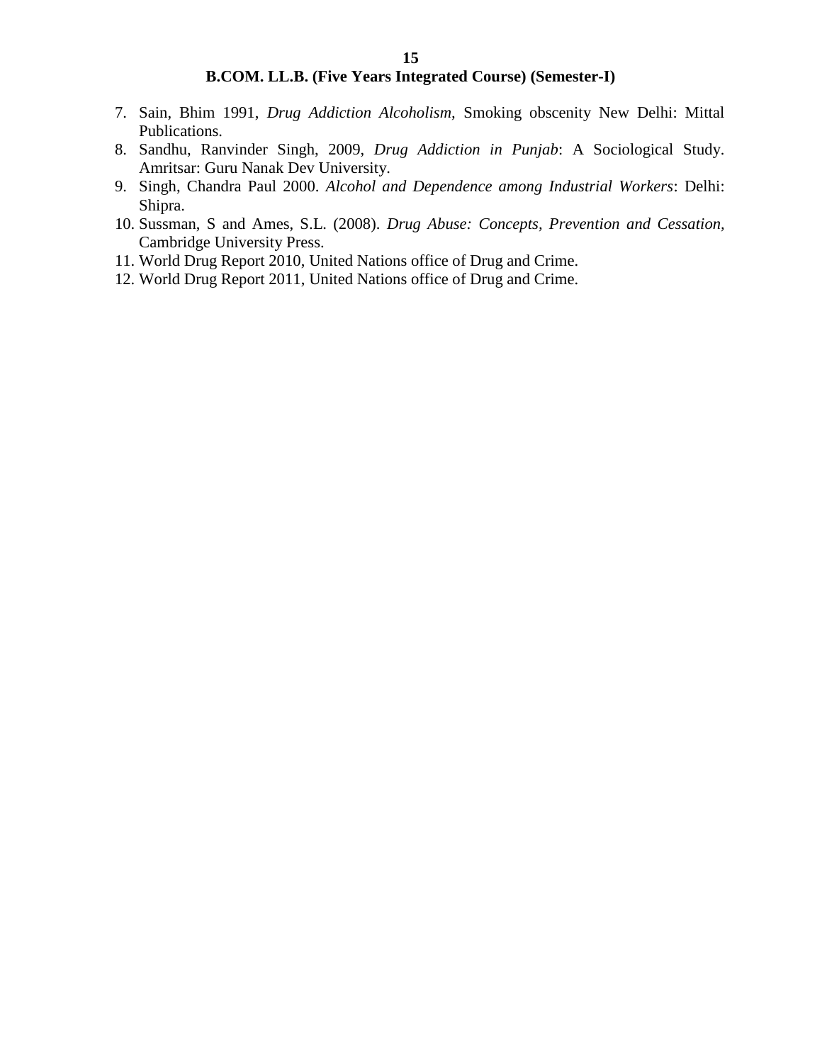7. Sain, Bhim 1991, *Drug Addiction Alcoholism,* Smoking obscenity New Delhi: Mittal Publications.
8. Sandhu, Ranvinder Singh, 2009, *Drug Addiction in Punjab*: A Sociological Study. Amritsar: Guru Nanak Dev University.
9. Singh, Chandra Paul 2000. *Alcohol and Dependence among Industrial Workers*: Delhi: Shipra.
10. Sussman, S and Ames, S.L. (2008). *Drug Abuse: Concepts, Prevention and Cessation,* Cambridge University Press.
11. World Drug Report 2010, United Nations office of Drug and Crime.
12. World Drug Report 2011, United Nations office of Drug and Crime.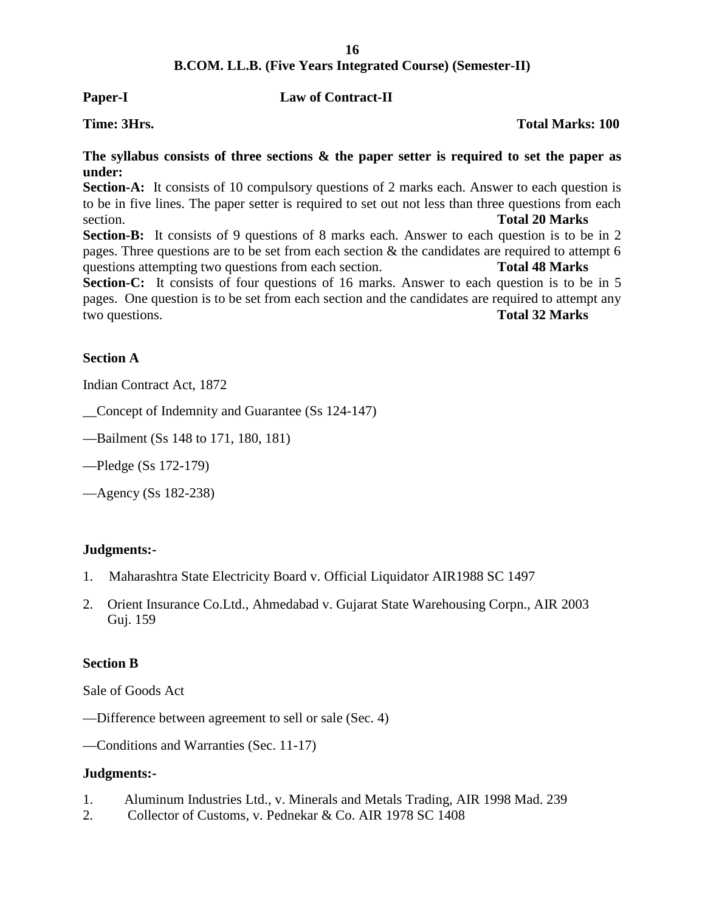**B.COM. LL.B. (Five Years Integrated Course) (Semester-II)**

**Paper-I** **Law of Contract-II**

**Time: 3Hrs.** **Total Marks: 100**

**The syllabus consists of three sections & the paper setter is required to set the paper as under:**

**Section-A:** It consists of 10 compulsory questions of 2 marks each. Answer to each question is to be in five lines. The paper setter is required to set out not less than three questions from each section. **Total 20 Marks**

**Section-B:** It consists of 9 questions of 8 marks each. Answer to each question is to be in 2 pages. Three questions are to be set from each section & the candidates are required to attempt 6 questions attempting two questions from each section. **Total 48 Marks**

**Section-C:** It consists of four questions of 16 marks. Answer to each question is to be in 5 pages. One question is to be set from each section and the candidates are required to attempt any two questions. **Total 32 Marks**

**Section A**

Indian Contract Act, 1872

__Concept of Indemnity and Guarantee (Ss 124-147)

—Bailment (Ss 148 to 171, 180, 181)

—Pledge (Ss 172-179)

—Agency (Ss 182-238)

**Judgments:-**

1. Maharashtra State Electricity Board v. Official Liquidator AIR1988 SC 1497
2. Orient Insurance Co.Ltd., Ahmedabad v. Gujarat State Warehousing Corpn., AIR 2003 Guj. 159

**Section B**

Sale of Goods Act

—Difference between agreement to sell or sale (Sec. 4)

—Conditions and Warranties (Sec. 11-17)

**Judgments:-**

1. Aluminum Industries Ltd., v. Minerals and Metals Trading, AIR 1998 Mad. 239
2. Collector of Customs, v. Pednekar & Co. AIR 1978 SC 1408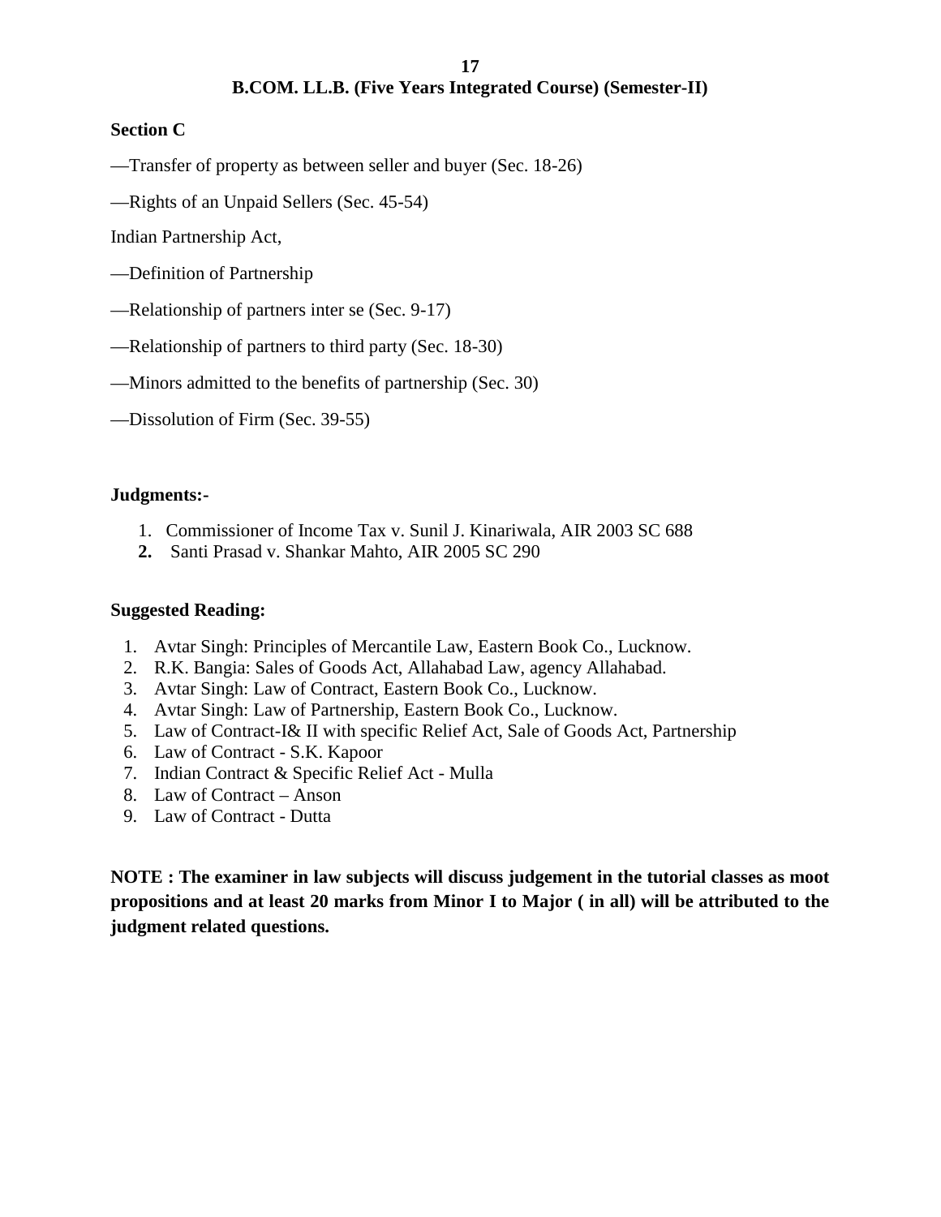## B.COM. LL.B. (Five Years Integrated Course) (Semester-II)

### Section C

—Transfer of property as between seller and buyer (Sec. 18-26)

—Rights of an Unpaid Sellers (Sec. 45-54)

Indian Partnership Act,

—Definition of Partnership

—Relationship of partners inter se (Sec. 9-17)

—Relationship of partners to third party (Sec. 18-30)

—Minors admitted to the benefits of partnership (Sec. 30)

—Dissolution of Firm (Sec. 39-55)

### Judgments:-

1. Commissioner of Income Tax v. Sunil J. Kinariwala, AIR 2003 SC 688
2. Santi Prasad v. Shankar Mahto, AIR 2005 SC 290

### Suggested Reading:

1. Avtar Singh: Principles of Mercantile Law, Eastern Book Co., Lucknow.
2. R.K. Bangia: Sales of Goods Act, Allahabad Law, agency Allahabad.
3. Avtar Singh: Law of Contract, Eastern Book Co., Lucknow.
4. Avtar Singh: Law of Partnership, Eastern Book Co., Lucknow.
5. Law of Contract-I& II with specific Relief Act, Sale of Goods Act, Partnership
6. Law of Contract - S.K. Kapoor
7. Indian Contract & Specific Relief Act - Mulla
8. Law of Contract – Anson
9. Law of Contract - Dutta

**NOTE : The examiner in law subjects will discuss judgement in the tutorial classes as moot propositions and at least 20 marks from Minor I to Major ( in all) will be attributed to the judgment related questions.**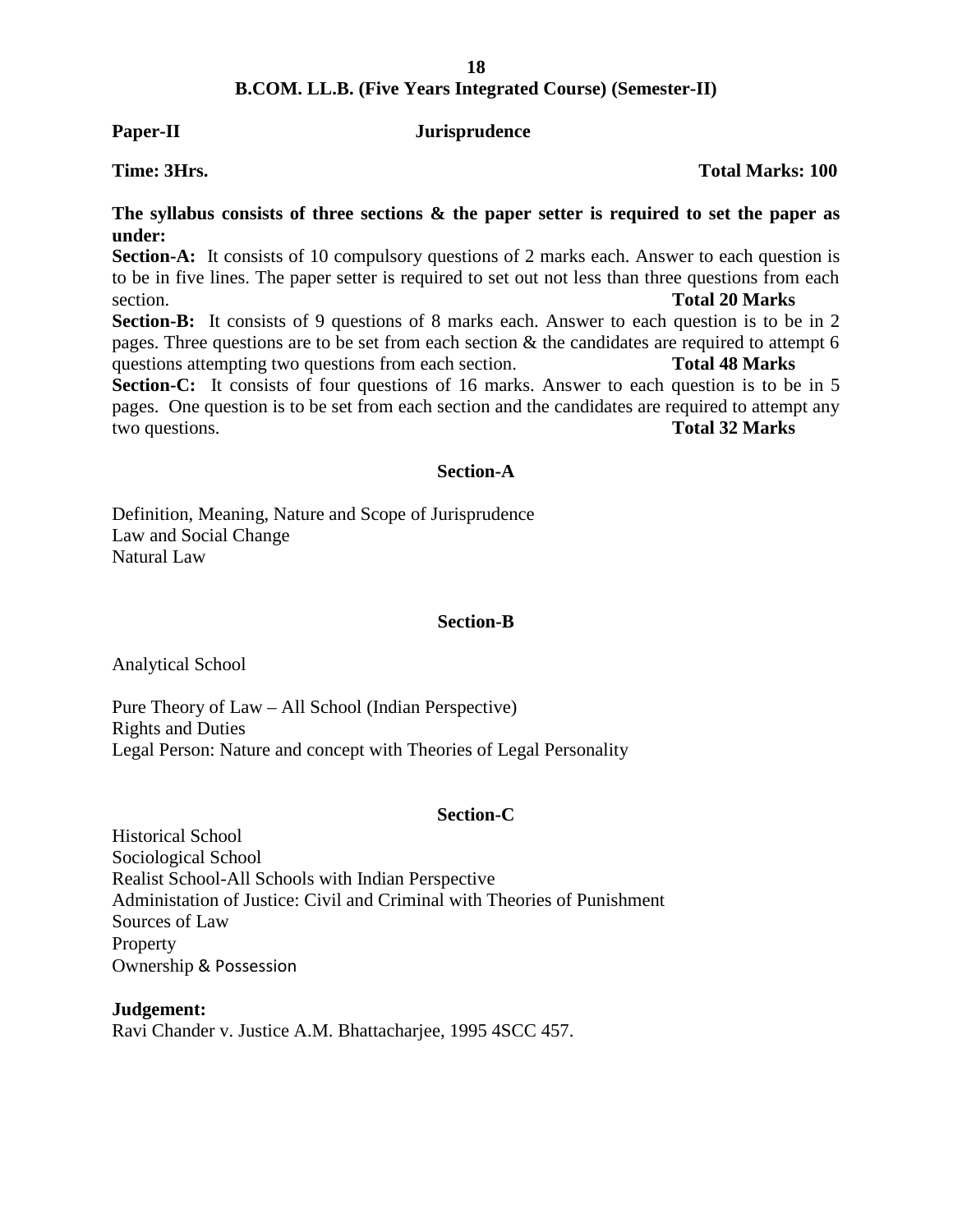## B.COM. LL.B. (Five Years Integrated Course) (Semester-II)

**Paper-II** **Jurisprudence**

**Time: 3Hrs.** **Total Marks: 100**

**The syllabus consists of three sections & the paper setter is required to set the paper as under:**

**Section-A:** It consists of 10 compulsory questions of 2 marks each. Answer to each question is to be in five lines. The paper setter is required to set out not less than three questions from each section. **Total 20 Marks**

**Section-B:** It consists of 9 questions of 8 marks each. Answer to each question is to be in 2 pages. Three questions are to be set from each section & the candidates are required to attempt 6 questions attempting two questions from each section. **Total 48 Marks**

**Section-C:** It consists of four questions of 16 marks. Answer to each question is to be in 5 pages. One question is to be set from each section and the candidates are required to attempt any two questions. **Total 32 Marks**

### Section-A

Definition, Meaning, Nature and Scope of Jurisprudence
Law and Social Change
Natural Law

### Section-B

Analytical School

Pure Theory of Law – All School (Indian Perspective)
Rights and Duties
Legal Person: Nature and concept with Theories of Legal Personality

### Section-C

Historical School
Sociological School
Realist School-All Schools with Indian Perspective
Administation of Justice: Civil and Criminal with Theories of Punishment
Sources of Law
Property
Ownership & Possession

**Judgement:**
Ravi Chander v. Justice A.M. Bhattacharjee, 1995 4SCC 457.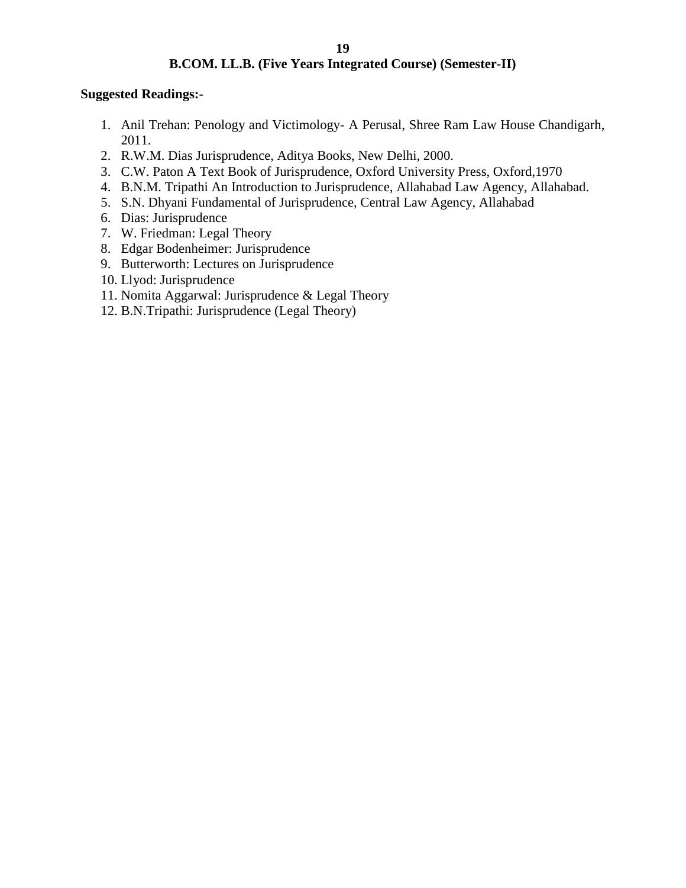## B.COM. LL.B. (Five Years Integrated Course) (Semester-II)

**Suggested Readings:-**

1. Anil Trehan: Penology and Victimology- A Perusal, Shree Ram Law House Chandigarh, 2011.
2. R.W.M. Dias Jurisprudence, Aditya Books, New Delhi, 2000.
3. C.W. Paton A Text Book of Jurisprudence, Oxford University Press, Oxford,1970
4. B.N.M. Tripathi An Introduction to Jurisprudence, Allahabad Law Agency, Allahabad.
5. S.N. Dhyani Fundamental of Jurisprudence, Central Law Agency, Allahabad
6. Dias: Jurisprudence
7. W. Friedman: Legal Theory
8. Edgar Bodenheimer: Jurisprudence
9. Butterworth: Lectures on Jurisprudence
10. Llyod: Jurisprudence
11. Nomita Aggarwal: Jurisprudence & Legal Theory
12. B.N.Tripathi: Jurisprudence (Legal Theory)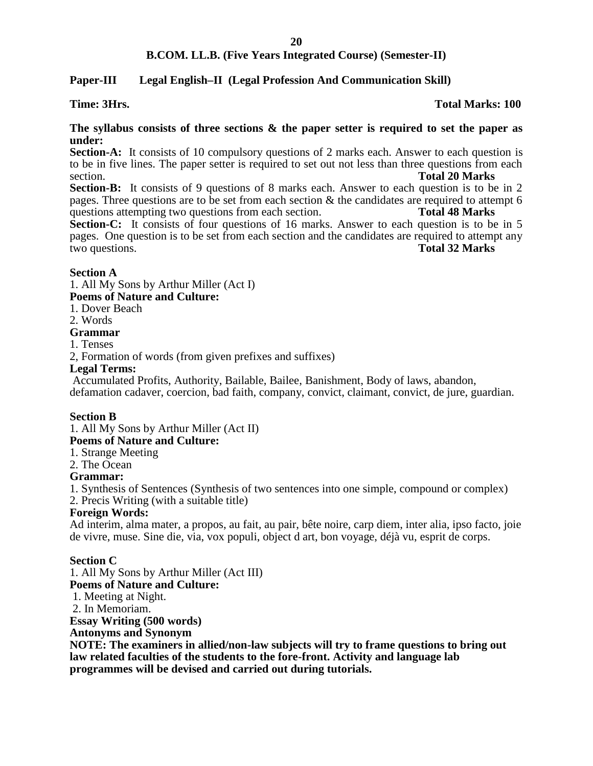## B.COM. LL.B. (Five Years Integrated Course) (Semester-II)

**Paper-III Legal English–II (Legal Profession And Communication Skill)**

**Time: 3Hrs.** **Total Marks: 100**

**The syllabus consists of three sections & the paper setter is required to set the paper as under:**

**Section-A:** It consists of 10 compulsory questions of 2 marks each. Answer to each question is to be in five lines. The paper setter is required to set out not less than three questions from each section. **Total 20 Marks**

**Section-B:** It consists of 9 questions of 8 marks each. Answer to each question is to be in 2 pages. Three questions are to be set from each section & the candidates are required to attempt 6 questions attempting two questions from each section. **Total 48 Marks**

**Section-C:** It consists of four questions of 16 marks. Answer to each question is to be in 5 pages. One question is to be set from each section and the candidates are required to attempt any two questions. **Total 32 Marks**

### Section A

1. All My Sons by Arthur Miller (Act I)

**Poems of Nature and Culture:**

1. Dover Beach
2. Words

**Grammar**

1. Tenses
2, Formation of words (from given prefixes and suffixes)

**Legal Terms:**

Accumulated Profits, Authority, Bailable, Bailee, Banishment, Body of laws, abandon, defamation cadaver, coercion, bad faith, company, convict, claimant, convict, de jure, guardian.

### Section B

1. All My Sons by Arthur Miller (Act II)

**Poems of Nature and Culture:**

1. Strange Meeting
2. The Ocean

**Grammar:**

1. Synthesis of Sentences (Synthesis of two sentences into one simple, compound or complex)
2. Precis Writing (with a suitable title)

**Foreign Words:**

Ad interim, alma mater, a propos, au fait, au pair, bête noire, carp diem, inter alia, ipso facto, joie de vivre, muse. Sine die, via, vox populi, object d art, bon voyage, déjà vu, esprit de corps.

### Section C

1. All My Sons by Arthur Miller (Act III)

**Poems of Nature and Culture:**

1. Meeting at Night.
2. In Memoriam.

**Essay Writing (500 words)**

**Antonyms and Synonym**

**NOTE: The examiners in allied/non-law subjects will try to frame questions to bring out law related faculties of the students to the fore-front. Activity and language lab programmes will be devised and carried out during tutorials.**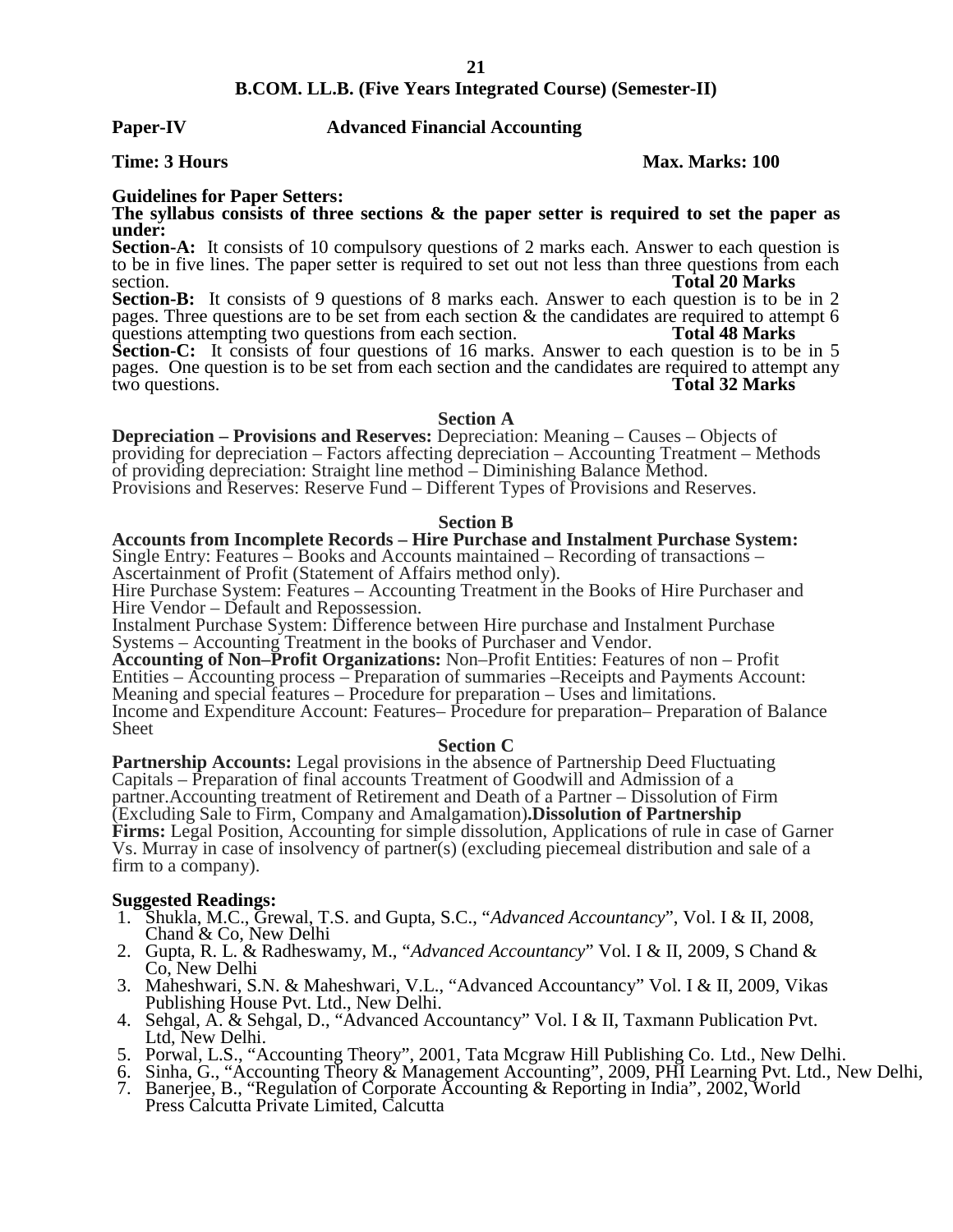## B.COM. LL.B. (Five Years Integrated Course) (Semester-II)

**Paper-IV** **Advanced Financial Accounting**

**Time: 3 Hours** **Max. Marks: 100**

**Guidelines for Paper Setters:**
**The syllabus consists of three sections & the paper setter is required to set the paper as under:**

**Section-A:** It consists of 10 compulsory questions of 2 marks each. Answer to each question is to be in five lines. The paper setter is required to set out not less than three questions from each section. **Total 20 Marks**

**Section-B:** It consists of 9 questions of 8 marks each. Answer to each question is to be in 2 pages. Three questions are to be set from each section & the candidates are required to attempt 6 questions attempting two questions from each section. **Total 48 Marks**

**Section-C:** It consists of four questions of 16 marks. Answer to each question is to be in 5 pages. One question is to be set from each section and the candidates are required to attempt any two questions. **Total 32 Marks**

### Section A

**Depreciation – Provisions and Reserves:** Depreciation: Meaning – Causes – Objects of providing for depreciation – Factors affecting depreciation – Accounting Treatment – Methods of providing depreciation: Straight line method – Diminishing Balance Method.
Provisions and Reserves: Reserve Fund – Different Types of Provisions and Reserves.

### Section B

**Accounts from Incomplete Records – Hire Purchase and Instalment Purchase System:** Single Entry: Features – Books and Accounts maintained – Recording of transactions – Ascertainment of Profit (Statement of Affairs method only).
Hire Purchase System: Features – Accounting Treatment in the Books of Hire Purchaser and Hire Vendor – Default and Repossession.
Instalment Purchase System: Difference between Hire purchase and Instalment Purchase Systems – Accounting Treatment in the books of Purchaser and Vendor.
**Accounting of Non–Profit Organizations:** Non–Profit Entities: Features of non – Profit Entities – Accounting process – Preparation of summaries –Receipts and Payments Account: Meaning and special features – Procedure for preparation – Uses and limitations.
Income and Expenditure Account: Features– Procedure for preparation– Preparation of Balance Sheet

### Section C

**Partnership Accounts:** Legal provisions in the absence of Partnership Deed Fluctuating Capitals – Preparation of final accounts Treatment of Goodwill and Admission of a partner.Accounting treatment of Retirement and Death of a Partner – Dissolution of Firm (Excluding Sale to Firm, Company and Amalgamation)**.Dissolution of Partnership Firms:** Legal Position, Accounting for simple dissolution, Applications of rule in case of Garner Vs. Murray in case of insolvency of partner(s) (excluding piecemeal distribution and sale of a firm to a company).

**Suggested Readings:**

1. Shukla, M.C., Grewal, T.S. and Gupta, S.C., "*Advanced Accountancy*", Vol. I & II, 2008, Chand & Co, New Delhi
2. Gupta, R. L. & Radheswamy, M., "*Advanced Accountancy*" Vol. I & II, 2009, S Chand & Co, New Delhi
3. Maheshwari, S.N. & Maheshwari, V.L., "Advanced Accountancy" Vol. I & II, 2009, Vikas Publishing House Pvt. Ltd., New Delhi.
4. Sehgal, A. & Sehgal, D., "Advanced Accountancy" Vol. I & II, Taxmann Publication Pvt. Ltd, New Delhi.
5. Porwal, L.S., "Accounting Theory", 2001, Tata Mcgraw Hill Publishing Co. Ltd., New Delhi.
6. Sinha, G., "Accounting Theory & Management Accounting", 2009, PHI Learning Pvt. Ltd., New Delhi,
7. Banerjee, B., "Regulation of Corporate Accounting & Reporting in India", 2002, World Press Calcutta Private Limited, Calcutta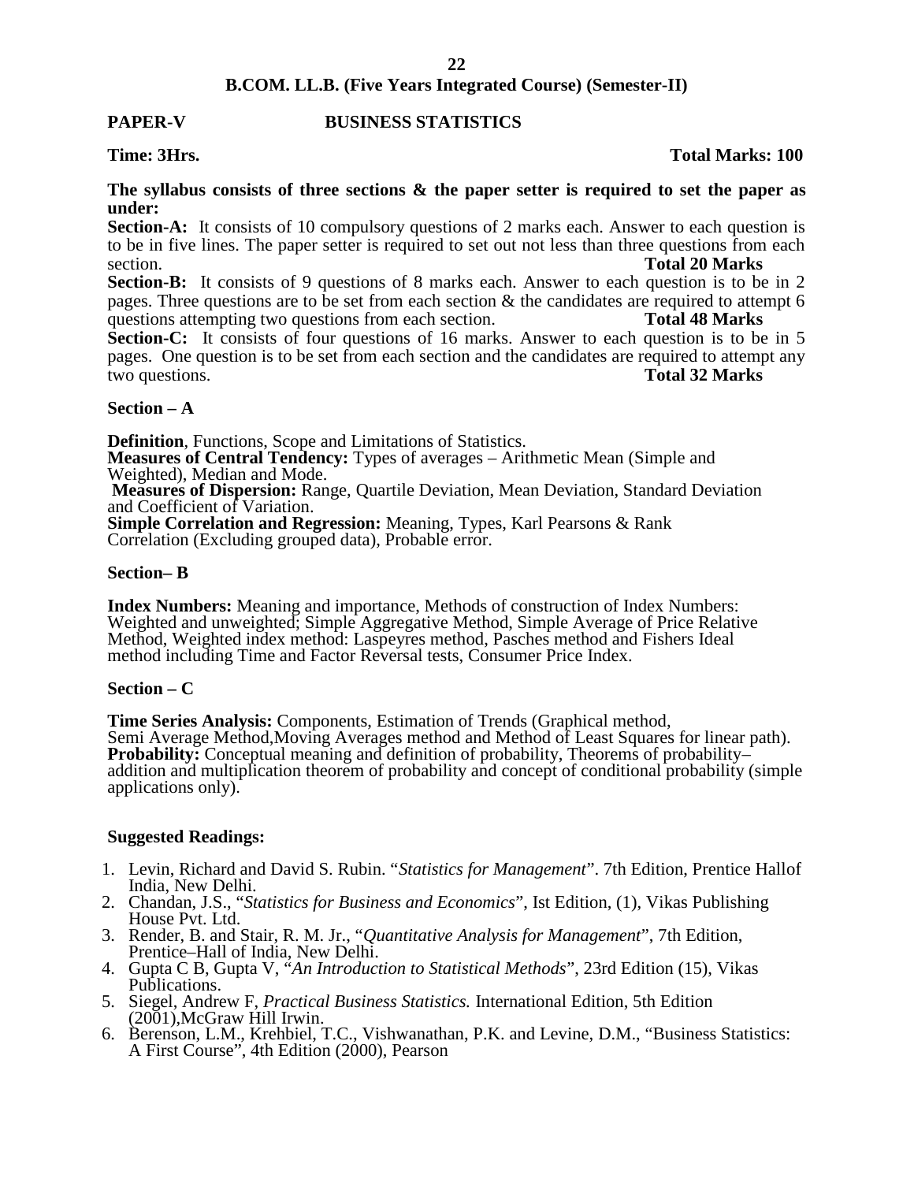**B.COM. LL.B. (Five Years Integrated Course) (Semester-II)**

**PAPER-V BUSINESS STATISTICS**

**Time: 3Hrs. Total Marks: 100**

**The syllabus consists of three sections & the paper setter is required to set the paper as under:**

**Section-A:** It consists of 10 compulsory questions of 2 marks each. Answer to each question is to be in five lines. The paper setter is required to set out not less than three questions from each section. **Total 20 Marks**

**Section-B:** It consists of 9 questions of 8 marks each. Answer to each question is to be in 2 pages. Three questions are to be set from each section & the candidates are required to attempt 6 questions attempting two questions from each section. **Total 48 Marks**

**Section-C:** It consists of four questions of 16 marks. Answer to each question is to be in 5 pages. One question is to be set from each section and the candidates are required to attempt any two questions. **Total 32 Marks**

**Section – A**

**Definition**, Functions, Scope and Limitations of Statistics.
**Measures of Central Tendency:** Types of averages – Arithmetic Mean (Simple and Weighted), Median and Mode.
**Measures of Dispersion:** Range, Quartile Deviation, Mean Deviation, Standard Deviation and Coefficient of Variation.
**Simple Correlation and Regression:** Meaning, Types, Karl Pearsons & Rank Correlation (Excluding grouped data), Probable error.

**Section– B**

**Index Numbers:** Meaning and importance, Methods of construction of Index Numbers: Weighted and unweighted; Simple Aggregative Method, Simple Average of Price Relative Method, Weighted index method: Laspeyres method, Pasches method and Fishers Ideal method including Time and Factor Reversal tests, Consumer Price Index.

**Section – C**

**Time Series Analysis:** Components, Estimation of Trends (Graphical method, Semi Average Method,Moving Averages method and Method of Least Squares for linear path).
**Probability:** Conceptual meaning and definition of probability, Theorems of probability– addition and multiplication theorem of probability and concept of conditional probability (simple applications only).

**Suggested Readings:**

1. Levin, Richard and David S. Rubin. "*Statistics for Management*". 7th Edition, Prentice Hallof India, New Delhi.
2. Chandan, J.S., "*Statistics for Business and Economics*", Ist Edition, (1), Vikas Publishing House Pvt. Ltd.
3. Render, B. and Stair, R. M. Jr., "*Quantitative Analysis for Management*", 7th Edition, Prentice–Hall of India, New Delhi.
4. Gupta C B, Gupta V, "*An Introduction to Statistical Methods*", 23rd Edition (15), Vikas Publications.
5. Siegel, Andrew F, *Practical Business Statistics.* International Edition, 5th Edition (2001),McGraw Hill Irwin.
6. Berenson, L.M., Krehbiel, T.C., Vishwanathan, P.K. and Levine, D.M., "Business Statistics: A First Course", 4th Edition (2000), Pearson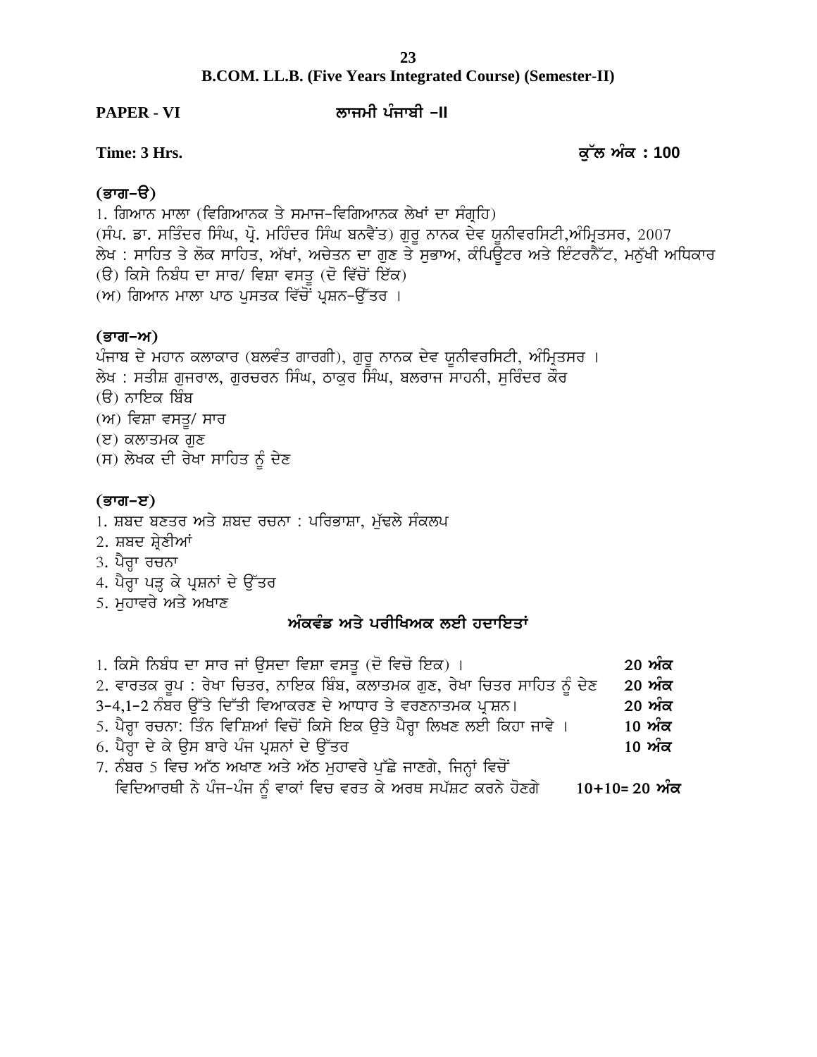## B.COM. LL.B. (Five Years Integrated Course) (Semester-II)

**PAPER - VI** **ਲਾਜਮੀ ਪੰਜਾਬੀ –II**

**Time: 3 Hrs.** **ਕੁੱਲ ਅੰਕ : 100**

### (ਭਾਗ–ੳ)

1. ਗਿਆਨ ਮਾਲਾ (ਵਿਗਿਆਨਕ ਤੇ ਸਮਾਜ-ਵਿਗਿਆਨਕ ਲੇਖਾਂ ਦਾ ਸੰਗ੍ਰਹਿ)

(ਸੰਪ. ਡਾ. ਸਤਿੰਦਰ ਸਿੰਘ, ਪ੍ਰੋ. ਮਹਿੰਦਰ ਸਿੰਘ ਬਨਵੈਤ) ਗੁਰੂ ਨਾਨਕ ਦੇਵ ਯੂਨੀਵਰਸਿਟੀ,ਅੰਮ੍ਰਿਤਸਰ, 2007

ਲੇਖ : ਸਾਹਿਤ ਤੇ ਲੋਕ ਸਾਹਿਤ, ਅੱਖਾਂ, ਅਚੇਤਨ ਦਾ ਗੁਣ ਤੇ ਸੁਭਾਅ, ਕੰਪਿਊਟਰ ਅਤੇ ਇੰਟਰਨੈੱਟ, ਮਨੁੱਖੀ ਅਧਿਕਾਰ

(ੳ) ਕਿਸੇ ਨਿਬੰਧ ਦਾ ਸਾਰ/ ਵਿਸ਼ਾ ਵਸਤੂ (ਦੋ ਵਿੱਚੋਂ ਇੱਕ)

(ਅ) ਗਿਆਨ ਮਾਲਾ ਪਾਠ ਪੁਸਤਕ ਵਿੱਚੋਂ ਪ੍ਰਸ਼ਨ-ਉੱਤਰ ।

### (ਭਾਗ–ਅ)

ਪੰਜਾਬ ਦੇ ਮਹਾਨ ਕਲਾਕਾਰ (ਬਲਵੰਤ ਗਾਰਗੀ), ਗੁਰੂ ਨਾਨਕ ਦੇਵ ਯੂਨੀਵਰਸਿਟੀ, ਅੰਮ੍ਰਿਤਸਰ ।

ਲੇਖ : ਸਤੀਸ਼ ਗੁਜਰਾਲ, ਗੁਰਚਰਨ ਸਿੰਘ, ਠਾਕੁਰ ਸਿੰਘ, ਬਲਰਾਜ ਸਾਹਨੀ, ਸੁਰਿੰਦਰ ਕੌਰ

(ੳ) ਨਾਇਕ ਬਿੰਬ

(ਅ) ਵਿਸ਼ਾ ਵਸਤੂ/ ਸਾਰ

(ੲ) ਕਲਾਤਮਕ ਗੁਣ

(ਸ) ਲੇਖਕ ਦੀ ਰੇਖਾ ਸਾਹਿਤ ਨੂੰ ਦੇਣ

### (ਭਾਗ–ੲ)

1. ਸ਼ਬਦ ਬਣਤਰ ਅਤੇ ਸ਼ਬਦ ਰਚਨਾ : ਪਰਿਭਾਸ਼ਾ, ਮੁੱਢਲੇ ਸੰਕਲਪ
2. ਸ਼ਬਦ ਸ਼੍ਰੇਣੀਆਂ
3. ਪੈਰ੍ਹਾ ਰਚਨਾ
4. ਪੈਰ੍ਹਾ ਪੜ੍ਹ ਕੇ ਪ੍ਰਸ਼ਨਾਂ ਦੇ ਉੱਤਰ
5. ਮੁਹਾਵਰੇ ਅਤੇ ਅਖਾਣ

### ਅੰਕਵੰਡ ਅਤੇ ਪਰੀਖਿਅਕ ਲਈ ਹਦਾਇਤਾਂ

1. ਕਿਸੇ ਨਿਬੰਧ ਦਾ ਸਾਰ ਜਾਂ ਉਸਦਾ ਵਿਸ਼ਾ ਵਸਤੂ (ਦੋ ਵਿਚੋ ਇਕ) । **20 ਅੰਕ**
2. ਵਾਰਤਕ ਰੂਪ : ਰੇਖਾ ਚਿਤਰ, ਨਾਇਕ ਬਿੰਬ, ਕਲਾਤਮਕ ਗੁਣ, ਰੇਖਾ ਚਿਤਰ ਸਾਹਿਤ ਨੂੰ ਦੇਣ **20 ਅੰਕ**
3. 3-4,1-2 ਨੰਬਰ ਉੱਤੇ ਦਿੱਤੀ ਵਿਆਕਰਣ ਦੇ ਆਧਾਰ ਤੇ ਵਰਣਨਾਤਮਕ ਪ੍ਰਸ਼ਨ। **20 ਅੰਕ**
4. 5. ਪੈਰ੍ਹਾ ਰਚਨਾ: ਤਿੰਨ ਵਿਸ਼ਿਆਂ ਵਿਚੋਂ ਕਿਸੇ ਇਕ ਉਤੇ ਪੈਰ੍ਹਾ ਲਿਖਣ ਲਈ ਕਿਹਾ ਜਾਵੇ । **10 ਅੰਕ**
5. 6. ਪੈਰ੍ਹਾ ਦੇ ਕੇ ਉਸ ਬਾਰੇ ਪੰਜ ਪ੍ਰਸ਼ਨਾਂ ਦੇ ਉੱਤਰ **10 ਅੰਕ**
6. 7. ਨੰਬਰ 5 ਵਿਚ ਅੱਠ ਅਖਾਣ ਅਤੇ ਅੱਠ ਮੁਹਾਵਰੇ ਪੁੱਛੇ ਜਾਣਗੇ, ਜਿਨ੍ਹਾਂ ਵਿਚੋਂ ਵਿਦਿਆਰਥੀ ਨੇ ਪੰਜ-ਪੰਜ ਨੂੰ ਵਾਕਾਂ ਵਿਚ ਵਰਤ ਕੇ ਅਰਥ ਸਪੱਸ਼ਟ ਕਰਨੇ ਹੋਣਗੇ **10+10= 20 ਅੰਕ**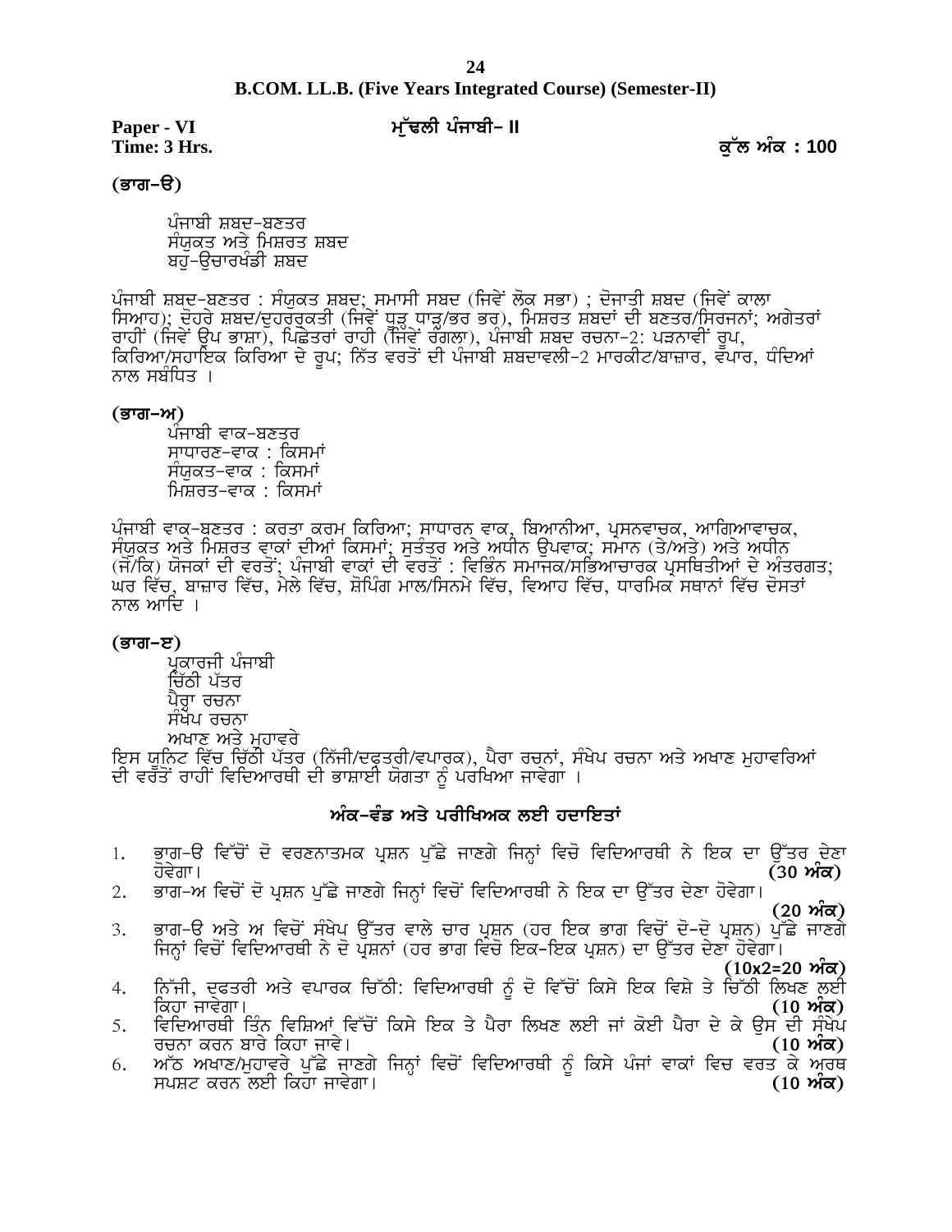## B.COM. LL.B. (Five Years Integrated Course) (Semester-II)

**Paper - VI** **ਮੁੱਢਲੀ ਪੰਜਾਬੀ– II**

**Time: 3 Hrs.** **ਕੁੱਲ ਅੰਕ : 100**

### (ਭਾਗ–ੳ)

ਪੰਜਾਬੀ ਸ਼ਬਦ–ਬਣਤਰ
ਸੰਯੁਕਤ ਅਤੇ ਮਿਸ਼ਰਤ ਸ਼ਬਦ
ਬਹੁ–ਉਚਾਰਖੰਡੀ ਸ਼ਬਦ

ਪੰਜਾਬੀ ਸ਼ਬਦ–ਬਣਤਰ : ਸੰਯੁਕਤ ਸ਼ਬਦ; ਸਮਾਸੀ ਸਬਦ (ਜਿਵੇਂ ਲੋਕ ਸਭਾ) ; ਦੋਜਾਤੀ ਸ਼ਬਦ (ਜਿਵੇਂ ਕਾਲਾ ਸਿਆਹ); ਦੋਹਰੇ ਸ਼ਬਦ/ਦੁਹਰਰੁਕਤੀ (ਜਿਵੇਂ ਧੂੜ ਧਾੜ/ਭਰ ਭਰ), ਮਿਸ਼ਰਤ ਸ਼ਬਦਾਂ ਦੀ ਬਣਤਰ/ਸਿਰਜਨਾਂ; ਅਗੇਤਰਾਂ ਰਾਹੀਂ (ਜਿਵੇਂ ਉਪ ਭਾਸ਼ਾ), ਪਿਛੇਤਰਾਂ ਰਾਹੀ (ਜਿਵੇਂ ਰੰਗਲਾ), ਪੰਜਾਬੀ ਸ਼ਬਦ ਰਚਨਾ–2: ਪੜਨਾਵੀਂ ਰੂਪ, ਕਿਰਿਆ/ਸਹਾਇਕ ਕਿਰਿਆ ਦੇ ਰੂਪ; ਨਿੱਤ ਵਰਤੋਂ ਦੀ ਪੰਜਾਬੀ ਸ਼ਬਦਾਵਲੀ–2 ਮਾਰਕੀਟ/ਬਾਜ਼ਾਰ, ਵਪਾਰ, ਧੰਦਿਆਂ ਨਾਲ ਸਬੰਧਿਤ ।

### (ਭਾਗ–ਅ)

ਪੰਜਾਬੀ ਵਾਕ–ਬਣਤਰ
ਸਾਧਾਰਣ–ਵਾਕ : ਕਿਸਮਾਂ
ਸੰਯੁਕਤ–ਵਾਕ : ਕਿਸਮਾਂ
ਮਿਸ਼ਰਤ–ਵਾਕ : ਕਿਸਮਾਂ

ਪੰਜਾਬੀ ਵਾਕ–ਬਣਤਰ : ਕਰਤਾ ਕਰਮ ਕਿਰਿਆ; ਸਾਧਾਰਨ ਵਾਕ, ਬਿਆਨੀਆ, ਪ੍ਰਸਨਵਾਚਕ, ਆਗਿਆਵਾਚਕ, ਸੰਯੁਕਤ ਅਤੇ ਮਿਸ਼ਰਤ ਵਾਕਾਂ ਦੀਆਂ ਕਿਸਮਾਂ; ਸੁਤੰਤਰ ਅਤੇ ਅਧੀਨ ਉਪਵਾਕ; ਸਮਾਨ (ਤੇ/ਅਤੇ) ਅਤੇ ਅਧੀਨ (ਜੋ/ਕਿ) ਯੋਜਕਾਂ ਦੀ ਵਰਤੋਂ; ਪੰਜਾਬੀ ਵਾਕਾਂ ਦੀ ਵਰਤੋਂ : ਵਿਭਿੰਨ ਸਮਾਜਕ/ਸਭਿਆਚਾਰਕ ਪ੍ਰਸਥਿਤੀਆਂ ਦੇ ਅੰਤਰਗਤ; ਘਰ ਵਿੱਚ, ਬਾਜ਼ਾਰ ਵਿੱਚ, ਮੇਲੇ ਵਿੱਚ, ਸ਼ੋਪਿੰਗ ਮਾਲ/ਸਿਨਮੇ ਵਿੱਚ, ਵਿਆਹ ਵਿੱਚ, ਧਾਰਮਿਕ ਸਥਾਨਾਂ ਵਿੱਚ ਦੋਸਤਾਂ ਨਾਲ ਆਦਿ ।

### (ਭਾਗ–ੲ)

ਪ੍ਰਕਾਰਜੀ ਪੰਜਾਬੀ
ਚਿੱਠੀ ਪੱਤਰ
ਪੈਰ੍ਹਾ ਰਚਨਾ
ਸੰਖੇਪ ਰਚਨਾ
ਅਖਾਣ ਅਤੇ ਮੁਹਾਵਰੇ

ਇਸ ਯੂਨਿਟ ਵਿੱਚ ਚਿੱਠੀ ਪੱਤਰ (ਨਿੱਜੀ/ਦਫ਼ਤਰੀ/ਵਪਾਰਕ), ਪੈਰਾ ਰਚਨਾਂ, ਸੰਖੇਪ ਰਚਨਾ ਅਤੇ ਅਖਾਣ ਮੁਹਾਵਰਿਆਂ ਦੀ ਵਰਤੋਂ ਰਾਹੀਂ ਵਿਦਿਆਰਥੀ ਦੀ ਭਾਸ਼ਾਈ ਯੋਗਤਾ ਨੂੰ ਪਰਖਿਆ ਜਾਵੇਗਾ ।

### ਅੰਕ–ਵੰਡ ਅਤੇ ਪਰੀਖਿਅਕ ਲਈ ਹਦਾਇਤਾਂ

1. ਭਾਗ–ੳ ਵਿੱਚੋਂ ਦੋ ਵਰਣਨਾਤਮਕ ਪ੍ਰਸ਼ਨ ਪੁੱਛੇ ਜਾਣਗੇ ਜਿਨ੍ਹਾਂ ਵਿਚੋ ਵਿਦਿਆਰਥੀ ਨੇ ਇਕ ਦਾ ਉੱਤਰ ਦੇਣਾ ਹੋਵੇਗਾ। **(30 ਅੰਕ)**
2. ਭਾਗ–ਅ ਵਿਚੋਂ ਦੋ ਪ੍ਰਸ਼ਨ ਪੁੱਛੇ ਜਾਣਗੇ ਜਿਨ੍ਹਾਂ ਵਿਚੋਂ ਵਿਦਿਆਰਥੀ ਨੇ ਇਕ ਦਾ ਉੱਤਰ ਦੇਣਾ ਹੋਵੇਗਾ। **(20 ਅੰਕ)**
3. ਭਾਗ–ੳ ਅਤੇ ਅ ਵਿਚੋਂ ਸੰਖੇਪ ਉੱਤਰ ਵਾਲੇ ਚਾਰ ਪ੍ਰਸ਼ਨ (ਹਰ ਇਕ ਭਾਗ ਵਿਚੋਂ ਦੋ–ਦੋ ਪ੍ਰਸ਼ਨ) ਪੁੱਛੇ ਜਾਣਗੇ ਜਿਨ੍ਹਾਂ ਵਿਚੋਂ ਵਿਦਿਆਰਥੀ ਨੇ ਦੋ ਪ੍ਰਸ਼ਨਾਂ (ਹਰ ਭਾਗ ਵਿਚੋ ਇਕ–ਇਕ ਪ੍ਰਸ਼ਨ) ਦਾ ਉੱਤਰ ਦੇਣਾ ਹੋਵੇਗਾ। **(10x2=20 ਅੰਕ)**
4. ਨਿੱਜੀ, ਦਫਤਰੀ ਅਤੇ ਵਪਾਰਕ ਚਿੱਠੀ: ਵਿਦਿਆਰਥੀ ਨੂੰ ਦੋ ਵਿੱਚੋਂ ਕਿਸੇ ਇਕ ਵਿਸ਼ੇ ਤੇ ਚਿੱਠੀ ਲਿਖਣ ਲਈ ਕਿਹਾ ਜਾਵੇਗਾ। **(10 ਅੰਕ)**
5. ਵਿਦਿਆਰਥੀ ਤਿੰਨ ਵਿਸ਼ਿਆਂ ਵਿੱਚੋਂ ਕਿਸੇ ਇਕ ਤੇ ਪੈਰਾ ਲਿਖਣ ਲਈ ਜਾਂ ਕੋਈ ਪੈਰਾ ਦੇ ਕੇ ਉਸ ਦੀ ਸੰਖੇਪ ਰਚਨਾ ਕਰਨ ਬਾਰੇ ਕਿਹਾ ਜਾਵੇ। **(10 ਅੰਕ)**
6. ਅੱਠ ਅਖਾਣ/ਮੁਹਾਵਰੇ ਪੁੱਛੇ ਜਾਣਗੇ ਜਿਨ੍ਹਾਂ ਵਿਚੋਂ ਵਿਦਿਆਰਥੀ ਨੂੰ ਕਿਸੇ ਪੰਜਾਂ ਵਾਕਾਂ ਵਿਚ ਵਰਤ ਕੇ ਅਰਥ ਸਪਸ਼ਟ ਕਰਨ ਲਈ ਕਿਹਾ ਜਾਵੇਗਾ। **(10 ਅੰਕ)**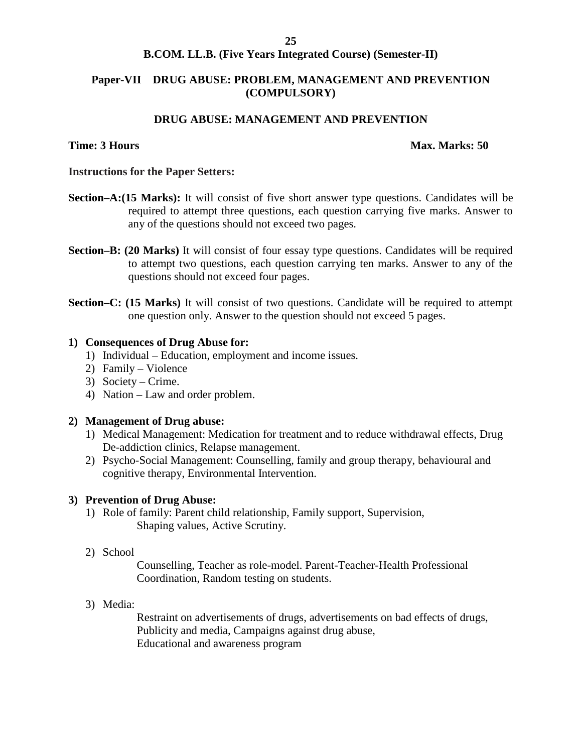# B.COM. LL.B. (Five Years Integrated Course) (Semester-II)

## Paper-VII DRUG ABUSE: PROBLEM, MANAGEMENT AND PREVENTION (COMPULSORY)

### DRUG ABUSE: MANAGEMENT AND PREVENTION

**Time: 3 Hours** **Max. Marks: 50**

**Instructions for the Paper Setters:**

**Section–A:(15 Marks):** It will consist of five short answer type questions. Candidates will be required to attempt three questions, each question carrying five marks. Answer to any of the questions should not exceed two pages.

**Section–B: (20 Marks)** It will consist of four essay type questions. Candidates will be required to attempt two questions, each question carrying ten marks. Answer to any of the questions should not exceed four pages.

**Section–C: (15 Marks)** It will consist of two questions. Candidate will be required to attempt one question only. Answer to the question should not exceed 5 pages.

**1) Consequences of Drug Abuse for:**

1) Individual – Education, employment and income issues.
2) Family – Violence
3) Society – Crime.
4) Nation – Law and order problem.

**2) Management of Drug abuse:**

1) Medical Management: Medication for treatment and to reduce withdrawal effects, Drug De-addiction clinics, Relapse management.
2) Psycho-Social Management: Counselling, family and group therapy, behavioural and cognitive therapy, Environmental Intervention.

**3) Prevention of Drug Abuse:**

1) Role of family: Parent child relationship, Family support, Supervision, Shaping values, Active Scrutiny.

2) School

   Counselling, Teacher as role-model. Parent-Teacher-Health Professional Coordination, Random testing on students.

3) Media:

   Restraint on advertisements of drugs, advertisements on bad effects of drugs, Publicity and media, Campaigns against drug abuse, Educational and awareness program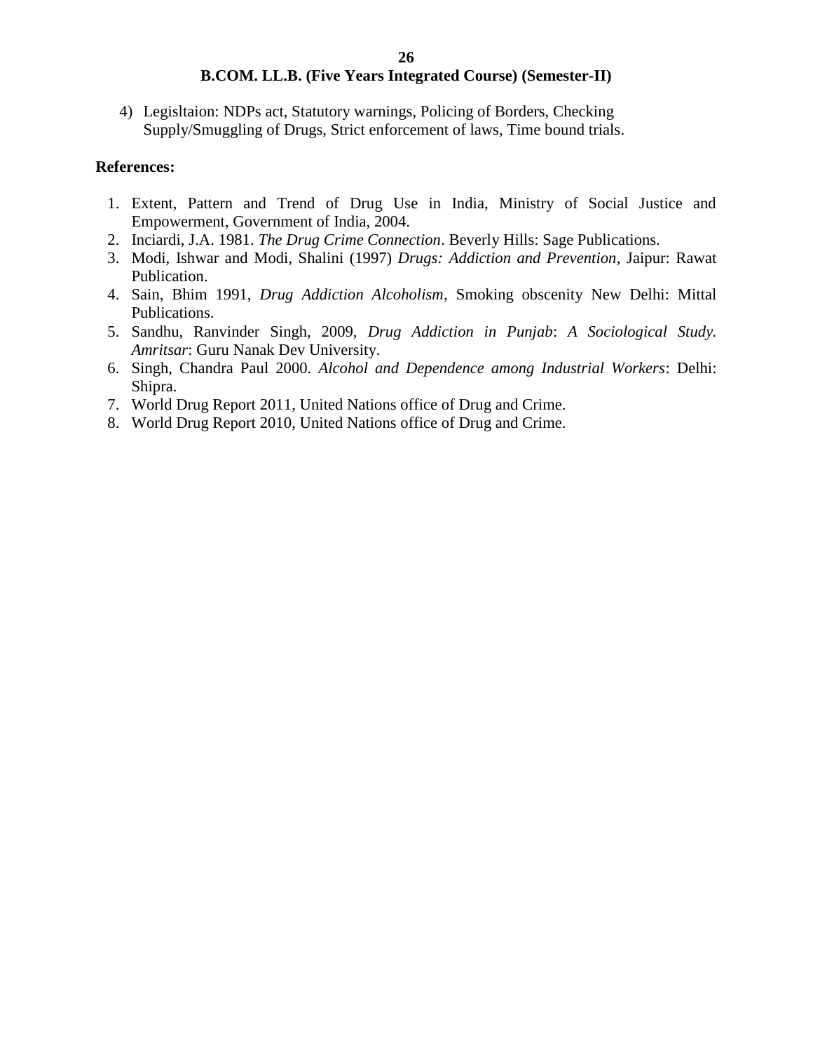4) Legisltaion: NDPs act, Statutory warnings, Policing of Borders, Checking Supply/Smuggling of Drugs, Strict enforcement of laws, Time bound trials.

**References:**

1. Extent, Pattern and Trend of Drug Use in India, Ministry of Social Justice and Empowerment, Government of India, 2004.
2. Inciardi, J.A. 1981. *The Drug Crime Connection*. Beverly Hills: Sage Publications.
3. Modi, Ishwar and Modi, Shalini (1997) *Drugs: Addiction and Prevention*, Jaipur: Rawat Publication.
4. Sain, Bhim 1991, *Drug Addiction Alcoholism*, Smoking obscenity New Delhi: Mittal Publications.
5. Sandhu, Ranvinder Singh, 2009, *Drug Addiction in Punjab*: *A Sociological Study. Amritsar*: Guru Nanak Dev University.
6. Singh, Chandra Paul 2000. *Alcohol and Dependence among Industrial Workers*: Delhi: Shipra.
7. World Drug Report 2011, United Nations office of Drug and Crime.
8. World Drug Report 2010, United Nations office of Drug and Crime.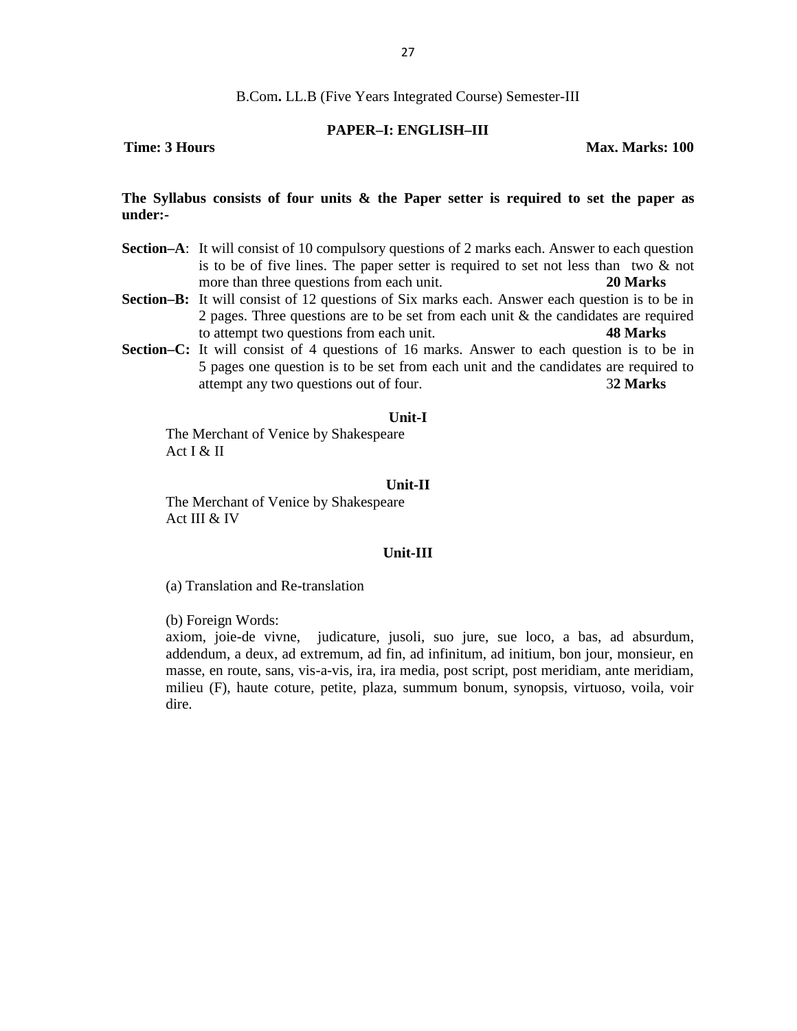B.Com**.** LL.B (Five Years Integrated Course) Semester-III

## PAPER–I: ENGLISH–III

**Time: 3 Hours** **Max. Marks: 100**

**The Syllabus consists of four units & the Paper setter is required to set the paper as under:-**

**Section–A**: It will consist of 10 compulsory questions of 2 marks each. Answer to each question is to be of five lines. The paper setter is required to set not less than two & not more than three questions from each unit. **20 Marks**

**Section–B:** It will consist of 12 questions of Six marks each. Answer each question is to be in 2 pages. Three questions are to be set from each unit & the candidates are required to attempt two questions from each unit. **48 Marks**

**Section–C:** It will consist of 4 questions of 16 marks. Answer to each question is to be in 5 pages one question is to be set from each unit and the candidates are required to attempt any two questions out of four. 3**2 Marks**

### Unit-I

The Merchant of Venice by Shakespeare
Act I & II

### Unit-II

The Merchant of Venice by Shakespeare
Act III & IV

### Unit-III

(a) Translation and Re-translation

(b) Foreign Words:
axiom, joie-de vivne, judicature, jusoli, suo jure, sue loco, a bas, ad absurdum, addendum, a deux, ad extremum, ad fin, ad infinitum, ad initium, bon jour, monsieur, en masse, en route, sans, vis-a-vis, ira, ira media, post script, post meridiam, ante meridiam, milieu (F), haute coture, petite, plaza, summum bonum, synopsis, virtuoso, voila, voir dire.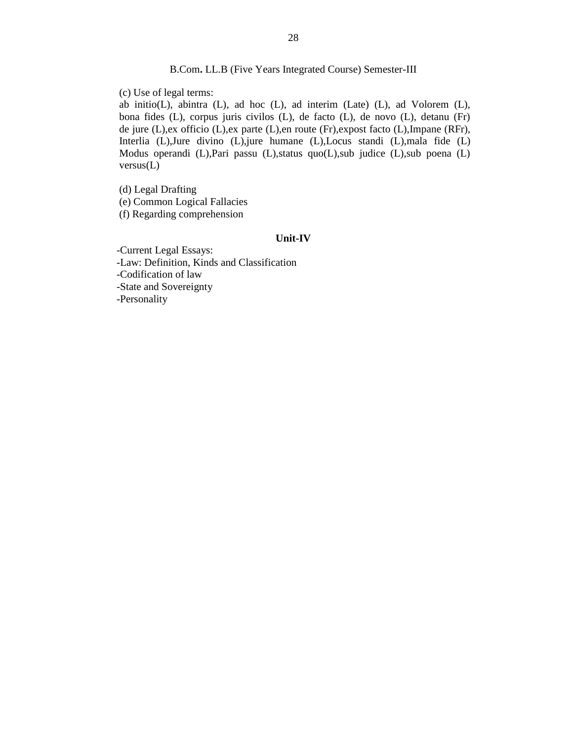B.Com**.** LL.B (Five Years Integrated Course) Semester-III

(c) Use of legal terms:
ab initio(L), abintra (L), ad hoc (L), ad interim (Late) (L), ad Volorem (L), bona fides (L), corpus juris civilos (L), de facto (L), de novo (L), detanu (Fr) de jure (L),ex officio (L),ex parte (L),en route (Fr),expost facto (L),Impane (RFr), Interlia (L),Jure divino (L),jure humane (L),Locus standi (L),mala fide (L) Modus operandi (L),Pari passu (L),status quo(L),sub judice (L),sub poena (L) versus(L)

(d) Legal Drafting
(e) Common Logical Fallacies
(f) Regarding comprehension

**Unit-IV**

-Current Legal Essays:
-Law: Definition, Kinds and Classification
-Codification of law
-State and Sovereignty
-Personality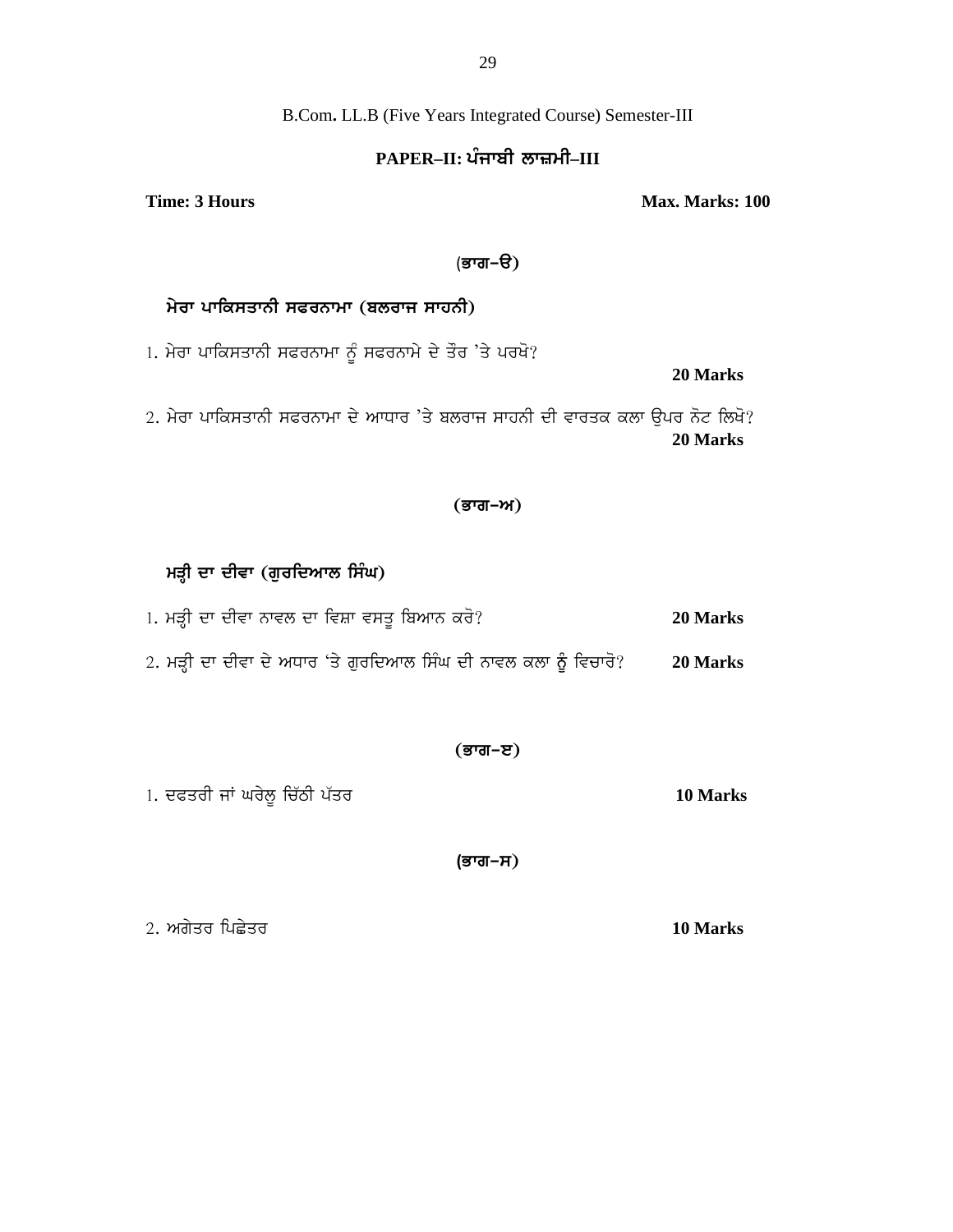B.Com**.** LL.B (Five Years Integrated Course) Semester-III

## PAPER–II: ਪੰਜਾਬੀ ਲਾਜ਼ਮੀ–III

**Time: 3 Hours** **Max. Marks: 100**

### (ਭਾਗ–ੳ)

**ਮੇਰਾ ਪਾਕਿਸਤਾਨੀ ਸਫਰਨਾਮਾ (ਬਲਰਾਜ ਸਾਹਨੀ)**

1. ਮੇਰਾ ਪਾਕਿਸਤਾਨੀ ਸਫਰਨਾਮਾ ਨੂੰ ਸਫਰਨਾਮੇ ਦੇ ਤੌਰ 'ਤੇ ਪਰਖੋ? **20 Marks**

2. ਮੇਰਾ ਪਾਕਿਸਤਾਨੀ ਸਫਰਨਾਮਾ ਦੇ ਆਧਾਰ 'ਤੇ ਬਲਰਾਜ ਸਾਹਨੀ ਦੀ ਵਾਰਤਕ ਕਲਾ ਉਪਰ ਨੋਟ ਲਿਖੋ? **20 Marks**

### (ਭਾਗ–ਅ)

**ਮੜ੍ਹੀ ਦਾ ਦੀਵਾ (ਗੁਰਦਿਆਲ ਸਿੰਘ)**

1. ਮੜ੍ਹੀ ਦਾ ਦੀਵਾ ਨਾਵਲ ਦਾ ਵਿਸ਼ਾ ਵਸਤੂ ਬਿਆਨ ਕਰੋ? **20 Marks**

2. ਮੜ੍ਹੀ ਦਾ ਦੀਵਾ ਦੇ ਅਧਾਰ 'ਤੇ ਗੁਰਦਿਆਲ ਸਿੰਘ ਦੀ ਨਾਵਲ ਕਲਾ ਨੂੰ ਵਿਚਾਰੋ? **20 Marks**

### (ਭਾਗ–ੲ)

1. ਦਫਤਰੀ ਜਾਂ ਘਰੇਲੂ ਚਿੱਠੀ ਪੱਤਰ **10 Marks**

### (ਭਾਗ–ਸ)

2. ਅਗੇਤਰ ਪਿਛੇਤਰ **10 Marks**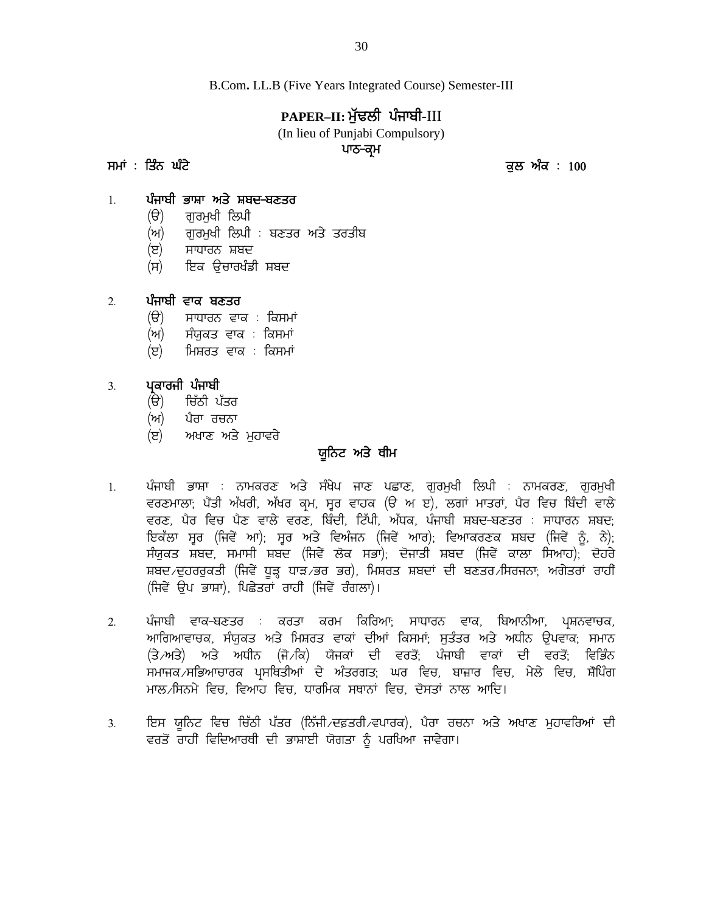B.Com. LL.B (Five Years Integrated Course) Semester-III

## PAPER–II: ਮੁੱਢਲੀ ਪੰਜਾਬੀ-III

(In lieu of Punjabi Compulsory)

**ਪਾਠ-ਕ੍ਰਮ**

**ਸਮਾਂ : ਤਿੰਨ ਘੰਟੇ** **ਕੁਲ ਅੰਕ : 100**

1. **ਪੰਜਾਬੀ ਭਾਸ਼ਾ ਅਤੇ ਸ਼ਬਦ-ਬਣਤਰ**
   - (ੳ) ਗੁਰਮੁਖੀ ਲਿਪੀ
   - (ਅ) ਗੁਰਮੁਖੀ ਲਿਪੀ : ਬਣਤਰ ਅਤੇ ਤਰਤੀਬ
   - (ੲ) ਸਾਧਾਰਨ ਸ਼ਬਦ
   - (ਸ) ਇਕ ਉਚਾਰਖੰਡੀ ਸ਼ਬਦ

2. **ਪੰਜਾਬੀ ਵਾਕ ਬਣਤਰ**
   - (ੳ) ਸਾਧਾਰਨ ਵਾਕ : ਕਿਸਮਾਂ
   - (ਅ) ਸੰਯੁਕਤ ਵਾਕ : ਕਿਸਮਾਂ
   - (ੲ) ਮਿਸ਼ਰਤ ਵਾਕ : ਕਿਸਮਾਂ

3. **ਪ੍ਰਕਾਰਜੀ ਪੰਜਾਬੀ**
   - (ੳ) ਚਿੱਠੀ ਪੱਤਰ
   - (ਅ) ਪੈਰਾ ਰਚਨਾ
   - (ੲ) ਅਖਾਣ ਅਤੇ ਮੁਹਾਵਰੇ

### ਯੂਨਿਟ ਅਤੇ ਥੀਮ

1. ਪੰਜਾਬੀ ਭਾਸ਼ਾ : ਨਾਮਕਰਣ ਅਤੇ ਸੰਖੇਪ ਜਾਣ ਪਛਾਣ, ਗੁਰਮੁਖੀ ਲਿਪੀ : ਨਾਮਕਰਣ, ਗੁਰਮੁਖੀ ਵਰਣਮਾਲਾ; ਪੈਂਤੀ ਅੱਖਰੀ, ਅੱਖਰ ਕ੍ਰਮ, ਸੂਰ ਵਾਹਕ (ੳ ਅ ੲ), ਲਗਾਂ ਮਾਤਰਾਂ, ਪੈਰ ਵਿਚ ਬਿੰਦੀ ਵਾਲੇ ਵਰਣ, ਪੈਰ ਵਿਚ ਪੈਣ ਵਾਲੇ ਵਰਣ, ਬਿੰਦੀ, ਟਿੱਪੀ, ਅੱਧਕ, ਪੰਜਾਬੀ ਸ਼ਬਦ-ਬਣਤਰ : ਸਾਧਾਰਨ ਸ਼ਬਦ; ਇਕੱਲਾ ਸੂਰ (ਜਿਵੇਂ ਆ); ਸੂਰ ਅਤੇ ਵਿਅੰਜਨ (ਜਿਵੇਂ ਆਰ); ਵਿਆਕਰਣਕ ਸ਼ਬਦ (ਜਿਵੇਂ ਨੂੰ, ਨੇ); ਸੰਯੁਕਤ ਸ਼ਬਦ, ਸਮਾਸੀ ਸ਼ਬਦ (ਜਿਵੇਂ ਲੋਕ ਸਭਾ); ਦੋਜਾਤੀ ਸ਼ਬਦ (ਜਿਵੇਂ ਕਾਲਾ ਸਿਆਹ); ਦੋਹਰੇ ਸ਼ਬਦ/ਦੁਹਰਰੁਕਤੀ (ਜਿਵੇਂ ਧੂੜ੍ਹ ਧਾੜ/ਭਰ ਭਰ), ਮਿਸ਼ਰਤ ਸ਼ਬਦਾਂ ਦੀ ਬਣਤਰ/ਸਿਰਜਨਾ; ਅਗੇਤਰਾਂ ਰਾਹੀਂ (ਜਿਵੇਂ ਉਪ ਭਾਸ਼ਾ), ਪਿਛੇਤਰਾਂ ਰਾਹੀਂ (ਜਿਵੇਂ ਰੰਗਲਾ)।

2. ਪੰਜਾਬੀ ਵਾਕ-ਬਣਤਰ : ਕਰਤਾ ਕਰਮ ਕਿਰਿਆ; ਸਾਧਾਰਨ ਵਾਕ, ਬਿਆਨੀਆ, ਪ੍ਰਸ਼ਨਵਾਚਕ, ਆਗਿਆਵਾਚਕ, ਸੰਯੁਕਤ ਅਤੇ ਮਿਸ਼ਰਤ ਵਾਕਾਂ ਦੀਆਂ ਕਿਸਮਾਂ; ਸੁਤੰਤਰ ਅਤੇ ਅਧੀਨ ਉਪਵਾਕ; ਸਮਾਨ (ਤੇ/ਅਤੇ) ਅਤੇ ਅਧੀਨ (ਜੋ/ਕਿ) ਯੋਜਕਾਂ ਦੀ ਵਰਤੋਂ; ਪੰਜਾਬੀ ਵਾਕਾਂ ਦੀ ਵਰਤੋਂ; ਵਿਭਿੰਨ ਸਮਾਜਕ/ਸਭਿਆਚਾਰਕ ਪ੍ਰਸਥਿਤੀਆਂ ਦੇ ਅੰਤਰਗਤ; ਘਰ ਵਿਚ, ਬਾਜ਼ਾਰ ਵਿਚ, ਮੇਲੇ ਵਿਚ, ਸ਼ੌਪਿੰਗ ਮਾਲ/ਸਿਨਮੇ ਵਿਚ, ਵਿਆਹ ਵਿਚ, ਧਾਰਮਿਕ ਸਥਾਨਾਂ ਵਿਚ, ਦੋਸਤਾਂ ਨਾਲ ਆਦਿ।

3. ਇਸ ਯੂਨਿਟ ਵਿਚ ਚਿੱਠੀ ਪੱਤਰ (ਨਿੱਜੀ/ਦਫ਼ਤਰੀ/ਵਪਾਰਕ), ਪੈਰਾ ਰਚਨਾ ਅਤੇ ਅਖਾਣ ਮੁਹਾਵਰਿਆਂ ਦੀ ਵਰਤੋਂ ਰਾਹੀਂ ਵਿਦਿਆਰਥੀ ਦੀ ਭਾਸ਼ਾਈ ਯੋਗਤਾ ਨੂੰ ਪਰਖਿਆ ਜਾਵੇਗਾ।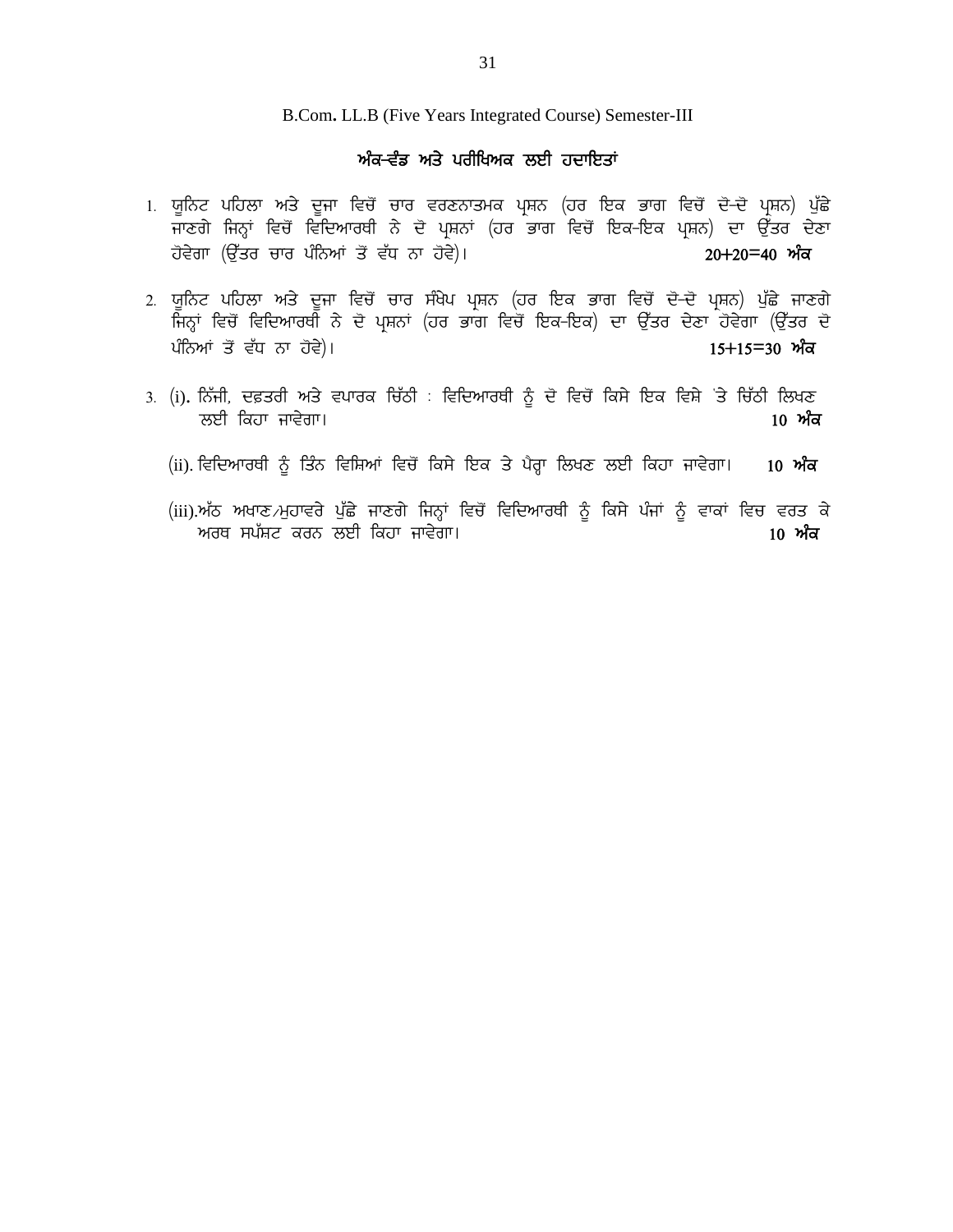B.Com**.** LL.B (Five Years Integrated Course) Semester-III

## ਅੰਕ-ਵੰਡ ਅਤੇ ਪਰੀਖਿਅਕ ਲਈ ਹਦਾਇਤਾਂ

1. ਯੂਨਿਟ ਪਹਿਲਾ ਅਤੇ ਦੂਜਾ ਵਿਚੋਂ ਚਾਰ ਵਰਣਨਾਤਮਕ ਪ੍ਰਸ਼ਨ (ਹਰ ਇਕ ਭਾਗ ਵਿਚੋਂ ਦੋ-ਦੋ ਪ੍ਰਸ਼ਨ) ਪੁੱਛੇ ਜਾਣਗੇ ਜਿਨ੍ਹਾਂ ਵਿਚੋਂ ਵਿਦਿਆਰਥੀ ਨੇ ਦੋ ਪ੍ਰਸ਼ਨਾਂ (ਹਰ ਭਾਗ ਵਿਚੋਂ ਇਕ-ਇਕ ਪ੍ਰਸ਼ਨ) ਦਾ ਉੱਤਰ ਦੇਣਾ ਹੋਵੇਗਾ (ਉੱਤਰ ਚਾਰ ਪੰਨਿਆਂ ਤੋਂ ਵੱਧ ਨਾ ਹੋਵੇ)। **20+20=40 ਅੰਕ**

2. ਯੂਨਿਟ ਪਹਿਲਾ ਅਤੇ ਦੂਜਾ ਵਿਚੋਂ ਚਾਰ ਸੰਖੇਪ ਪ੍ਰਸ਼ਨ (ਹਰ ਇਕ ਭਾਗ ਵਿਚੋਂ ਦੋ-ਦੋ ਪ੍ਰਸ਼ਨ) ਪੁੱਛੇ ਜਾਣਗੇ ਜਿਨ੍ਹਾਂ ਵਿਚੋਂ ਵਿਦਿਆਰਥੀ ਨੇ ਦੋ ਪ੍ਰਸ਼ਨਾਂ (ਹਰ ਭਾਗ ਵਿਚੋਂ ਇਕ-ਇਕ) ਦਾ ਉੱਤਰ ਦੇਣਾ ਹੋਵੇਗਾ (ਉੱਤਰ ਦੋ ਪੰਨਿਆਂ ਤੋਂ ਵੱਧ ਨਾ ਹੋਵੇ)। **15+15=30 ਅੰਕ**

3. (i). ਨਿੱਜੀ, ਦਫ਼ਤਰੀ ਅਤੇ ਵਪਾਰਕ ਚਿੱਠੀ : ਵਿਦਿਆਰਥੀ ਨੂੰ ਦੋ ਵਿਚੋਂ ਕਿਸੇ ਇਕ ਵਿਸ਼ੇ 'ਤੇ ਚਿੱਠੀ ਲਿਖਣ ਲਈ ਕਿਹਾ ਜਾਵੇਗਾ। **10 ਅੰਕ**

   (ii). ਵਿਦਿਆਰਥੀ ਨੂੰ ਤਿੰਨ ਵਿਸ਼ਿਆਂ ਵਿਚੋਂ ਕਿਸੇ ਇਕ ਤੇ ਪੈਰ੍ਹਾ ਲਿਖਣ ਲਈ ਕਿਹਾ ਜਾਵੇਗਾ। **10 ਅੰਕ**

   (iii). ਅੱਠ ਅਖਾਣ/ਮੁਹਾਵਰੇ ਪੁੱਛੇ ਜਾਣਗੇ ਜਿਨ੍ਹਾਂ ਵਿਚੋਂ ਵਿਦਿਆਰਥੀ ਨੂੰ ਕਿਸੇ ਪੰਜਾਂ ਨੂੰ ਵਾਕਾਂ ਵਿਚ ਵਰਤ ਕੇ ਅਰਥ ਸਪੱਸ਼ਟ ਕਰਨ ਲਈ ਕਿਹਾ ਜਾਵੇਗਾ। **10 ਅੰਕ**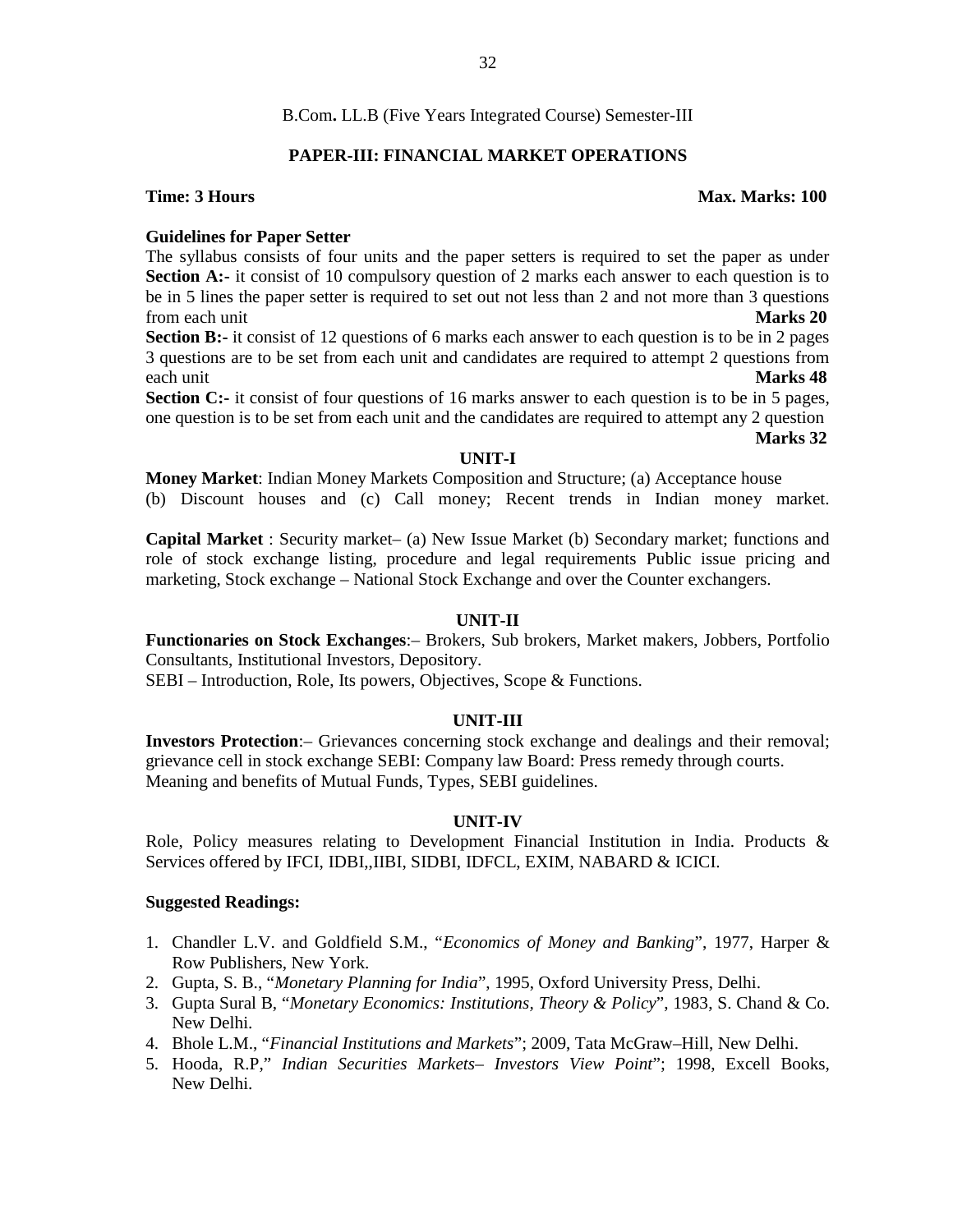B.Com**.** LL.B (Five Years Integrated Course) Semester-III

## PAPER-III: FINANCIAL MARKET OPERATIONS

**Time: 3 Hours** **Max. Marks: 100**

**Guidelines for Paper Setter**

The syllabus consists of four units and the paper setters is required to set the paper as under

**Section A:-** it consist of 10 compulsory question of 2 marks each answer to each question is to be in 5 lines the paper setter is required to set out not less than 2 and not more than 3 questions from each unit **Marks 20**

**Section B:-** it consist of 12 questions of 6 marks each answer to each question is to be in 2 pages 3 questions are to be set from each unit and candidates are required to attempt 2 questions from each unit **Marks 48**

**Section C:-** it consist of four questions of 16 marks answer to each question is to be in 5 pages, one question is to be set from each unit and the candidates are required to attempt any 2 question **Marks 32**

### UNIT-I

**Money Market**: Indian Money Markets Composition and Structure; (a) Acceptance house (b) Discount houses and (c) Call money; Recent trends in Indian money market.

**Capital Market** : Security market– (a) New Issue Market (b) Secondary market; functions and role of stock exchange listing, procedure and legal requirements Public issue pricing and marketing, Stock exchange – National Stock Exchange and over the Counter exchangers.

### UNIT-II

**Functionaries on Stock Exchanges**:– Brokers, Sub brokers, Market makers, Jobbers, Portfolio Consultants, Institutional Investors, Depository.

SEBI – Introduction, Role, Its powers, Objectives, Scope & Functions.

### UNIT-III

**Investors Protection**:– Grievances concerning stock exchange and dealings and their removal; grievance cell in stock exchange SEBI: Company law Board: Press remedy through courts.

Meaning and benefits of Mutual Funds, Types, SEBI guidelines.

### UNIT-IV

Role, Policy measures relating to Development Financial Institution in India. Products & Services offered by IFCI, IDBI,,IIBI, SIDBI, IDFCL, EXIM, NABARD & ICICI.

**Suggested Readings:**

1. Chandler L.V. and Goldfield S.M., "*Economics of Money and Banking*", 1977, Harper & Row Publishers, New York.
2. Gupta, S. B., "*Monetary Planning for India*", 1995, Oxford University Press, Delhi.
3. Gupta Sural B, "*Monetary Economics: Institutions, Theory & Policy*", 1983, S. Chand & Co. New Delhi.
4. Bhole L.M., "*Financial Institutions and Markets*"; 2009, Tata McGraw–Hill, New Delhi.
5. Hooda, R.P," *Indian Securities Markets– Investors View Point*"; 1998, Excell Books, New Delhi.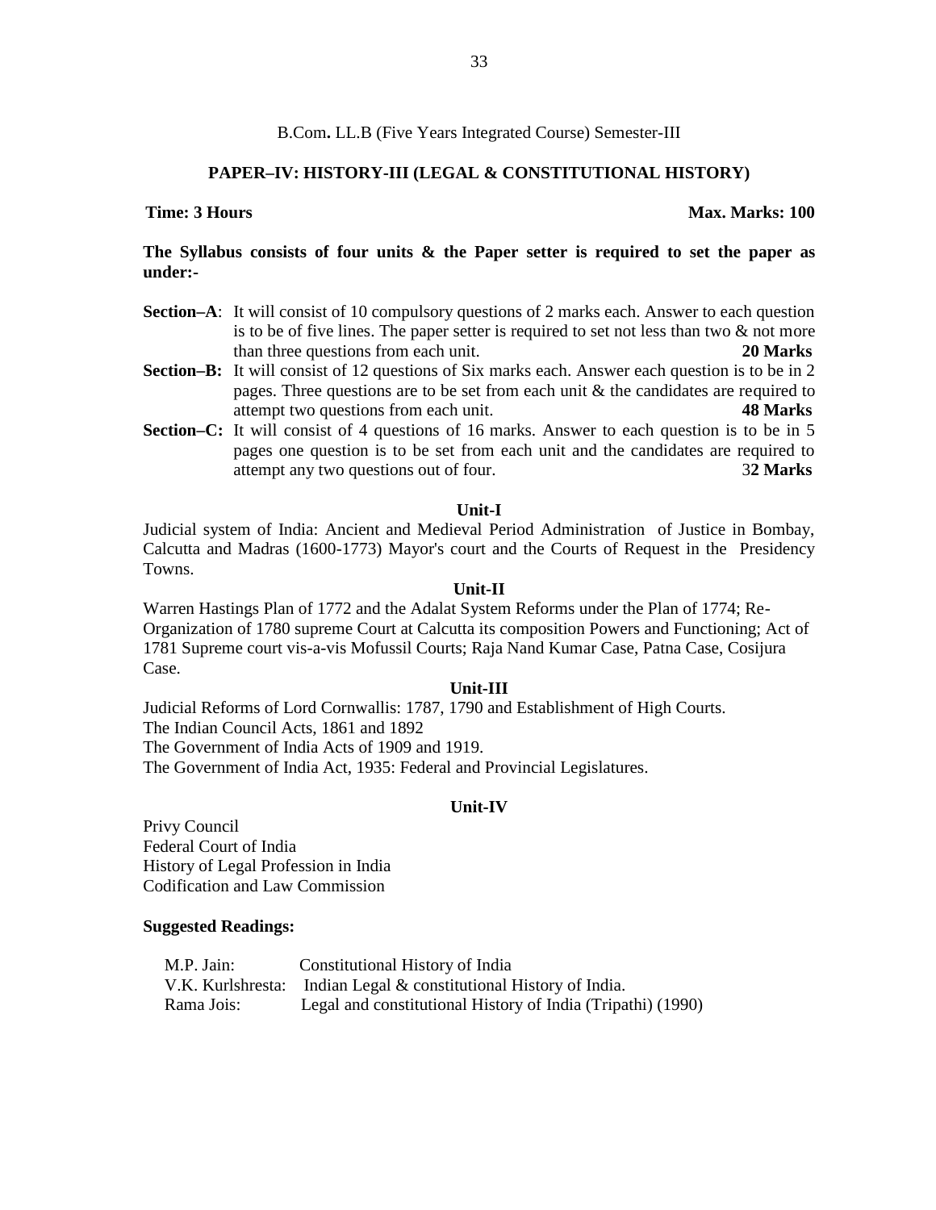B.Com**.** LL.B (Five Years Integrated Course) Semester-III

## PAPER–IV: HISTORY-III (LEGAL & CONSTITUTIONAL HISTORY)

**Time: 3 Hours** **Max. Marks: 100**

**The Syllabus consists of four units & the Paper setter is required to set the paper as under:-**

**Section–A**: It will consist of 10 compulsory questions of 2 marks each. Answer to each question is to be of five lines. The paper setter is required to set not less than two & not more than three questions from each unit. **20 Marks**

**Section–B:** It will consist of 12 questions of Six marks each. Answer each question is to be in 2 pages. Three questions are to be set from each unit & the candidates are required to attempt two questions from each unit. **48 Marks**

**Section–C:** It will consist of 4 questions of 16 marks. Answer to each question is to be in 5 pages one question is to be set from each unit and the candidates are required to attempt any two questions out of four. 3**2 Marks**

### Unit-I

Judicial system of India: Ancient and Medieval Period Administration of Justice in Bombay, Calcutta and Madras (1600-1773) Mayor's court and the Courts of Request in the Presidency Towns.

### Unit-II

Warren Hastings Plan of 1772 and the Adalat System Reforms under the Plan of 1774; Re-Organization of 1780 supreme Court at Calcutta its composition Powers and Functioning; Act of 1781 Supreme court vis-a-vis Mofussil Courts; Raja Nand Kumar Case, Patna Case, Cosijura Case.

### Unit-III

Judicial Reforms of Lord Cornwallis: 1787, 1790 and Establishment of High Courts.
The Indian Council Acts, 1861 and 1892
The Government of India Acts of 1909 and 1919.
The Government of India Act, 1935: Federal and Provincial Legislatures.

### Unit-IV

Privy Council
Federal Court of India
History of Legal Profession in India
Codification and Law Commission

**Suggested Readings:**

M.P. Jain: Constitutional History of India
V.K. Kurlshresta: Indian Legal & constitutional History of India.
Rama Jois: Legal and constitutional History of India (Tripathi) (1990)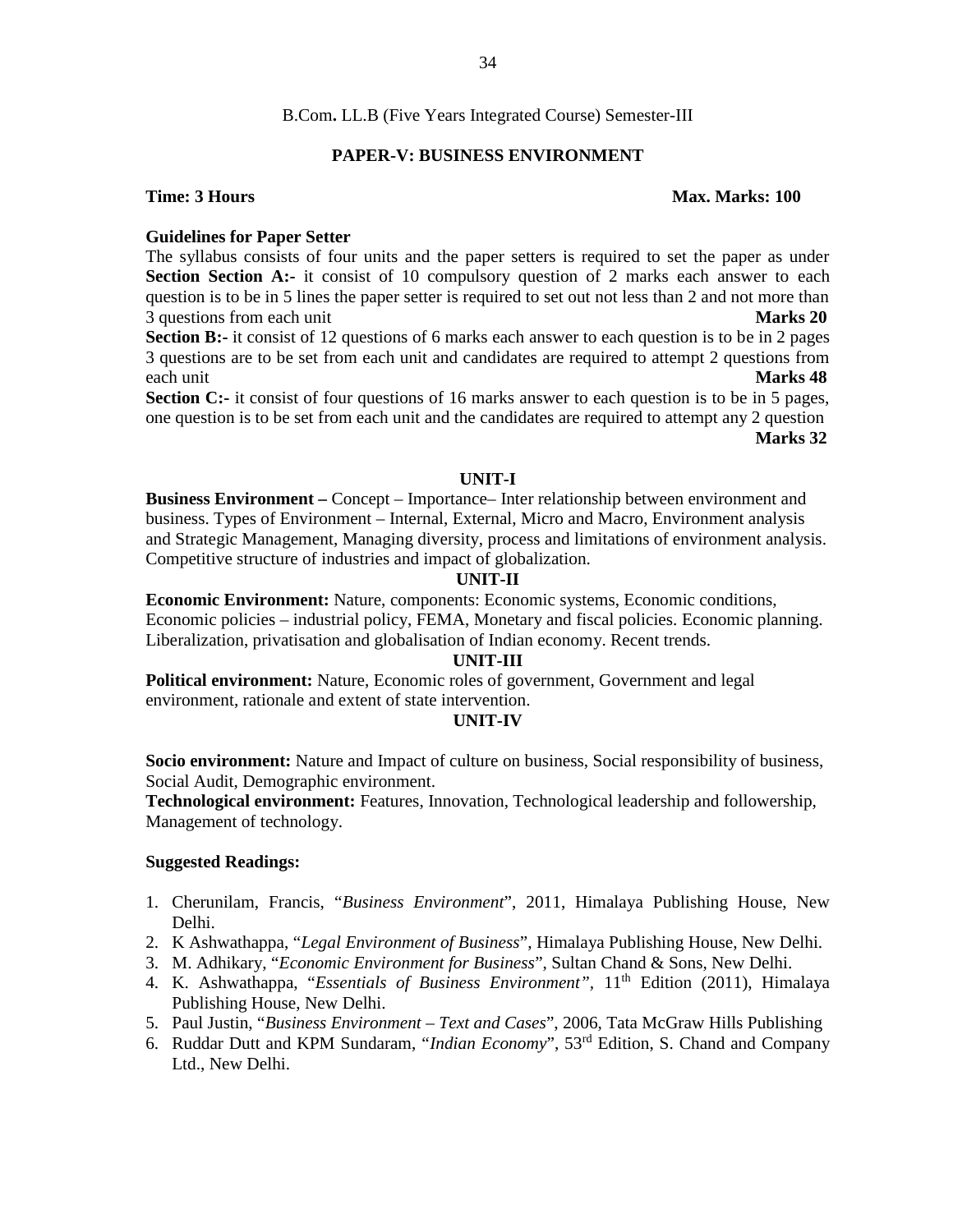B.Com**.** LL.B (Five Years Integrated Course) Semester-III

## PAPER-V: BUSINESS ENVIRONMENT

**Time: 3 Hours** **Max. Marks: 100**

**Guidelines for Paper Setter**

The syllabus consists of four units and the paper setters is required to set the paper as under

**Section Section A:-** it consist of 10 compulsory question of 2 marks each answer to each question is to be in 5 lines the paper setter is required to set out not less than 2 and not more than 3 questions from each unit **Marks 20**

**Section B:-** it consist of 12 questions of 6 marks each answer to each question is to be in 2 pages 3 questions are to be set from each unit and candidates are required to attempt 2 questions from each unit **Marks 48**

**Section C:-** it consist of four questions of 16 marks answer to each question is to be in 5 pages, one question is to be set from each unit and the candidates are required to attempt any 2 question **Marks 32**

### UNIT-I

**Business Environment –** Concept – Importance– Inter relationship between environment and business. Types of Environment – Internal, External, Micro and Macro, Environment analysis and Strategic Management, Managing diversity, process and limitations of environment analysis. Competitive structure of industries and impact of globalization.

### UNIT-II

**Economic Environment:** Nature, components: Economic systems, Economic conditions, Economic policies – industrial policy, FEMA, Monetary and fiscal policies. Economic planning. Liberalization, privatisation and globalisation of Indian economy. Recent trends.

### UNIT-III

**Political environment:** Nature, Economic roles of government, Government and legal environment, rationale and extent of state intervention.

### UNIT-IV

**Socio environment:** Nature and Impact of culture on business, Social responsibility of business, Social Audit, Demographic environment.

**Technological environment:** Features, Innovation, Technological leadership and followership, Management of technology.

**Suggested Readings:**

1. Cherunilam, Francis, "*Business Environment*", 2011, Himalaya Publishing House, New Delhi.
2. K Ashwathappa, "*Legal Environment of Business*", Himalaya Publishing House, New Delhi.
3. M. Adhikary, "*Economic Environment for Business*", Sultan Chand & Sons, New Delhi.
4. K. Ashwathappa, "*Essentials of Business Environment*", 11th Edition (2011), Himalaya Publishing House, New Delhi.
5. Paul Justin, "*Business Environment – Text and Cases*", 2006, Tata McGraw Hills Publishing
6. Ruddar Dutt and KPM Sundaram, "*Indian Economy*", 53rd Edition, S. Chand and Company Ltd., New Delhi.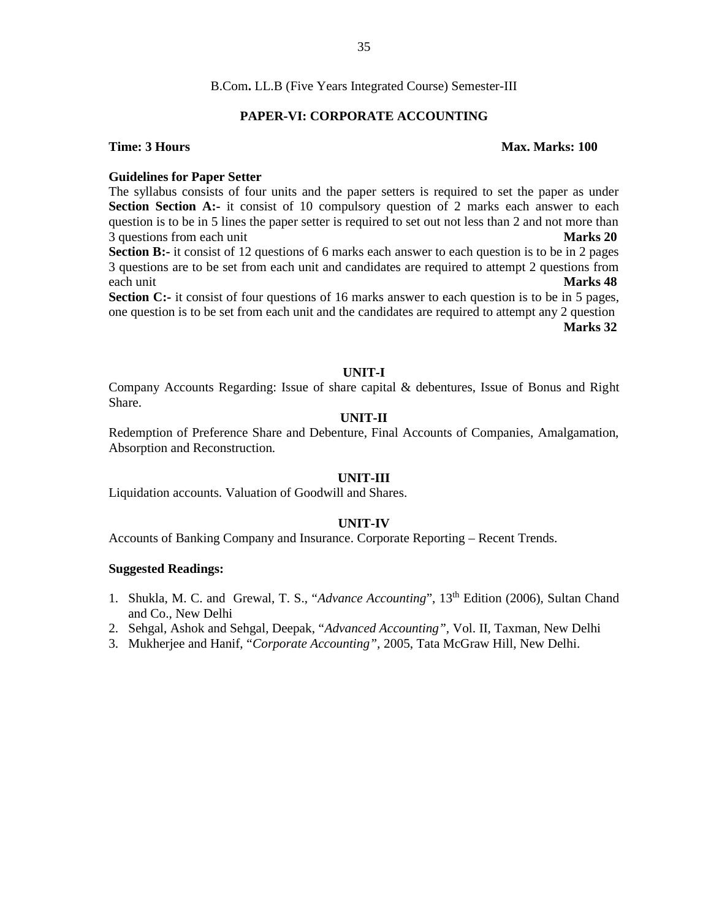B.Com**.** LL.B (Five Years Integrated Course) Semester-III

## PAPER-VI: CORPORATE ACCOUNTING

**Time: 3 Hours** **Max. Marks: 100**

**Guidelines for Paper Setter**

The syllabus consists of four units and the paper setters is required to set the paper as under

**Section Section A:-** it consist of 10 compulsory question of 2 marks each answer to each question is to be in 5 lines the paper setter is required to set out not less than 2 and not more than 3 questions from each unit **Marks 20**

**Section B:-** it consist of 12 questions of 6 marks each answer to each question is to be in 2 pages 3 questions are to be set from each unit and candidates are required to attempt 2 questions from each unit **Marks 48**

**Section C:-** it consist of four questions of 16 marks answer to each question is to be in 5 pages, one question is to be set from each unit and the candidates are required to attempt any 2 question **Marks 32**

### UNIT-I

Company Accounts Regarding: Issue of share capital & debentures, Issue of Bonus and Right Share.

### UNIT-II

Redemption of Preference Share and Debenture, Final Accounts of Companies, Amalgamation, Absorption and Reconstruction.

### UNIT-III

Liquidation accounts. Valuation of Goodwill and Shares.

### UNIT-IV

Accounts of Banking Company and Insurance. Corporate Reporting – Recent Trends.

**Suggested Readings:**

1. Shukla, M. C. and Grewal, T. S., "*Advance Accounting*", 13th Edition (2006), Sultan Chand and Co., New Delhi
2. Sehgal, Ashok and Sehgal, Deepak, "*Advanced Accounting"*, Vol. II, Taxman, New Delhi
3. Mukherjee and Hanif, "*Corporate Accounting"*, 2005, Tata McGraw Hill, New Delhi.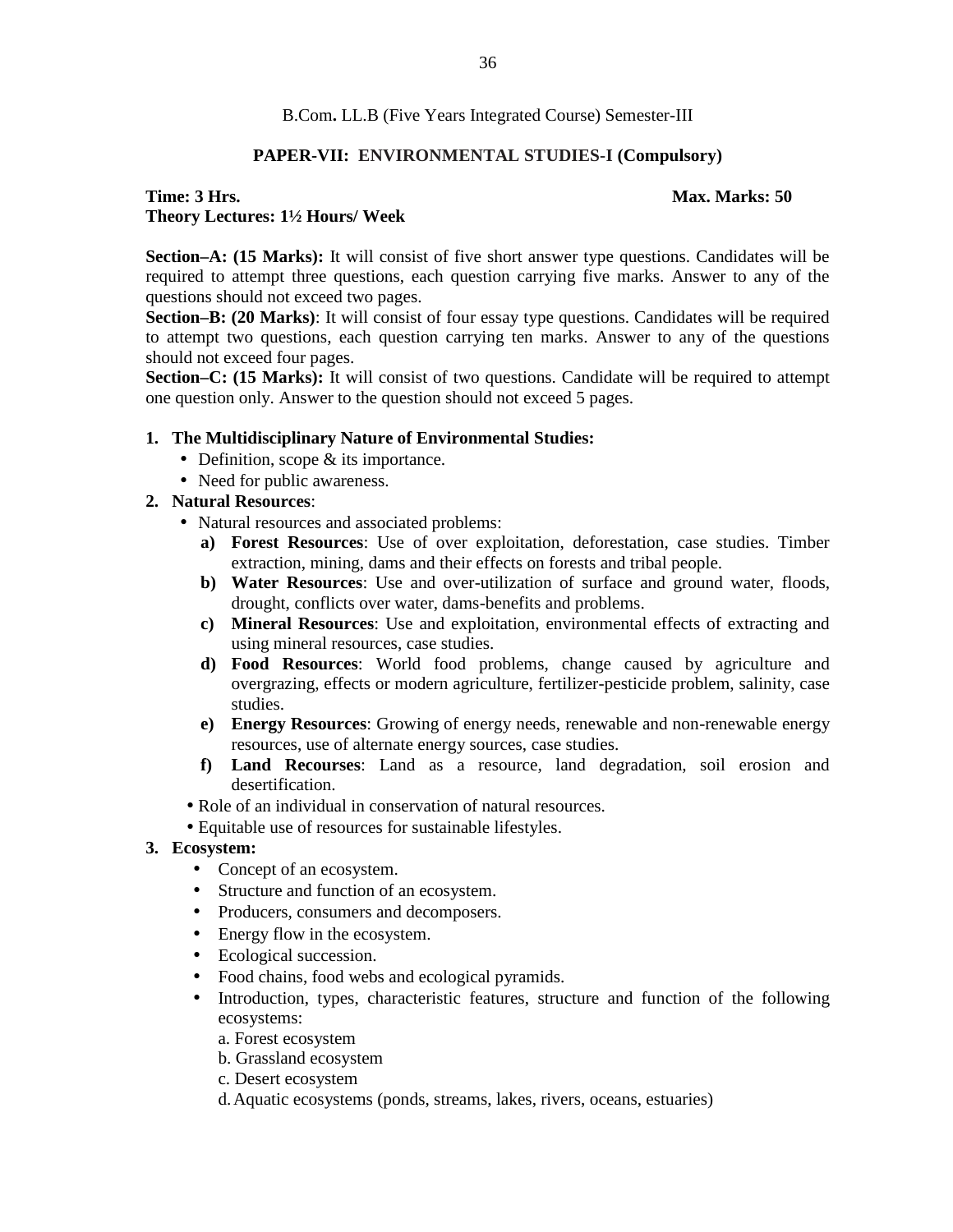B.Com**.** LL.B (Five Years Integrated Course) Semester-III

## PAPER-VII: ENVIRONMENTAL STUDIES-I (Compulsory)

**Time: 3 Hrs.** **Max. Marks: 50**
**Theory Lectures: 1½ Hours/ Week**

**Section–A: (15 Marks):** It will consist of five short answer type questions. Candidates will be required to attempt three questions, each question carrying five marks. Answer to any of the questions should not exceed two pages.
**Section–B: (20 Marks)**: It will consist of four essay type questions. Candidates will be required to attempt two questions, each question carrying ten marks. Answer to any of the questions should not exceed four pages.
**Section–C: (15 Marks):** It will consist of two questions. Candidate will be required to attempt one question only. Answer to the question should not exceed 5 pages.

1. **The Multidisciplinary Nature of Environmental Studies:**
   - Definition, scope & its importance.
   - Need for public awareness.
2. **Natural Resources**:
   - Natural resources and associated problems:
     - a) **Forest Resources**: Use of over exploitation, deforestation, case studies. Timber extraction, mining, dams and their effects on forests and tribal people.
     - b) **Water Resources**: Use and over-utilization of surface and ground water, floods, drought, conflicts over water, dams-benefits and problems.
     - c) **Mineral Resources**: Use and exploitation, environmental effects of extracting and using mineral resources, case studies.
     - d) **Food Resources**: World food problems, change caused by agriculture and overgrazing, effects or modern agriculture, fertilizer-pesticide problem, salinity, case studies.
     - e) **Energy Resources**: Growing of energy needs, renewable and non-renewable energy resources, use of alternate energy sources, case studies.
     - f) **Land Recourses**: Land as a resource, land degradation, soil erosion and desertification.
   - Role of an individual in conservation of natural resources.
   - Equitable use of resources for sustainable lifestyles.
3. **Ecosystem:**
   - Concept of an ecosystem.
   - Structure and function of an ecosystem.
   - Producers, consumers and decomposers.
   - Energy flow in the ecosystem.
   - Ecological succession.
   - Food chains, food webs and ecological pyramids.
   - Introduction, types, characteristic features, structure and function of the following ecosystems:
     - a. Forest ecosystem
     - b. Grassland ecosystem
     - c. Desert ecosystem
     - d. Aquatic ecosystems (ponds, streams, lakes, rivers, oceans, estuaries)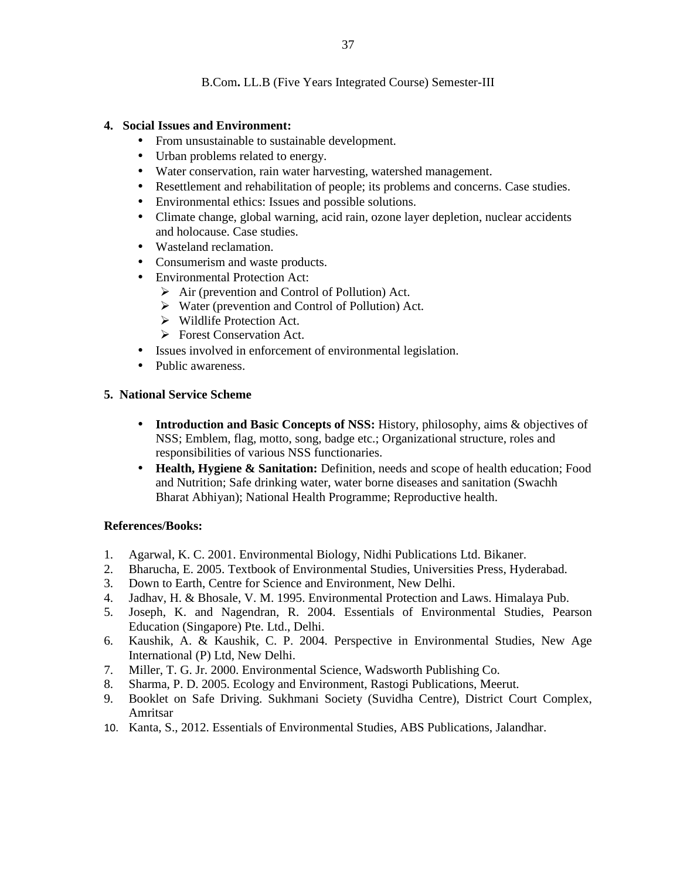B.Com**.** LL.B (Five Years Integrated Course) Semester-III

**4. Social Issues and Environment:**

- From unsustainable to sustainable development.
- Urban problems related to energy.
- Water conservation, rain water harvesting, watershed management.
- Resettlement and rehabilitation of people; its problems and concerns. Case studies.
- Environmental ethics: Issues and possible solutions.
- Climate change, global warning, acid rain, ozone layer depletion, nuclear accidents and holocause. Case studies.
- Wasteland reclamation.
- Consumerism and waste products.
- Environmental Protection Act:
  - Air (prevention and Control of Pollution) Act.
  - Water (prevention and Control of Pollution) Act.
  - Wildlife Protection Act.
  - Forest Conservation Act.
- Issues involved in enforcement of environmental legislation.
- Public awareness.

**5. National Service Scheme**

- **Introduction and Basic Concepts of NSS:** History, philosophy, aims & objectives of NSS; Emblem, flag, motto, song, badge etc.; Organizational structure, roles and responsibilities of various NSS functionaries.
- **Health, Hygiene & Sanitation:** Definition, needs and scope of health education; Food and Nutrition; Safe drinking water, water borne diseases and sanitation (Swachh Bharat Abhiyan); National Health Programme; Reproductive health.

**References/Books:**

1. Agarwal, K. C. 2001. Environmental Biology, Nidhi Publications Ltd. Bikaner.
2. Bharucha, E. 2005. Textbook of Environmental Studies, Universities Press, Hyderabad.
3. Down to Earth, Centre for Science and Environment, New Delhi.
4. Jadhav, H. & Bhosale, V. M. 1995. Environmental Protection and Laws. Himalaya Pub.
5. Joseph, K. and Nagendran, R. 2004. Essentials of Environmental Studies, Pearson Education (Singapore) Pte. Ltd., Delhi.
6. Kaushik, A. & Kaushik, C. P. 2004. Perspective in Environmental Studies, New Age International (P) Ltd, New Delhi.
7. Miller, T. G. Jr. 2000. Environmental Science, Wadsworth Publishing Co.
8. Sharma, P. D. 2005. Ecology and Environment, Rastogi Publications, Meerut.
9. Booklet on Safe Driving. Sukhmani Society (Suvidha Centre), District Court Complex, Amritsar
10. Kanta, S., 2012. Essentials of Environmental Studies, ABS Publications, Jalandhar.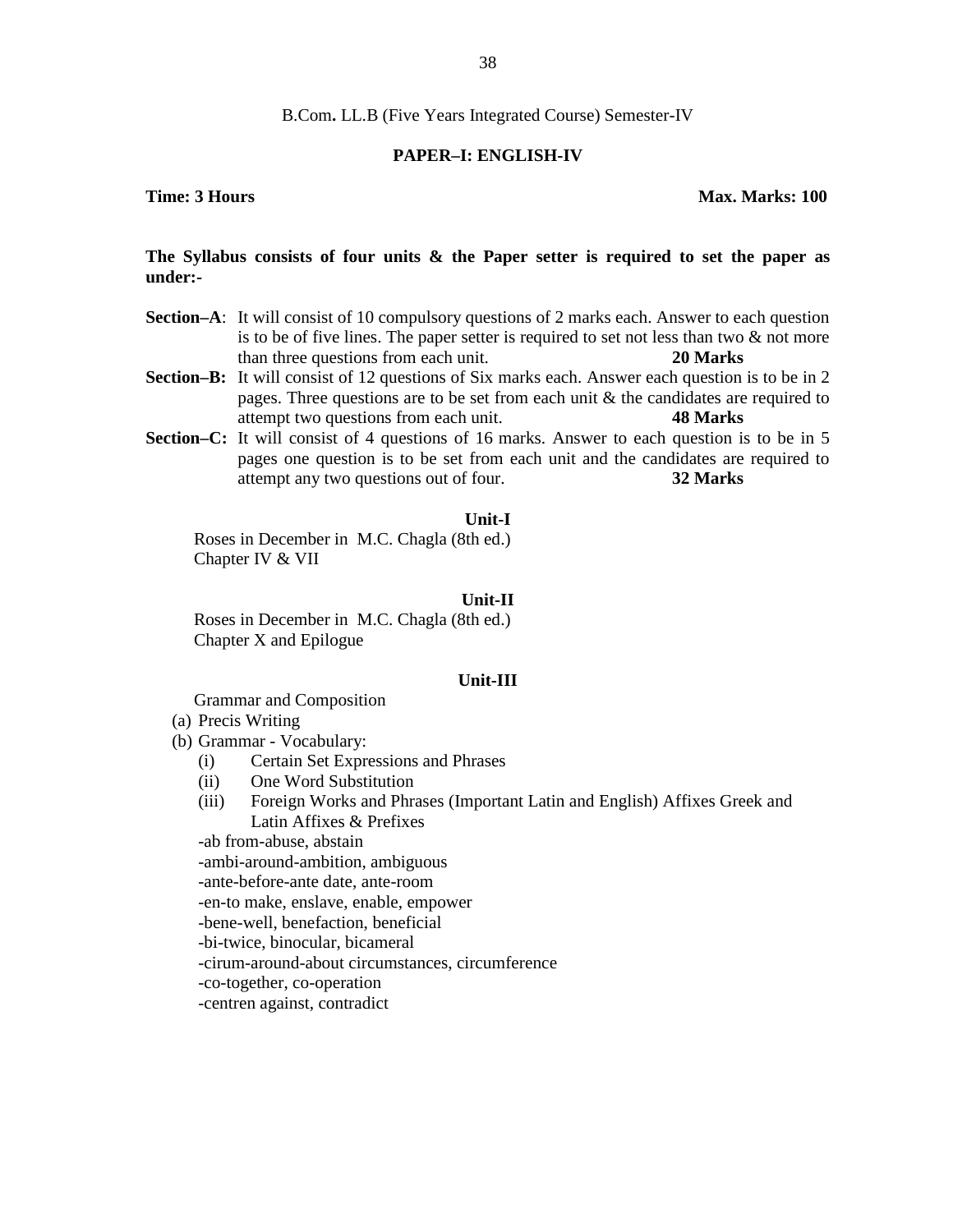B.Com**.** LL.B (Five Years Integrated Course) Semester-IV

## PAPER–I: ENGLISH-IV

**Time: 3 Hours** **Max. Marks: 100**

**The Syllabus consists of four units & the Paper setter is required to set the paper as under:-**

**Section–A**: It will consist of 10 compulsory questions of 2 marks each. Answer to each question is to be of five lines. The paper setter is required to set not less than two & not more than three questions from each unit. **20 Marks**

**Section–B:** It will consist of 12 questions of Six marks each. Answer each question is to be in 2 pages. Three questions are to be set from each unit & the candidates are required to attempt two questions from each unit. **48 Marks**

**Section–C:** It will consist of 4 questions of 16 marks. Answer to each question is to be in 5 pages one question is to be set from each unit and the candidates are required to attempt any two questions out of four. **32 Marks**

### Unit-I

Roses in December in M.C. Chagla (8th ed.)
Chapter IV & VII

### Unit-II

Roses in December in M.C. Chagla (8th ed.)
Chapter X and Epilogue

### Unit-III

Grammar and Composition

(a) Precis Writing
(b) Grammar - Vocabulary:
  (i) Certain Set Expressions and Phrases
  (ii) One Word Substitution
  (iii) Foreign Works and Phrases (Important Latin and English) Affixes Greek and Latin Affixes & Prefixes

-ab from-abuse, abstain
-ambi-around-ambition, ambiguous
-ante-before-ante date, ante-room
-en-to make, enslave, enable, empower
-bene-well, benefaction, beneficial
-bi-twice, binocular, bicameral
-cirum-around-about circumstances, circumference
-co-together, co-operation
-centren against, contradict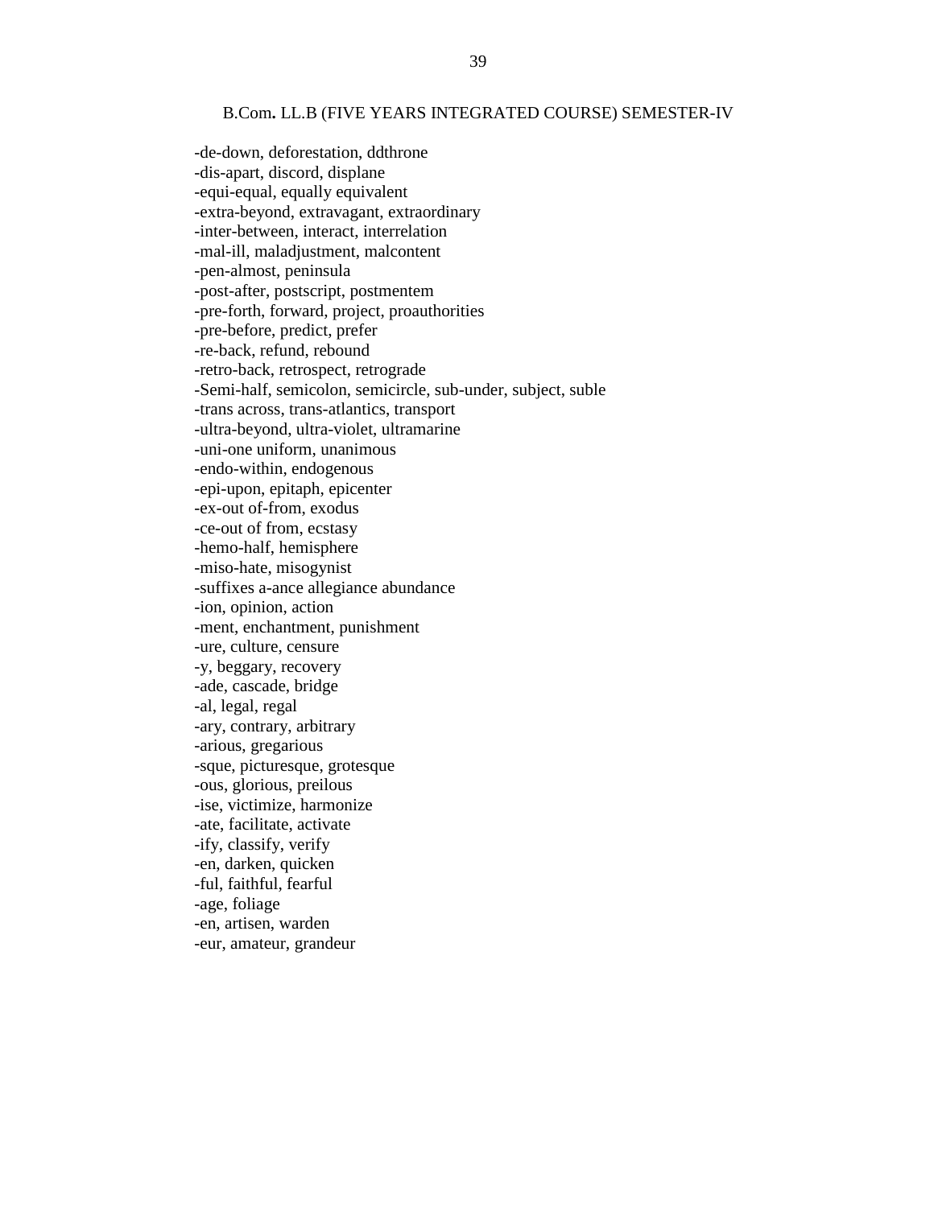-de-down, deforestation, ddthrone
-dis-apart, discord, displane
-equi-equal, equally equivalent
-extra-beyond, extravagant, extraordinary
-inter-between, interact, interrelation
-mal-ill, maladjustment, malcontent
-pen-almost, peninsula
-post-after, postscript, postmentem
-pre-forth, forward, project, proauthorities
-pre-before, predict, prefer
-re-back, refund, rebound
-retro-back, retrospect, retrograde
-Semi-half, semicolon, semicircle, sub-under, subject, suble
-trans across, trans-atlantics, transport
-ultra-beyond, ultra-violet, ultramarine
-uni-one uniform, unanimous
-endo-within, endogenous
-epi-upon, epitaph, epicenter
-ex-out of-from, exodus
-ce-out of from, ecstasy
-hemo-half, hemisphere
-miso-hate, misogynist
-suffixes a-ance allegiance abundance
-ion, opinion, action
-ment, enchantment, punishment
-ure, culture, censure
-y, beggary, recovery
-ade, cascade, bridge
-al, legal, regal
-ary, contrary, arbitrary
-arious, gregarious
-sque, picturesque, grotesque
-ous, glorious, preilous
-ise, victimize, harmonize
-ate, facilitate, activate
-ify, classify, verify
-en, darken, quicken
-ful, faithful, fearful
-age, foliage
-en, artisen, warden
-eur, amateur, grandeur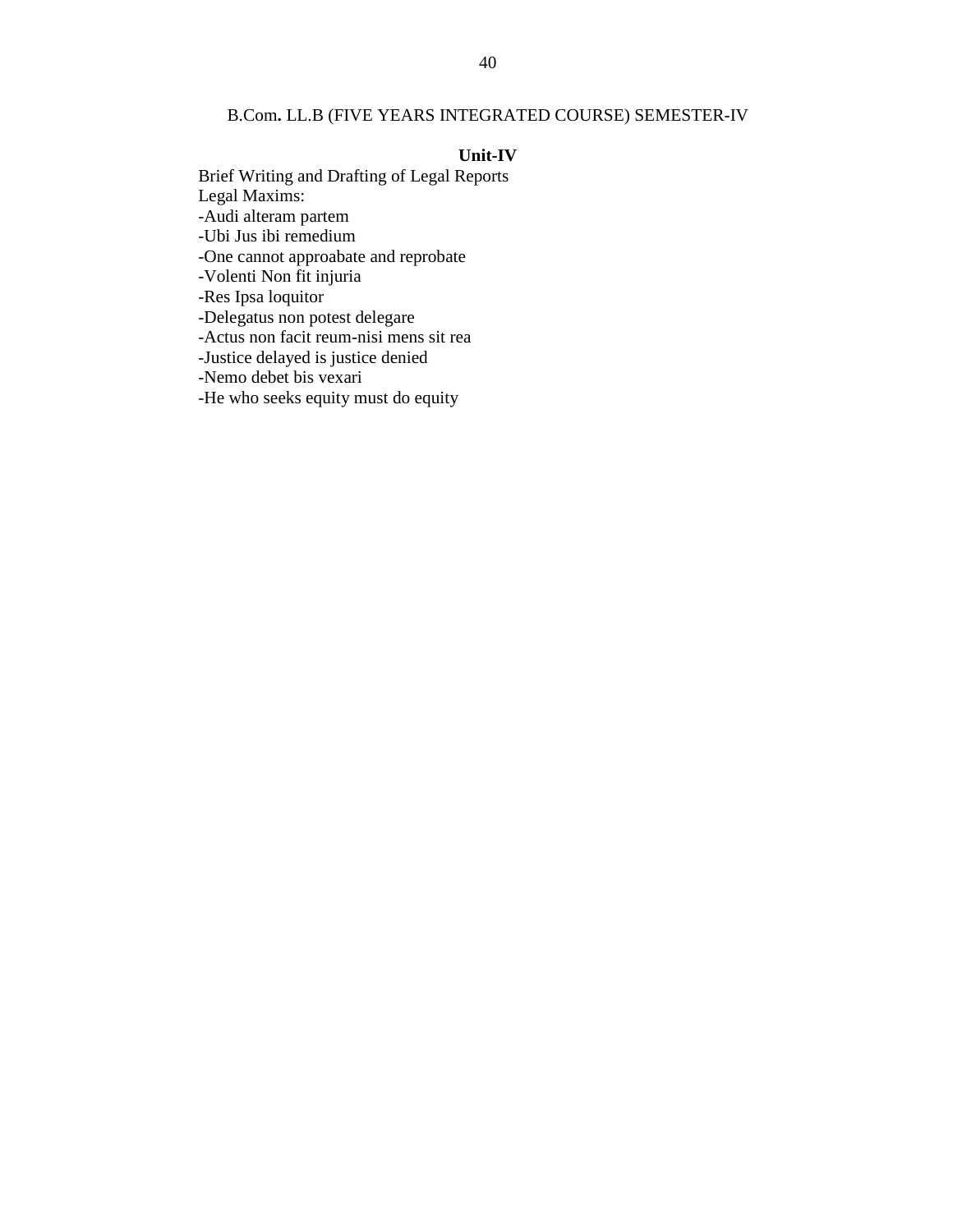B.Com**.** LL.B (FIVE YEARS INTEGRATED COURSE) SEMESTER-IV

**Unit-IV**

Brief Writing and Drafting of Legal Reports
Legal Maxims:
-Audi alteram partem
-Ubi Jus ibi remedium
-One cannot approabate and reprobate
-Volenti Non fit injuria
-Res Ipsa loquitor
-Delegatus non potest delegare
-Actus non facit reum-nisi mens sit rea
-Justice delayed is justice denied
-Nemo debet bis vexari
-He who seeks equity must do equity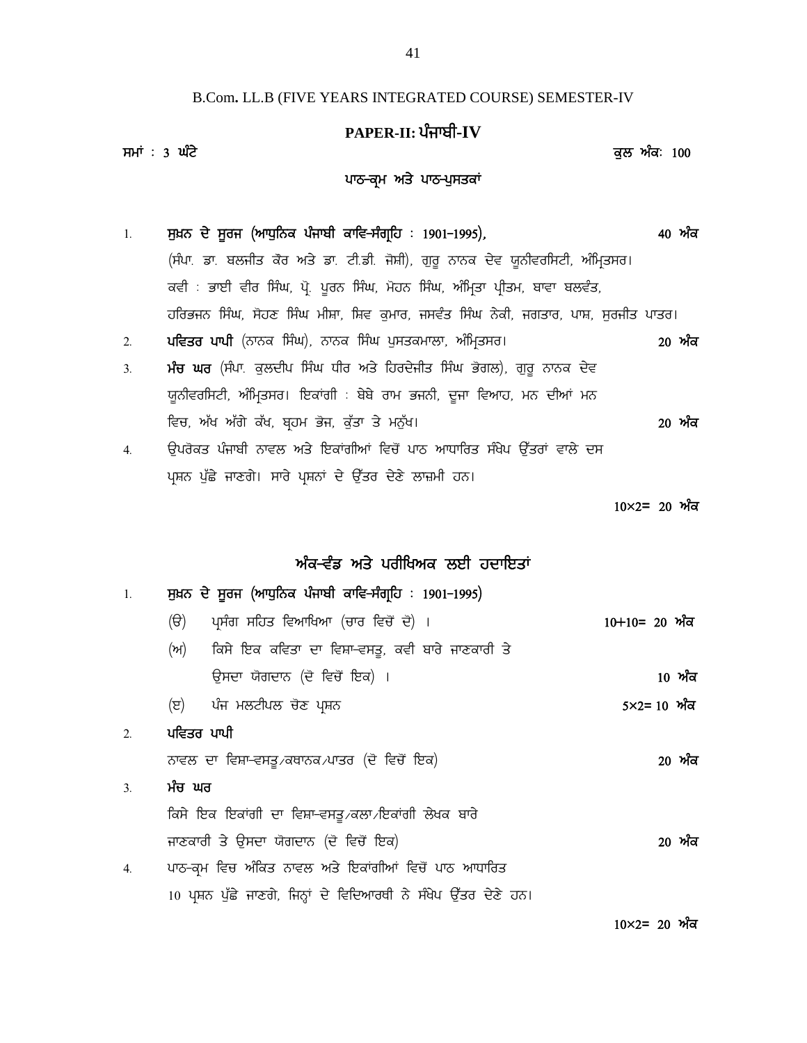B.Com. LL.B (FIVE YEARS INTEGRATED COURSE) SEMESTER-IV

## PAPER-II: ਪੰਜਾਬੀ-IV

ਸਮਾਂ : 3 ਘੰਟੇ ਕੁਲ ਅੰਕ: 100

### ਪਾਠ-ਕ੍ਰਮ ਅਤੇ ਪਾਠ-ਪੁਸਤਕਾਂ

1. **ਸੁਖ਼ਨ ਦੇ ਸੂਰਜ (ਆਧੁਨਿਕ ਪੰਜਾਬੀ ਕਾਵਿ-ਸੰਗ੍ਰਹਿ : 1901–1995),** 40 ਅੰਕ
   (ਸੰਪਾ. ਡਾ. ਬਲਜੀਤ ਕੌਰ ਅਤੇ ਡਾ. ਟੀ.ਡੀ. ਜੋਸ਼ੀ), ਗੁਰੂ ਨਾਨਕ ਦੇਵ ਯੂਨੀਵਰਸਿਟੀ, ਅੰਮ੍ਰਿਤਸਰ।
   ਕਵੀ : ਭਾਈ ਵੀਰ ਸਿੰਘ, ਪ੍ਰੋ. ਪੂਰਨ ਸਿੰਘ, ਮੋਹਨ ਸਿੰਘ, ਅੰਮ੍ਰਿਤਾ ਪ੍ਰੀਤਮ, ਬਾਵਾ ਬਲਵੰਤ, ਹਰਿਭਜਨ ਸਿੰਘ, ਸੋਹਣ ਸਿੰਘ ਮੀਸ਼ਾ, ਸ਼ਿਵ ਕੁਮਾਰ, ਜਸਵੰਤ ਸਿੰਘ ਨੇਕੀ, ਜਗਤਾਰ, ਪਾਸ਼, ਸੁਰਜੀਤ ਪਾਤਰ।
2. **ਪਵਿਤਰ ਪਾਪੀ** (ਨਾਨਕ ਸਿੰਘ), ਨਾਨਕ ਸਿੰਘ ਪੁਸਤਕਮਾਲਾ, ਅੰਮ੍ਰਿਤਸਰ। 20 ਅੰਕ
3. **ਮੰਚ ਘਰ** (ਸੰਪਾ. ਕੁਲਦੀਪ ਸਿੰਘ ਧੀਰ ਅਤੇ ਹਿਰਦੇਜੀਤ ਸਿੰਘ ਭੋਗਲ), ਗੁਰੂ ਨਾਨਕ ਦੇਵ ਯੂਨੀਵਰਸਿਟੀ, ਅੰਮ੍ਰਿਤਸਰ। ਇਕਾਂਗੀ : ਬੇਬੇ ਰਾਮ ਭਜਨੀ, ਦੂਜਾ ਵਿਆਹ, ਮਨ ਦੀਆਂ ਮਨ ਵਿਚ, ਅੱਖ ਅੱਗੇ ਕੱਖ, ਬ੍ਰਹਮ ਭੋਜ, ਕੁੱਤਾ ਤੇ ਮਨੁੱਖ। 20 ਅੰਕ
4. ਉਪਰੋਕਤ ਪੰਜਾਬੀ ਨਾਵਲ ਅਤੇ ਇਕਾਂਗੀਆਂ ਵਿਚੋਂ ਪਾਠ ਆਧਾਰਿਤ ਸੰਖੇਪ ਉੱਤਰਾਂ ਵਾਲੇ ਦਸ ਪ੍ਰਸ਼ਨ ਪੁੱਛੇ ਜਾਣਗੇ। ਸਾਰੇ ਪ੍ਰਸ਼ਨਾਂ ਦੇ ਉੱਤਰ ਦੇਣੇ ਲਾਜ਼ਮੀ ਹਨ।

   10×2= 20 ਅੰਕ

### ਅੰਕ-ਵੰਡ ਅਤੇ ਪਰੀਖਿਅਕ ਲਈ ਹਦਾਇਤਾਂ

1. **ਸੁਖ਼ਨ ਦੇ ਸੂਰਜ (ਆਧੁਨਿਕ ਪੰਜਾਬੀ ਕਾਵਿ-ਸੰਗ੍ਰਹਿ : 1901–1995)**
   - (ੳ) ਪ੍ਰਸੰਗ ਸਹਿਤ ਵਿਆਖਿਆ (ਚਾਰ ਵਿਚੋਂ ਦੋ) । 10+10= 20 ਅੰਕ
   - (ਅ) ਕਿਸੇ ਇਕ ਕਵਿਤਾ ਦਾ ਵਿਸ਼ਾ-ਵਸਤੂ, ਕਵੀ ਬਾਰੇ ਜਾਣਕਾਰੀ ਤੇ ਉਸਦਾ ਯੋਗਦਾਨ (ਦੋ ਵਿਚੋਂ ਇਕ) । 10 ਅੰਕ
   - (ੲ) ਪੰਜ ਮਲਟੀਪਲ ਚੋਣ ਪ੍ਰਸ਼ਨ 5×2= 10 ਅੰਕ
2. **ਪਵਿਤਰ ਪਾਪੀ**
   ਨਾਵਲ ਦਾ ਵਿਸ਼ਾ-ਵਸਤੂ/ਕਥਾਨਕ/ਪਾਤਰ (ਦੋ ਵਿਚੋਂ ਇਕ) 20 ਅੰਕ
3. **ਮੰਚ ਘਰ**
   ਕਿਸੇ ਇਕ ਇਕਾਂਗੀ ਦਾ ਵਿਸ਼ਾ-ਵਸਤੂ/ਕਲਾ/ਇਕਾਂਗੀ ਲੇਖਕ ਬਾਰੇ ਜਾਣਕਾਰੀ ਤੇ ਉਸਦਾ ਯੋਗਦਾਨ (ਦੋ ਵਿਚੋਂ ਇਕ) 20 ਅੰਕ
4. ਪਾਠ-ਕ੍ਰਮ ਵਿਚ ਅੰਕਿਤ ਨਾਵਲ ਅਤੇ ਇਕਾਂਗੀਆਂ ਵਿਚੋਂ ਪਾਠ ਆਧਾਰਿਤ 10 ਪ੍ਰਸ਼ਨ ਪੁੱਛੇ ਜਾਣਗੇ, ਜਿਨ੍ਹਾਂ ਦੇ ਵਿਦਿਆਰਥੀ ਨੇ ਸੰਖੇਪ ਉੱਤਰ ਦੇਣੇ ਹਨ।

   10×2= 20 ਅੰਕ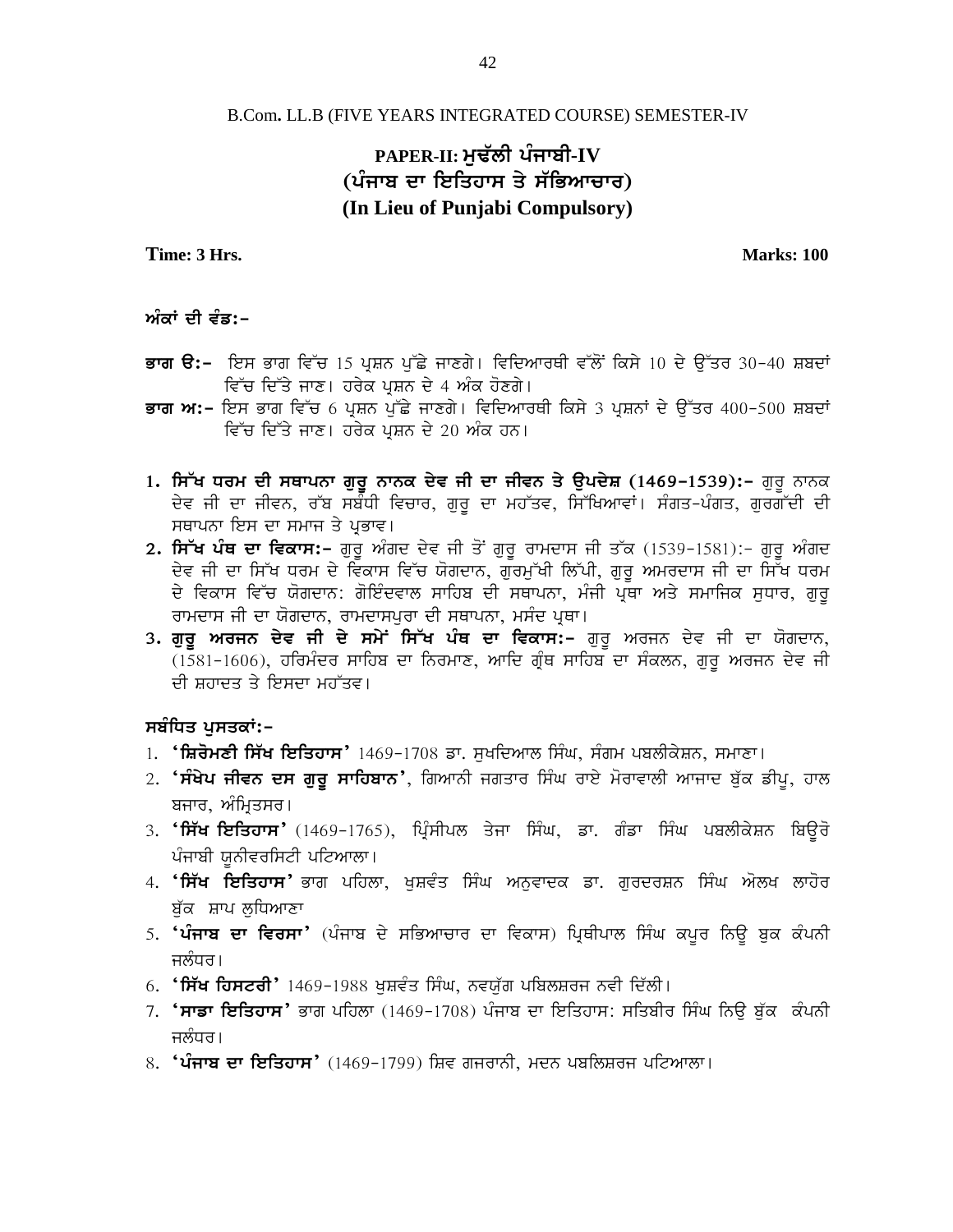B.Com**.** LL.B (FIVE YEARS INTEGRATED COURSE) SEMESTER-IV

## PAPER-II: ਮੁਢੱਲੀ ਪੰਜਾਬੀ-IV
## (ਪੰਜਾਬ ਦਾ ਇਤਿਹਾਸ ਤੇ ਸੱਭਿਆਚਾਰ)
## (In Lieu of Punjabi Compulsory)

**Time: 3 Hrs.** **Marks: 100**

**ਅੰਕਾਂ ਦੀ ਵੰਡ:–**

**ਭਾਗ ੳ:–** ਇਸ ਭਾਗ ਵਿੱਚ 15 ਪ੍ਰਸ਼ਨ ਪੁੱਛੇ ਜਾਣਗੇ। ਵਿਦਿਆਰਥੀ ਵੱਲੋਂ ਕਿਸੇ 10 ਦੇ ਉੱਤਰ 30–40 ਸ਼ਬਦਾਂ ਵਿੱਚ ਦਿੱਤੇ ਜਾਣ। ਹਰੇਕ ਪ੍ਰਸ਼ਨ ਦੇ 4 ਅੰਕ ਹੋਣਗੇ।

**ਭਾਗ ਅ:–** ਇਸ ਭਾਗ ਵਿੱਚ 6 ਪ੍ਰਸ਼ਨ ਪੁੱਛੇ ਜਾਣਗੇ। ਵਿਦਿਆਰਥੀ ਕਿਸੇ 3 ਪ੍ਰਸ਼ਨਾਂ ਦੇ ਉੱਤਰ 400–500 ਸ਼ਬਦਾਂ ਵਿੱਚ ਦਿੱਤੇ ਜਾਣ। ਹਰੇਕ ਪ੍ਰਸ਼ਨ ਦੇ 20 ਅੰਕ ਹਨ।

1. **ਸਿੱਖ ਧਰਮ ਦੀ ਸਥਾਪਨਾ ਗੁਰੂ ਨਾਨਕ ਦੇਵ ਜੀ ਦਾ ਜੀਵਨ ਤੇ ਉਪਦੇਸ਼ (1469–1539):–** ਗੁਰੂ ਨਾਨਕ ਦੇਵ ਜੀ ਦਾ ਜੀਵਨ, ਰੱਬ ਸਬੰਧੀ ਵਿਚਾਰ, ਗੁਰੂ ਦਾ ਮਹੱਤਵ, ਸਿੱਖਿਆਵਾਂ। ਸੰਗਤ-ਪੰਗਤ, ਗੁਰਗੱਦੀ ਦੀ ਸਥਾਪਨਾ ਇਸ ਦਾ ਸਮਾਜ ਤੇ ਪ੍ਰਭਾਵ।
2. **ਸਿੱਖ ਪੰਥ ਦਾ ਵਿਕਾਸ:–** ਗੁਰੂ ਅੰਗਦ ਦੇਵ ਜੀ ਤੋਂ ਗੁਰੂ ਰਾਮਦਾਸ ਜੀ ਤੱਕ (1539-1581):- ਗੁਰੂ ਅੰਗਦ ਦੇਵ ਜੀ ਦਾ ਸਿੱਖ ਧਰਮ ਦੇ ਵਿਕਾਸ ਵਿੱਚ ਯੋਗਦਾਨ, ਗੁਰਮੁੱਖੀ ਲਿੱਪੀ, ਗੁਰੂ ਅਮਰਦਾਸ ਜੀ ਦਾ ਸਿੱਖ ਧਰਮ ਦੇ ਵਿਕਾਸ ਵਿੱਚ ਯੋਗਦਾਨ: ਗੋਇੰਦਵਾਲ ਸਾਹਿਬ ਦੀ ਸਥਾਪਨਾ, ਮੰਜੀ ਪ੍ਰਥਾ ਅਤੇ ਸਮਾਜਿਕ ਸੁਧਾਰ, ਗੁਰੂ ਰਾਮਦਾਸ ਜੀ ਦਾ ਯੋਗਦਾਨ, ਰਾਮਦਾਸਪੁਰਾ ਦੀ ਸਥਾਪਨਾ, ਮਸੰਦ ਪ੍ਰਥਾ।
3. **ਗੁਰੂ ਅਰਜਨ ਦੇਵ ਜੀ ਦੇ ਸਮੇਂ ਸਿੱਖ ਪੰਥ ਦਾ ਵਿਕਾਸ:–** ਗੁਰੂ ਅਰਜਨ ਦੇਵ ਜੀ ਦਾ ਯੋਗਦਾਨ, (1581-1606), ਹਰਿਮੰਦਰ ਸਾਹਿਬ ਦਾ ਨਿਰਮਾਣ, ਆਦਿ ਗ੍ਰੰਥ ਸਾਹਿਬ ਦਾ ਸੰਕਲਨ, ਗੁਰੂ ਅਰਜਨ ਦੇਵ ਜੀ ਦੀ ਸ਼ਹਾਦਤ ਤੇ ਇਸਦਾ ਮਹੱਤਵ।

**ਸਬੰਧਿਤ ਪੁਸਤਕਾਂ:–**

1. **'ਸ਼ਿਰੋਮਣੀ ਸਿੱਖ ਇਤਿਹਾਸ'** 1469-1708 ਡਾ. ਸੁਖਦਿਆਲ ਸਿੰਘ, ਸੰਗਮ ਪਬਲੀਕੇਸ਼ਨ, ਸਮਾਣਾ।
2. **'ਸੰਖੇਪ ਜੀਵਨ ਦਸ ਗੁਰੂ ਸਾਹਿਬਾਨ'**, ਗਿਆਨੀ ਜਗਤਾਰ ਸਿੰਘ ਰਾਏ ਮੋਰਾਵਾਲੀ ਆਜਾਦ ਬੁੱਕ ਡੀਪੂ, ਹਾਲ ਬਜਾਰ, ਅੰਮ੍ਰਿਤਸਰ।
3. **'ਸਿੱਖ ਇਤਿਹਾਸ'** (1469-1765), ਪ੍ਰਿੰਸੀਪਲ ਤੇਜਾ ਸਿੰਘ, ਡਾ. ਗੰਡਾ ਸਿੰਘ ਪਬਲੀਕੇਸ਼ਨ ਬਿਊਰੋ ਪੰਜਾਬੀ ਯੂਨੀਵਰਸਿਟੀ ਪਟਿਆਲਾ।
4. **'ਸਿੱਖ ਇਤਿਹਾਸ'** ਭਾਗ ਪਹਿਲਾ, ਖੁਸ਼ਵੰਤ ਸਿੰਘ ਅਨੁਵਾਦਕ ਡਾ. ਗੁਰਦਰਸ਼ਨ ਸਿੰਘ ਔਲਖ ਲਾਹੋਰ ਬੁੱਕ ਸ਼ਾਪ ਲੁਧਿਆਣਾ
5. **'ਪੰਜਾਬ ਦਾ ਵਿਰਸਾ'** (ਪੰਜਾਬ ਦੇ ਸਭਿਆਚਾਰ ਦਾ ਵਿਕਾਸ) ਪ੍ਰਿਥੀਪਾਲ ਸਿੰਘ ਕਪੂਰ ਨਿਊ ਬੁਕ ਕੰਪਨੀ ਜਲੰਧਰ।
6. **'ਸਿੱਖ ਹਿਸਟਰੀ'** 1469-1988 ਖੁਸ਼ਵੰਤ ਸਿੰਘ, ਨਵਯੁੱਗ ਪਬਿਲਸ਼ਰਜ ਨਵੀ ਦਿੱਲੀ।
7. **'ਸਾਡਾ ਇਤਿਹਾਸ'** ਭਾਗ ਪਹਿਲਾ (1469-1708) ਪੰਜਾਬ ਦਾ ਇਤਿਹਾਸ: ਸਤਿਬੀਰ ਸਿੰਘ ਨਿਊ ਬੁੱਕ ਕੰਪਨੀ ਜਲੰਧਰ।
8. **'ਪੰਜਾਬ ਦਾ ਇਤਿਹਾਸ'** (1469-1799) ਸ਼ਿਵ ਗਜਰਾਨੀ, ਮਦਨ ਪਬਲਿਸ਼ਰਜ ਪਟਿਆਲਾ।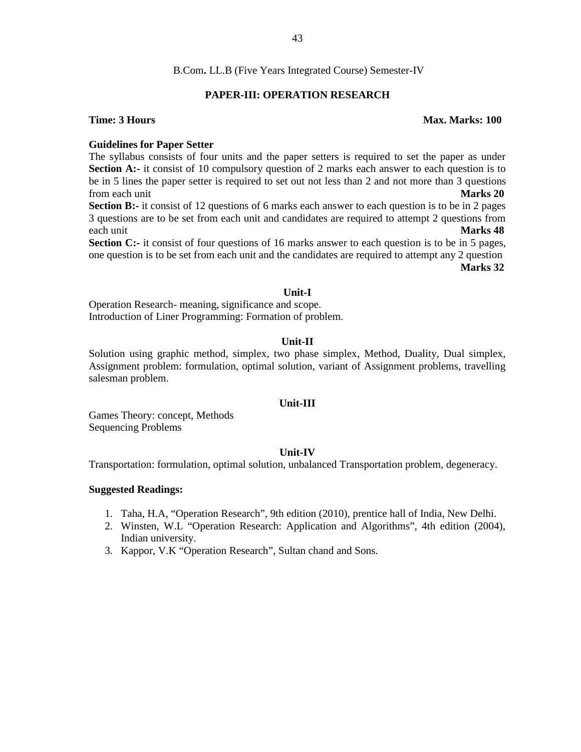B.Com**.** LL.B (Five Years Integrated Course) Semester-IV

## PAPER-III: OPERATION RESEARCH

**Time: 3 Hours** **Max. Marks: 100**

**Guidelines for Paper Setter**

The syllabus consists of four units and the paper setters is required to set the paper as under

**Section A:-** it consist of 10 compulsory question of 2 marks each answer to each question is to be in 5 lines the paper setter is required to set out not less than 2 and not more than 3 questions from each unit **Marks 20**

**Section B:-** it consist of 12 questions of 6 marks each answer to each question is to be in 2 pages 3 questions are to be set from each unit and candidates are required to attempt 2 questions from each unit **Marks 48**

**Section C:-** it consist of four questions of 16 marks answer to each question is to be in 5 pages, one question is to be set from each unit and the candidates are required to attempt any 2 question **Marks 32**

### Unit-I

Operation Research- meaning, significance and scope.
Introduction of Liner Programming: Formation of problem.

### Unit-II

Solution using graphic method, simplex, two phase simplex, Method, Duality, Dual simplex, Assignment problem: formulation, optimal solution, variant of Assignment problems, travelling salesman problem.

### Unit-III

Games Theory: concept, Methods
Sequencing Problems

### Unit-IV

Transportation: formulation, optimal solution, unbalanced Transportation problem, degeneracy.

**Suggested Readings:**

1. Taha, H.A, "Operation Research", 9th edition (2010), prentice hall of India, New Delhi.
2. Winsten, W.L "Operation Research: Application and Algorithms", 4th edition (2004), Indian university.
3. Kappor, V.K "Operation Research", Sultan chand and Sons.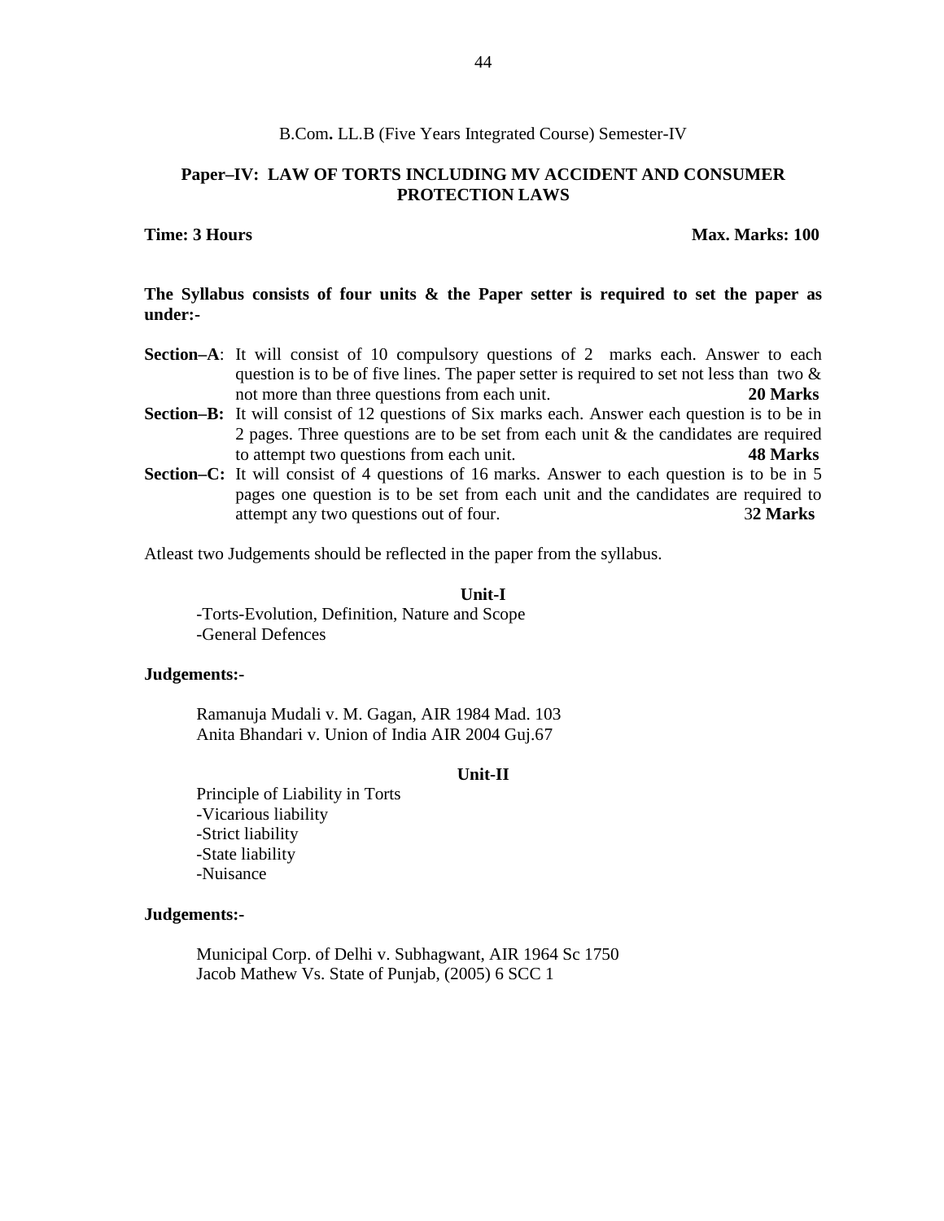B.Com**.** LL.B (Five Years Integrated Course) Semester-IV

## Paper–IV: LAW OF TORTS INCLUDING MV ACCIDENT AND CONSUMER PROTECTION LAWS

**Time: 3 Hours** **Max. Marks: 100**

**The Syllabus consists of four units & the Paper setter is required to set the paper as under:-**

**Section–A**: It will consist of 10 compulsory questions of 2 marks each. Answer to each question is to be of five lines. The paper setter is required to set not less than two & not more than three questions from each unit. **20 Marks**

**Section–B:** It will consist of 12 questions of Six marks each. Answer each question is to be in 2 pages. Three questions are to be set from each unit & the candidates are required to attempt two questions from each unit. **48 Marks**

**Section–C:** It will consist of 4 questions of 16 marks. Answer to each question is to be in 5 pages one question is to be set from each unit and the candidates are required to attempt any two questions out of four. 3**2 Marks**

Atleast two Judgements should be reflected in the paper from the syllabus.

### Unit-I

-Torts-Evolution, Definition, Nature and Scope
-General Defences

**Judgements:-**

Ramanuja Mudali v. M. Gagan, AIR 1984 Mad. 103
Anita Bhandari v. Union of India AIR 2004 Guj.67

### Unit-II

Principle of Liability in Torts
-Vicarious liability
-Strict liability
-State liability
-Nuisance

**Judgements:-**

Municipal Corp. of Delhi v. Subhagwant, AIR 1964 Sc 1750
Jacob Mathew Vs. State of Punjab, (2005) 6 SCC 1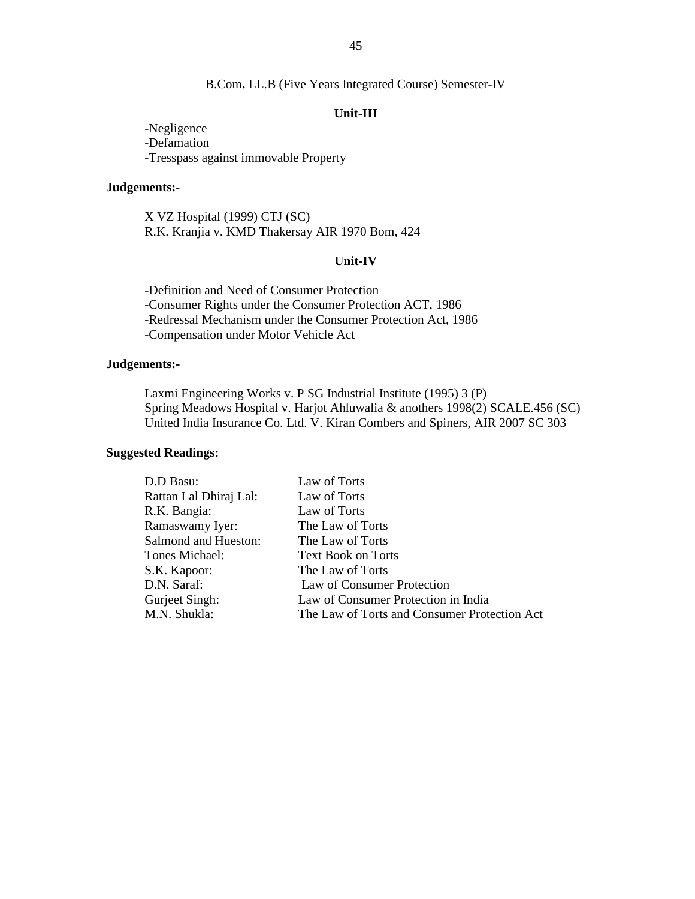B.Com**.** LL.B (Five Years Integrated Course) Semester-IV

### Unit-III

-Negligence
-Defamation
-Tresspass against immovable Property

**Judgements:-**

X VZ Hospital (1999) CTJ (SC)
R.K. Kranjia v. KMD Thakersay AIR 1970 Bom, 424

### Unit-IV

-Definition and Need of Consumer Protection
-Consumer Rights under the Consumer Protection ACT, 1986
-Redressal Mechanism under the Consumer Protection Act, 1986
-Compensation under Motor Vehicle Act

**Judgements:-**

Laxmi Engineering Works v. P SG Industrial Institute (1995) 3 (P)
Spring Meadows Hospital v. Harjot Ahluwalia & anothers 1998(2) SCALE.456 (SC)
United India Insurance Co. Ltd. V. Kiran Combers and Spiners, AIR 2007 SC 303

**Suggested Readings:**

| | |
|---|---|
| D.D Basu: | Law of Torts |
| Rattan Lal Dhiraj Lal: | Law of Torts |
| R.K. Bangia: | Law of Torts |
| Ramaswamy Iyer: | The Law of Torts |
| Salmond and Hueston: | The Law of Torts |
| Tones Michael: | Text Book on Torts |
| S.K. Kapoor: | The Law of Torts |
| D.N. Saraf: | Law of Consumer Protection |
| Gurjeet Singh: | Law of Consumer Protection in India |
| M.N. Shukla: | The Law of Torts and Consumer Protection Act |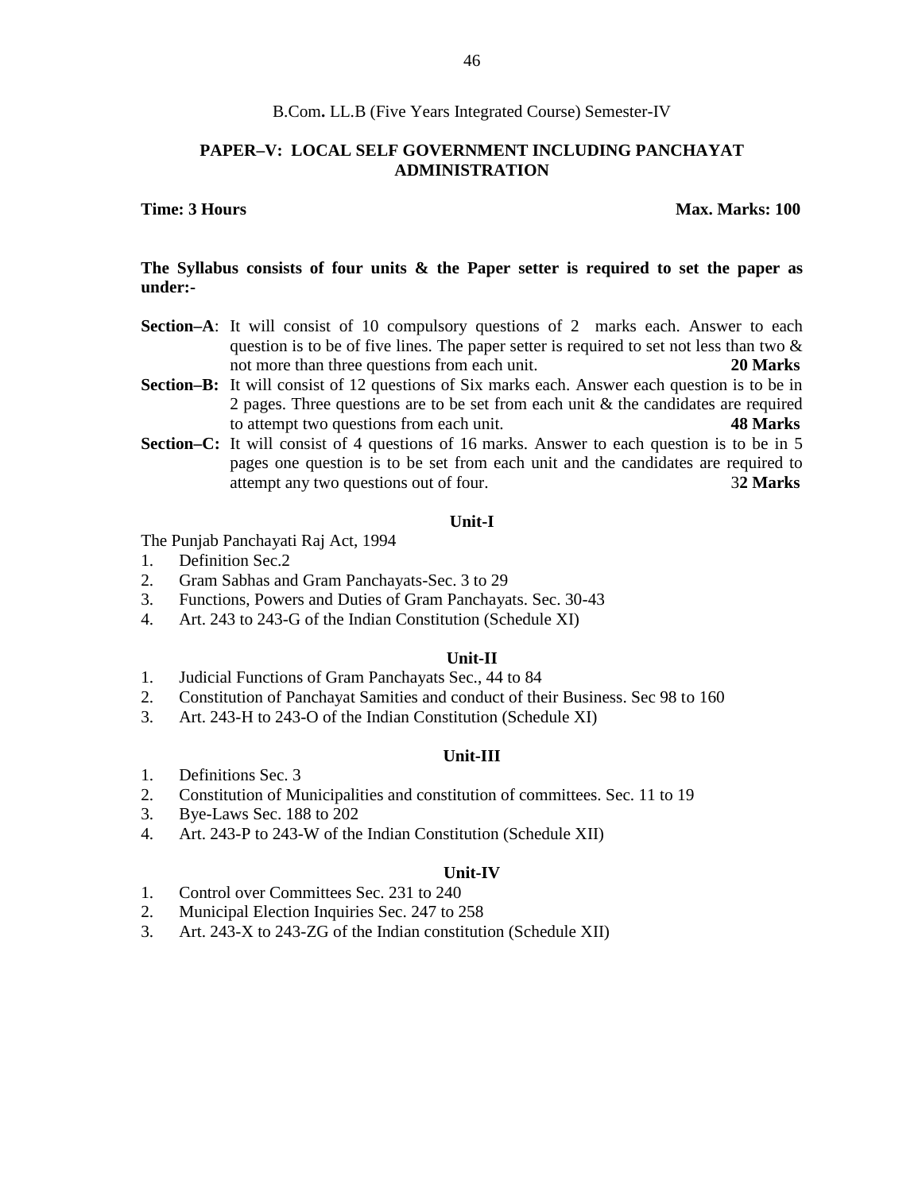B.Com**.** LL.B (Five Years Integrated Course) Semester-IV

## PAPER–V: LOCAL SELF GOVERNMENT INCLUDING PANCHAYAT ADMINISTRATION

**Time: 3 Hours** **Max. Marks: 100**

**The Syllabus consists of four units & the Paper setter is required to set the paper as under:-**

**Section–A**: It will consist of 10 compulsory questions of 2 marks each. Answer to each question is to be of five lines. The paper setter is required to set not less than two & not more than three questions from each unit. **20 Marks**

**Section–B:** It will consist of 12 questions of Six marks each. Answer each question is to be in 2 pages. Three questions are to be set from each unit & the candidates are required to attempt two questions from each unit. **48 Marks**

**Section–C:** It will consist of 4 questions of 16 marks. Answer to each question is to be in 5 pages one question is to be set from each unit and the candidates are required to attempt any two questions out of four. 3**2 Marks**

### Unit-I

The Punjab Panchayati Raj Act, 1994

1. Definition Sec.2
2. Gram Sabhas and Gram Panchayats-Sec. 3 to 29
3. Functions, Powers and Duties of Gram Panchayats. Sec. 30-43
4. Art. 243 to 243-G of the Indian Constitution (Schedule XI)

### Unit-II

1. Judicial Functions of Gram Panchayats Sec., 44 to 84
2. Constitution of Panchayat Samities and conduct of their Business. Sec 98 to 160
3. Art. 243-H to 243-O of the Indian Constitution (Schedule XI)

### Unit-III

1. Definitions Sec. 3
2. Constitution of Municipalities and constitution of committees. Sec. 11 to 19
3. Bye-Laws Sec. 188 to 202
4. Art. 243-P to 243-W of the Indian Constitution (Schedule XII)

### Unit-IV

1. Control over Committees Sec. 231 to 240
2. Municipal Election Inquiries Sec. 247 to 258
3. Art. 243-X to 243-ZG of the Indian constitution (Schedule XII)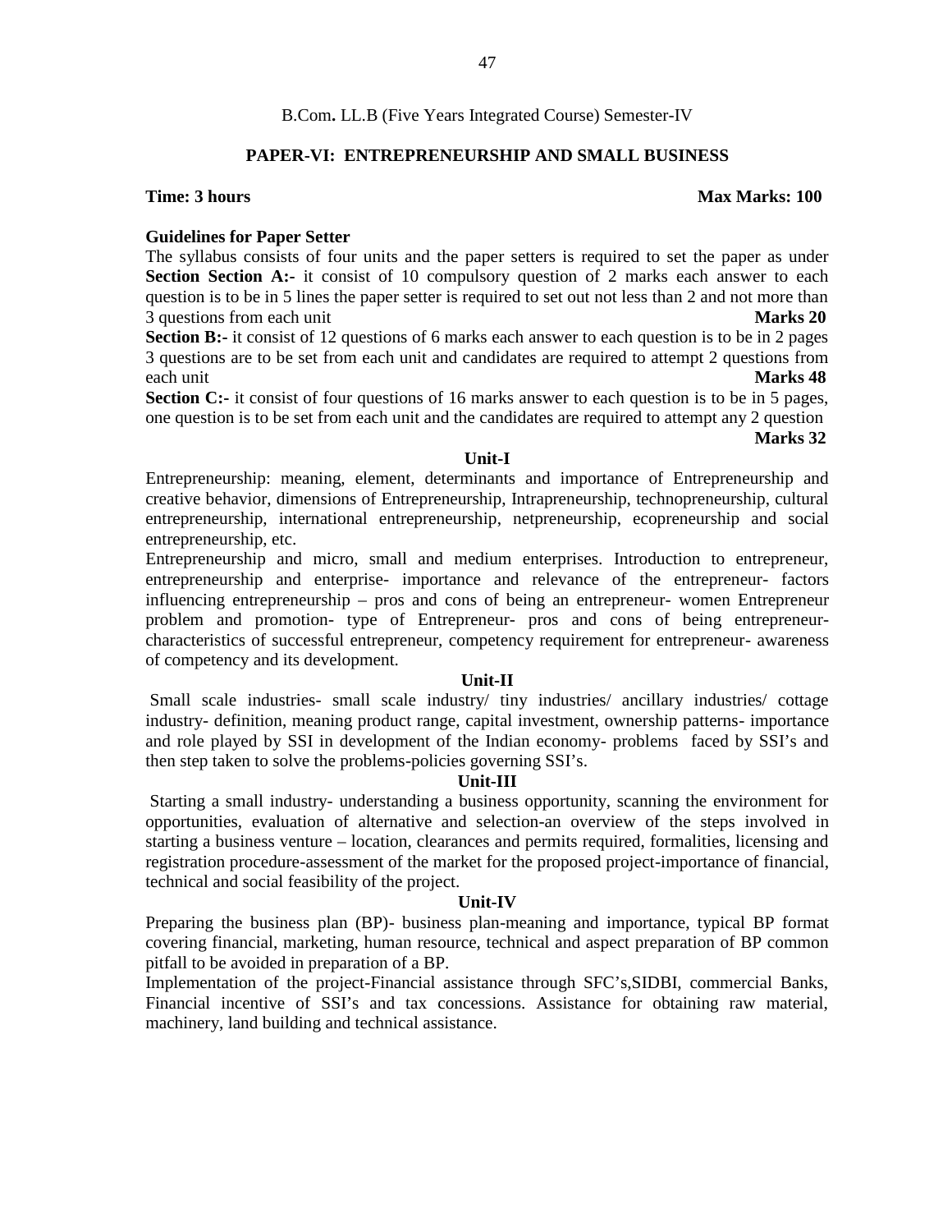B.Com**.** LL.B (Five Years Integrated Course) Semester-IV

## PAPER-VI: ENTREPRENEURSHIP AND SMALL BUSINESS

**Time: 3 hours** **Max Marks: 100**

**Guidelines for Paper Setter**

The syllabus consists of four units and the paper setters is required to set the paper as under

**Section Section A:-** it consist of 10 compulsory question of 2 marks each answer to each question is to be in 5 lines the paper setter is required to set out not less than 2 and not more than 3 questions from each unit **Marks 20**

**Section B:-** it consist of 12 questions of 6 marks each answer to each question is to be in 2 pages 3 questions are to be set from each unit and candidates are required to attempt 2 questions from each unit **Marks 48**

**Section C:-** it consist of four questions of 16 marks answer to each question is to be in 5 pages, one question is to be set from each unit and the candidates are required to attempt any 2 question **Marks 32**

### Unit-I

Entrepreneurship: meaning, element, determinants and importance of Entrepreneurship and creative behavior, dimensions of Entrepreneurship, Intrapreneurship, technopreneurship, cultural entrepreneurship, international entrepreneurship, netpreneurship, ecopreneurship and social entrepreneurship, etc.

Entrepreneurship and micro, small and medium enterprises. Introduction to entrepreneur, entrepreneurship and enterprise- importance and relevance of the entrepreneur- factors influencing entrepreneurship – pros and cons of being an entrepreneur- women Entrepreneur problem and promotion- type of Entrepreneur- pros and cons of being entrepreneur- characteristics of successful entrepreneur, competency requirement for entrepreneur- awareness of competency and its development.

### Unit-II

Small scale industries- small scale industry/ tiny industries/ ancillary industries/ cottage industry- definition, meaning product range, capital investment, ownership patterns- importance and role played by SSI in development of the Indian economy- problems faced by SSI's and then step taken to solve the problems-policies governing SSI's.

### Unit-III

Starting a small industry- understanding a business opportunity, scanning the environment for opportunities, evaluation of alternative and selection-an overview of the steps involved in starting a business venture – location, clearances and permits required, formalities, licensing and registration procedure-assessment of the market for the proposed project-importance of financial, technical and social feasibility of the project.

### Unit-IV

Preparing the business plan (BP)- business plan-meaning and importance, typical BP format covering financial, marketing, human resource, technical and aspect preparation of BP common pitfall to be avoided in preparation of a BP.

Implementation of the project-Financial assistance through SFC's,SIDBI, commercial Banks, Financial incentive of SSI's and tax concessions. Assistance for obtaining raw material, machinery, land building and technical assistance.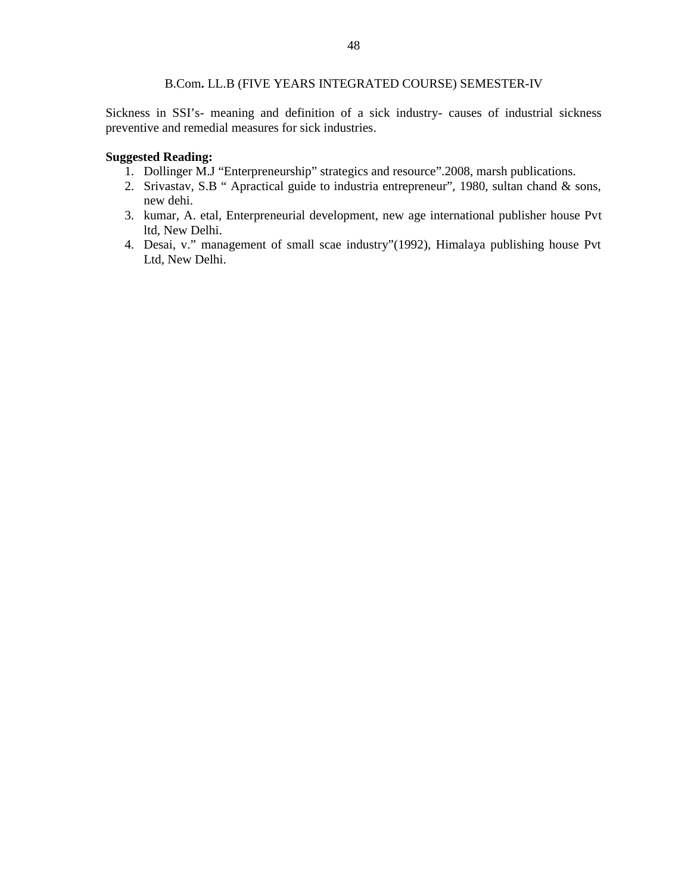B.Com**.** LL.B (FIVE YEARS INTEGRATED COURSE) SEMESTER-IV

Sickness in SSI's- meaning and definition of a sick industry- causes of industrial sickness preventive and remedial measures for sick industries.

**Suggested Reading:**

1. Dollinger M.J "Enterpreneurship" strategics and resource".2008, marsh publications.
2. Srivastav, S.B " Apractical guide to industria entrepreneur", 1980, sultan chand & sons, new dehi.
3. kumar, A. etal, Enterpreneurial development, new age international publisher house Pvt ltd, New Delhi.
4. Desai, v." management of small scae industry"(1992), Himalaya publishing house Pvt Ltd, New Delhi.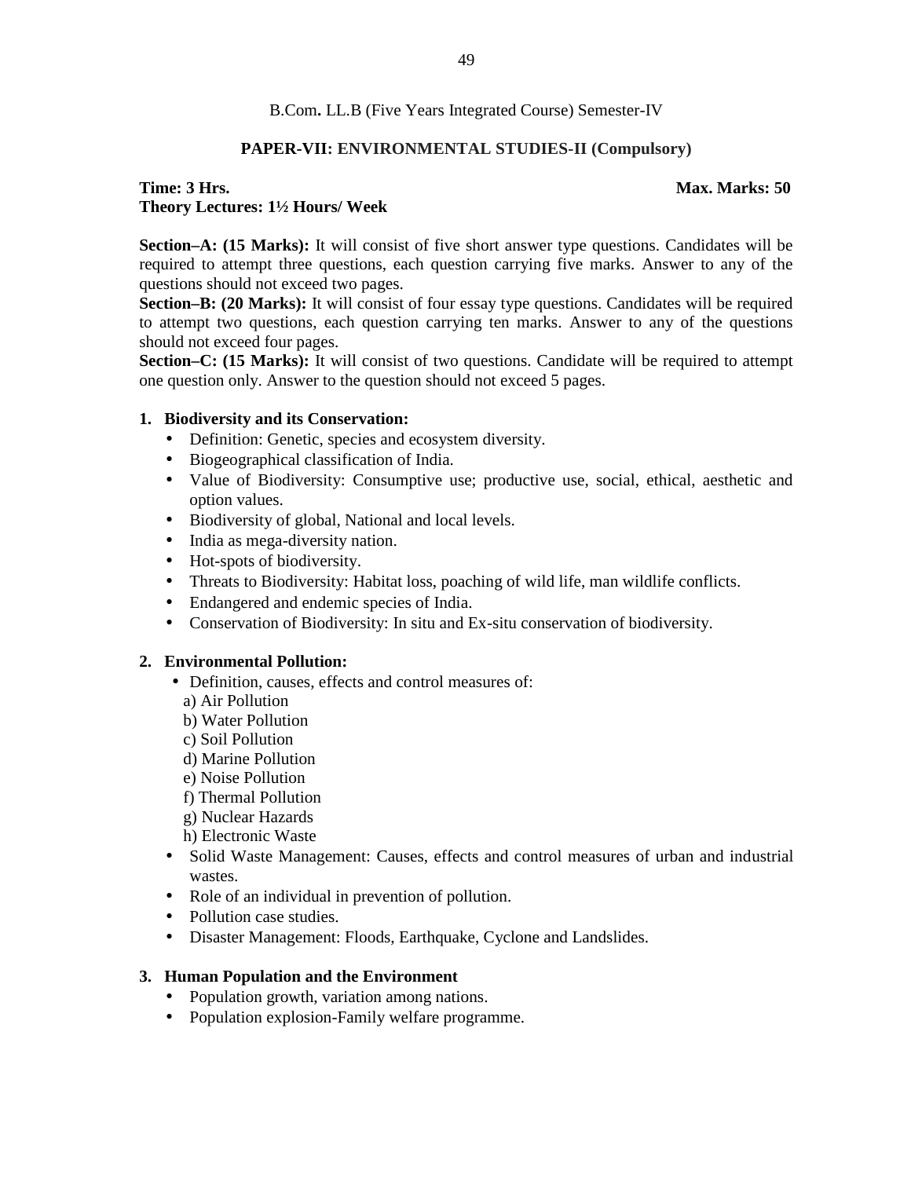B.Com**.** LL.B (Five Years Integrated Course) Semester-IV

## PAPER-VII: ENVIRONMENTAL STUDIES-II (Compulsory)

**Time: 3 Hrs.** **Max. Marks: 50**
**Theory Lectures: 1½ Hours/ Week**

**Section–A: (15 Marks):** It will consist of five short answer type questions. Candidates will be required to attempt three questions, each question carrying five marks. Answer to any of the questions should not exceed two pages.
**Section–B: (20 Marks):** It will consist of four essay type questions. Candidates will be required to attempt two questions, each question carrying ten marks. Answer to any of the questions should not exceed four pages.
**Section–C: (15 Marks):** It will consist of two questions. Candidate will be required to attempt one question only. Answer to the question should not exceed 5 pages.

**1. Biodiversity and its Conservation:**

- Definition: Genetic, species and ecosystem diversity.
- Biogeographical classification of India.
- Value of Biodiversity: Consumptive use; productive use, social, ethical, aesthetic and option values.
- Biodiversity of global, National and local levels.
- India as mega-diversity nation.
- Hot-spots of biodiversity.
- Threats to Biodiversity: Habitat loss, poaching of wild life, man wildlife conflicts.
- Endangered and endemic species of India.
- Conservation of Biodiversity: In situ and Ex-situ conservation of biodiversity.

**2. Environmental Pollution:**

- Definition, causes, effects and control measures of:
  a) Air Pollution
  b) Water Pollution
  c) Soil Pollution
  d) Marine Pollution
  e) Noise Pollution
  f) Thermal Pollution
  g) Nuclear Hazards
  h) Electronic Waste
- Solid Waste Management: Causes, effects and control measures of urban and industrial wastes.
- Role of an individual in prevention of pollution.
- Pollution case studies.
- Disaster Management: Floods, Earthquake, Cyclone and Landslides.

**3. Human Population and the Environment**

- Population growth, variation among nations.
- Population explosion-Family welfare programme.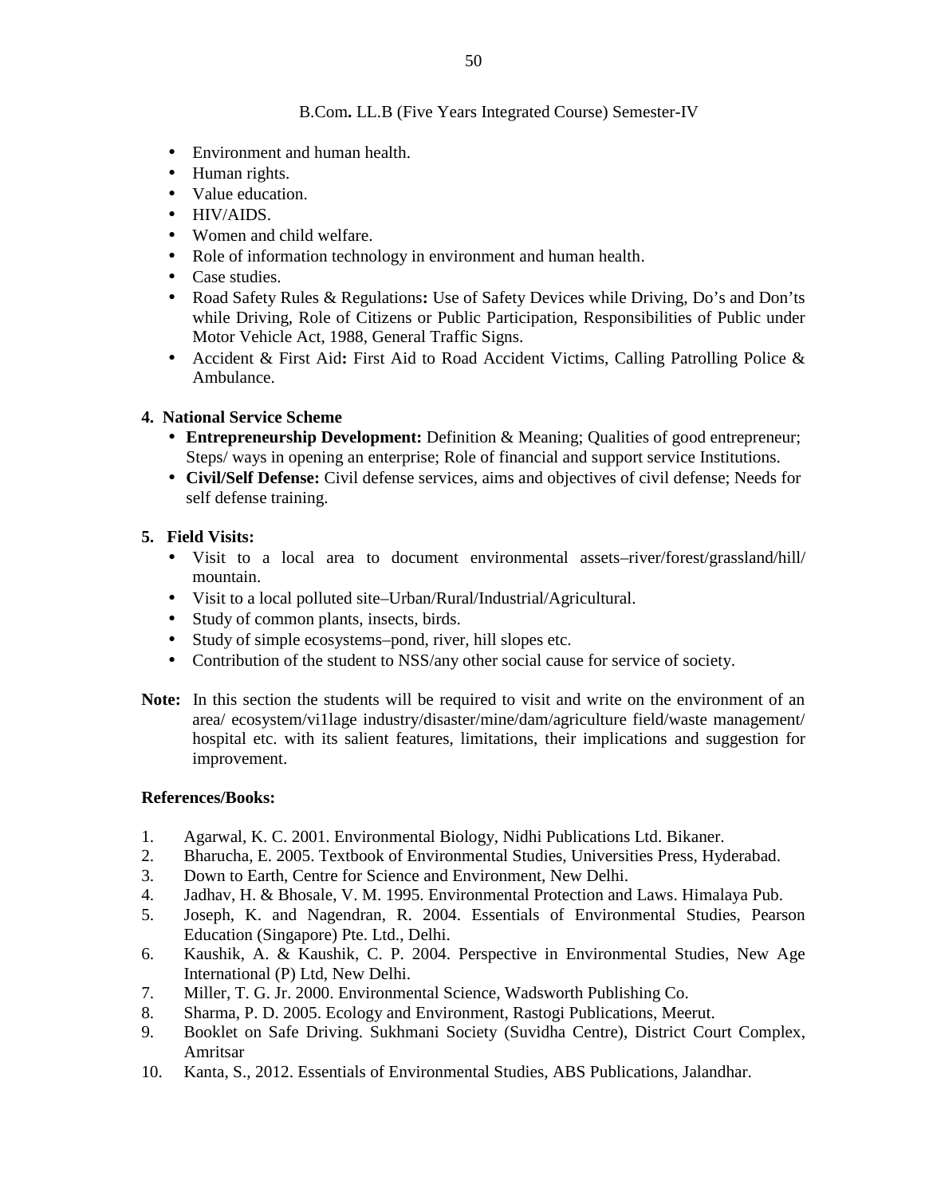- Environment and human health.
- Human rights.
- Value education.
- HIV/AIDS.
- Women and child welfare.
- Role of information technology in environment and human health.
- Case studies.
- Road Safety Rules & Regulations**:** Use of Safety Devices while Driving, Do's and Don'ts while Driving, Role of Citizens or Public Participation, Responsibilities of Public under Motor Vehicle Act, 1988, General Traffic Signs.
- Accident & First Aid**:** First Aid to Road Accident Victims, Calling Patrolling Police & Ambulance.

**4. National Service Scheme**

- **Entrepreneurship Development:** Definition & Meaning; Qualities of good entrepreneur; Steps/ ways in opening an enterprise; Role of financial and support service Institutions.
- **Civil/Self Defense:** Civil defense services, aims and objectives of civil defense; Needs for self defense training.

**5. Field Visits:**

- Visit to a local area to document environmental assets–river/forest/grassland/hill/ mountain.
- Visit to a local polluted site–Urban/Rural/Industrial/Agricultural.
- Study of common plants, insects, birds.
- Study of simple ecosystems–pond, river, hill slopes etc.
- Contribution of the student to NSS/any other social cause for service of society.

**Note:** In this section the students will be required to visit and write on the environment of an area/ ecosystem/vi1lage industry/disaster/mine/dam/agriculture field/waste management/ hospital etc. with its salient features, limitations, their implications and suggestion for improvement.

**References/Books:**

1. Agarwal, K. C. 2001. Environmental Biology, Nidhi Publications Ltd. Bikaner.
2. Bharucha, E. 2005. Textbook of Environmental Studies, Universities Press, Hyderabad.
3. Down to Earth, Centre for Science and Environment, New Delhi.
4. Jadhav, H. & Bhosale, V. M. 1995. Environmental Protection and Laws. Himalaya Pub.
5. Joseph, K. and Nagendran, R. 2004. Essentials of Environmental Studies, Pearson Education (Singapore) Pte. Ltd., Delhi.
6. Kaushik, A. & Kaushik, C. P. 2004. Perspective in Environmental Studies, New Age International (P) Ltd, New Delhi.
7. Miller, T. G. Jr. 2000. Environmental Science, Wadsworth Publishing Co.
8. Sharma, P. D. 2005. Ecology and Environment, Rastogi Publications, Meerut.
9. Booklet on Safe Driving. Sukhmani Society (Suvidha Centre), District Court Complex, Amritsar
10. Kanta, S., 2012. Essentials of Environmental Studies, ABS Publications, Jalandhar.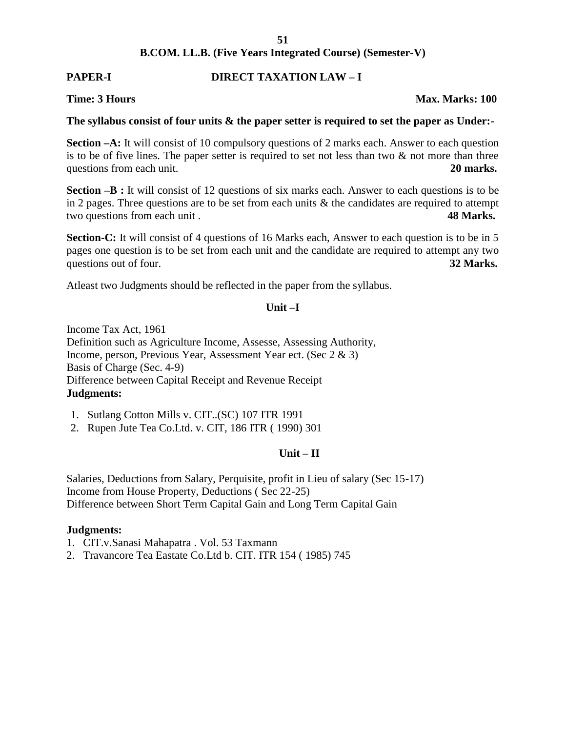## B.COM. LL.B. (Five Years Integrated Course) (Semester-V)

**PAPER-I** **DIRECT TAXATION LAW – I**

**Time: 3 Hours** **Max. Marks: 100**

**The syllabus consist of four units & the paper setter is required to set the paper as Under:-**

**Section –A:** It will consist of 10 compulsory questions of 2 marks each. Answer to each question is to be of five lines. The paper setter is required to set not less than two & not more than three questions from each unit. **20 marks.**

**Section –B :** It will consist of 12 questions of six marks each. Answer to each questions is to be in 2 pages. Three questions are to be set from each units & the candidates are required to attempt two questions from each unit . **48 Marks.**

**Section-C:** It will consist of 4 questions of 16 Marks each, Answer to each question is to be in 5 pages one question is to be set from each unit and the candidate are required to attempt any two questions out of four. **32 Marks.**

Atleast two Judgments should be reflected in the paper from the syllabus.

### Unit –I

Income Tax Act, 1961
Definition such as Agriculture Income, Assesse, Assessing Authority, Income, person, Previous Year, Assessment Year ect. (Sec 2 & 3)
Basis of Charge (Sec. 4-9)
Difference between Capital Receipt and Revenue Receipt

**Judgments:**

1. Sutlang Cotton Mills v. CIT..(SC) 107 ITR 1991
2. Rupen Jute Tea Co.Ltd. v. CIT, 186 ITR ( 1990) 301

### Unit – II

Salaries, Deductions from Salary, Perquisite, profit in Lieu of salary (Sec 15-17)
Income from House Property, Deductions ( Sec 22-25)
Difference between Short Term Capital Gain and Long Term Capital Gain

**Judgments:**

1. CIT.v.Sanasi Mahapatra . Vol. 53 Taxmann
2. Travancore Tea Eastate Co.Ltd b. CIT. ITR 154 ( 1985) 745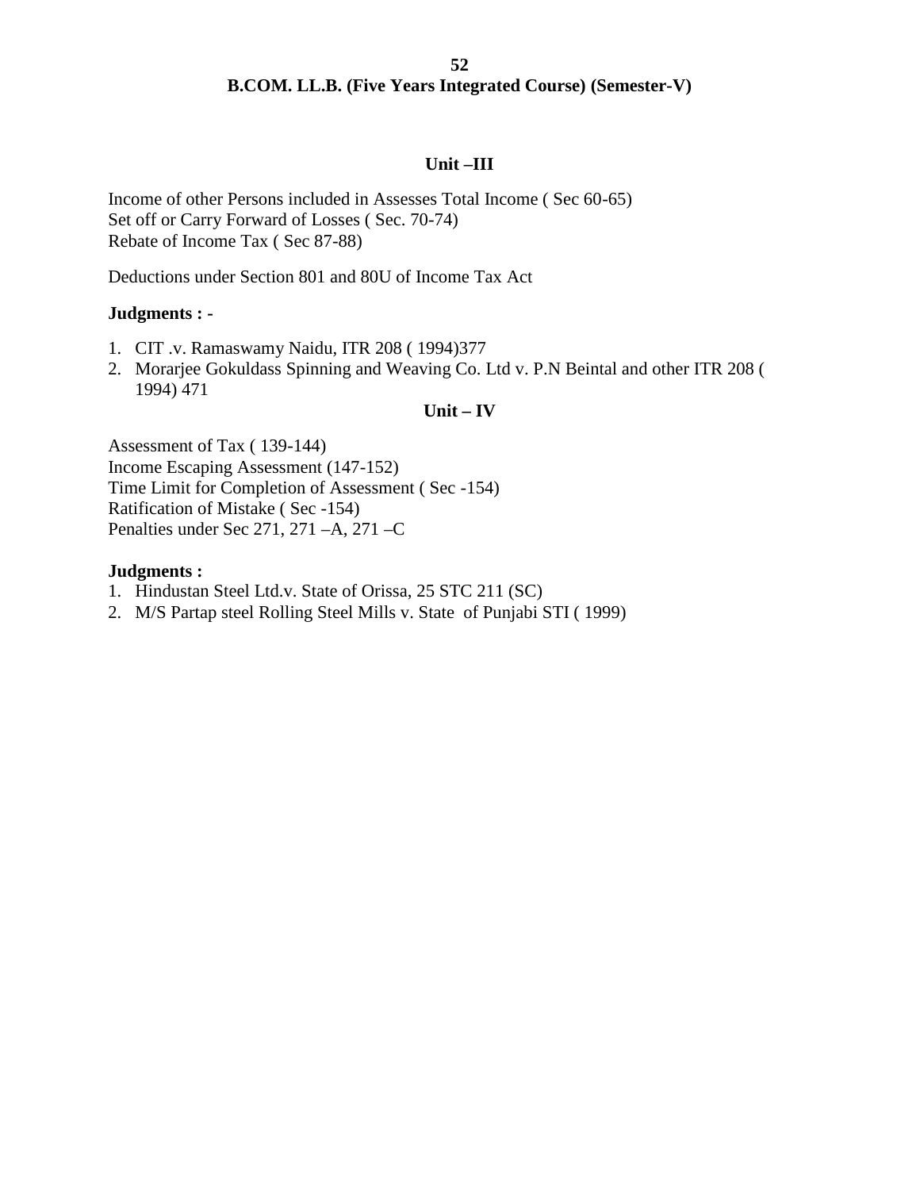## Unit –III

Income of other Persons included in Assesses Total Income ( Sec 60-65)
Set off or Carry Forward of Losses ( Sec. 70-74)
Rebate of Income Tax ( Sec 87-88)

Deductions under Section 801 and 80U of Income Tax Act

**Judgments : -**

1. CIT .v. Ramaswamy Naidu, ITR 208 ( 1994)377
2. Morarjee Gokuldass Spinning and Weaving Co. Ltd v. P.N Beintal and other ITR 208 ( 1994) 471

## Unit – IV

Assessment of Tax ( 139-144)
Income Escaping Assessment (147-152)
Time Limit for Completion of Assessment ( Sec -154)
Ratification of Mistake ( Sec -154)
Penalties under Sec 271, 271 –A, 271 –C

**Judgments :**

1. Hindustan Steel Ltd.v. State of Orissa, 25 STC 211 (SC)
2. M/S Partap steel Rolling Steel Mills v. State of Punjabi STI ( 1999)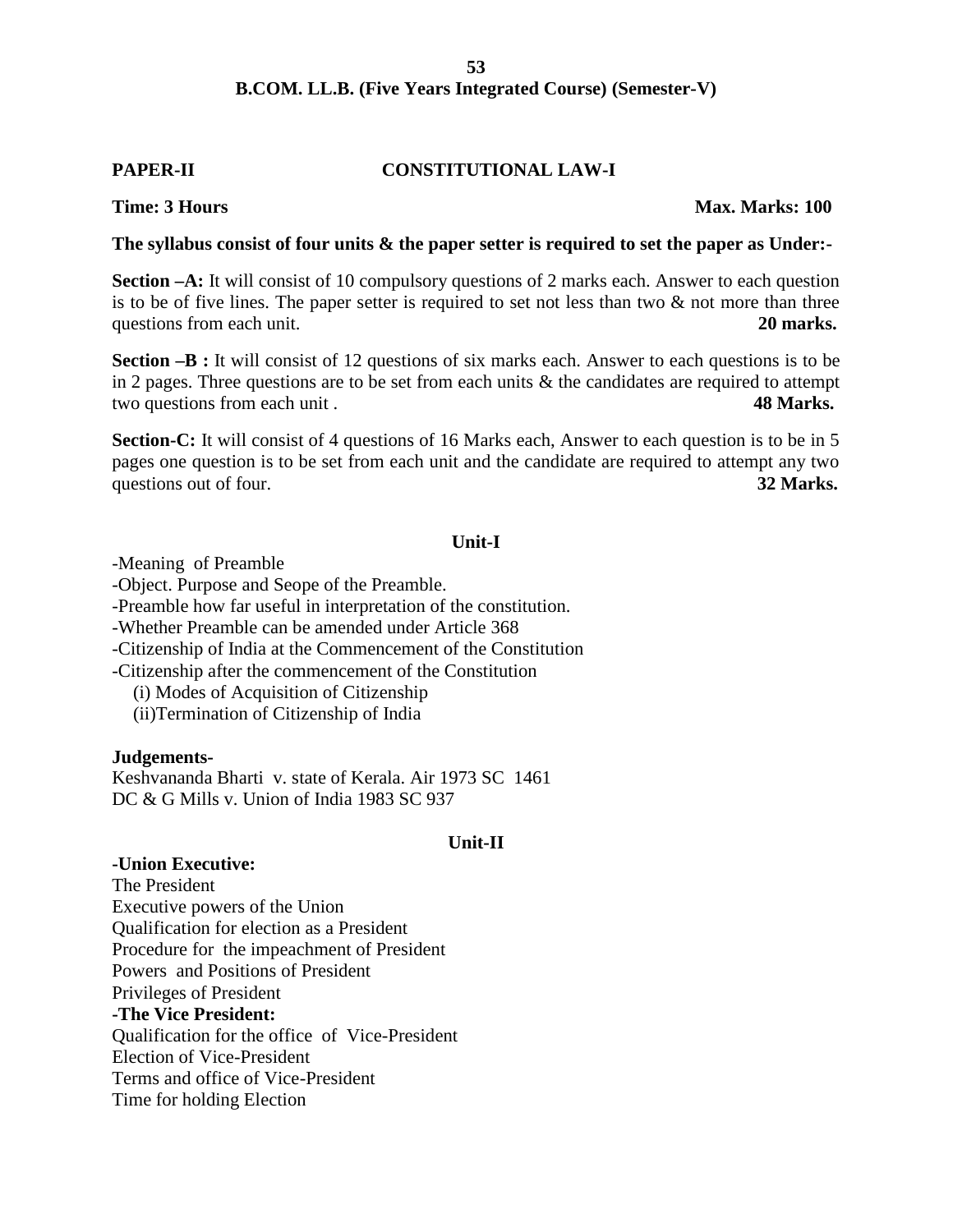## B.COM. LL.B. (Five Years Integrated Course) (Semester-V)

**PAPER-II** **CONSTITUTIONAL LAW-I**

**Time: 3 Hours** **Max. Marks: 100**

**The syllabus consist of four units & the paper setter is required to set the paper as Under:-**

**Section –A:** It will consist of 10 compulsory questions of 2 marks each. Answer to each question is to be of five lines. The paper setter is required to set not less than two & not more than three questions from each unit. **20 marks.**

**Section –B :** It will consist of 12 questions of six marks each. Answer to each questions is to be in 2 pages. Three questions are to be set from each units & the candidates are required to attempt two questions from each unit . **48 Marks.**

**Section-C:** It will consist of 4 questions of 16 Marks each, Answer to each question is to be in 5 pages one question is to be set from each unit and the candidate are required to attempt any two questions out of four. **32 Marks.**

### Unit-I

-Meaning of Preamble
-Object. Purpose and Seope of the Preamble.
-Preamble how far useful in interpretation of the constitution.
-Whether Preamble can be amended under Article 368
-Citizenship of India at the Commencement of the Constitution
-Citizenship after the commencement of the Constitution
  (i) Modes of Acquisition of Citizenship
  (ii)Termination of Citizenship of India

**Judgements-**
Keshvananda Bharti v. state of Kerala. Air 1973 SC 1461
DC & G Mills v. Union of India 1983 SC 937

### Unit-II

**-Union Executive:**
The President
Executive powers of the Union
Qualification for election as a President
Procedure for the impeachment of President
Powers and Positions of President
Privileges of President
**-The Vice President:**
Qualification for the office of Vice-President
Election of Vice-President
Terms and office of Vice-President
Time for holding Election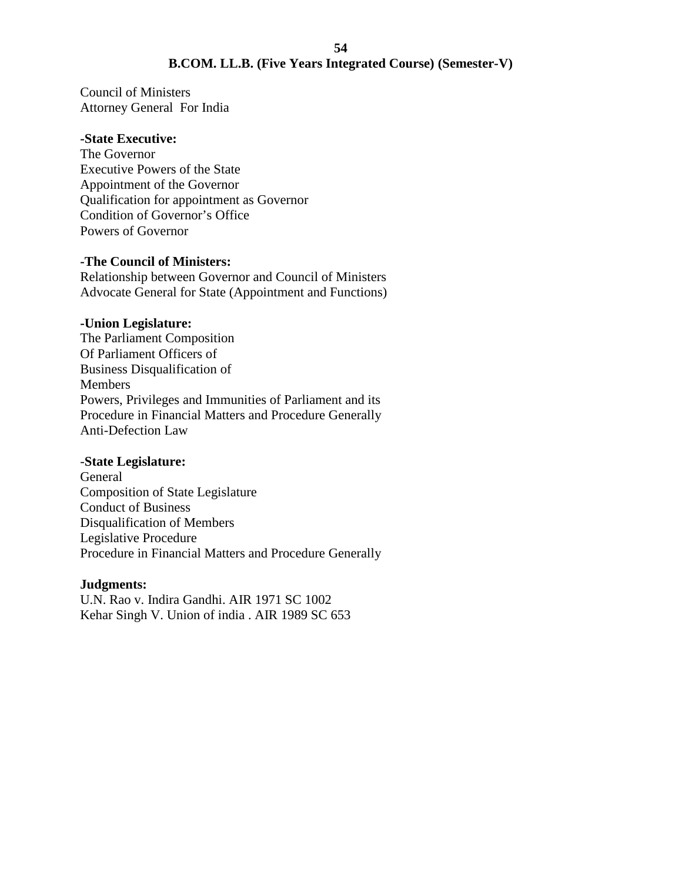Council of Ministers
Attorney General For India

**-State Executive:**

The Governor
Executive Powers of the State
Appointment of the Governor
Qualification for appointment as Governor
Condition of Governor's Office
Powers of Governor

**-The Council of Ministers:**

Relationship between Governor and Council of Ministers
Advocate General for State (Appointment and Functions)

**-Union Legislature:**

The Parliament Composition
Of Parliament Officers of
Business Disqualification of
Members
Powers, Privileges and Immunities of Parliament and its
Procedure in Financial Matters and Procedure Generally
Anti-Defection Law

**-State Legislature:**

General
Composition of State Legislature
Conduct of Business
Disqualification of Members
Legislative Procedure
Procedure in Financial Matters and Procedure Generally

**Judgments:**

U.N. Rao v. Indira Gandhi. AIR 1971 SC 1002
Kehar Singh V. Union of india . AIR 1989 SC 653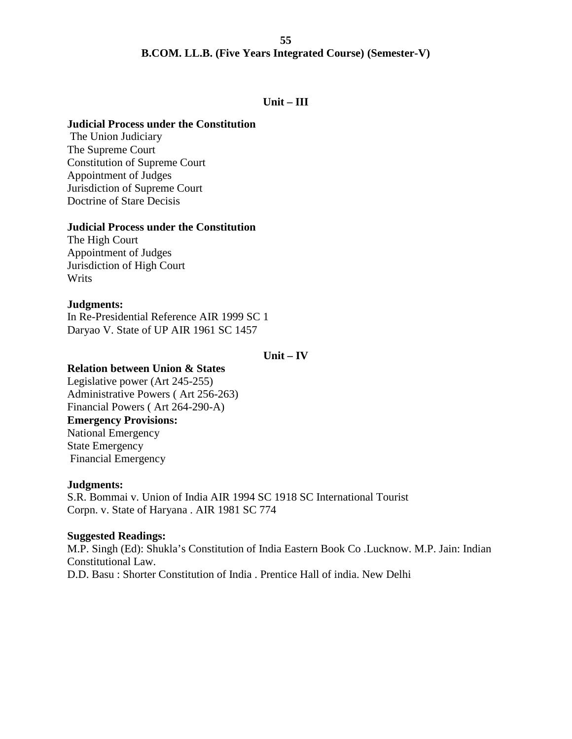## Unit – III

**Judicial Process under the Constitution**

The Union Judiciary
The Supreme Court
Constitution of Supreme Court
Appointment of Judges
Jurisdiction of Supreme Court
Doctrine of Stare Decisis

**Judicial Process under the Constitution**

The High Court
Appointment of Judges
Jurisdiction of High Court
Writs

**Judgments:**

In Re-Presidential Reference AIR 1999 SC 1
Daryao V. State of UP AIR 1961 SC 1457

## Unit – IV

**Relation between Union & States**

Legislative power (Art 245-255)
Administrative Powers ( Art 256-263)
Financial Powers ( Art 264-290-A)

**Emergency Provisions:**

National Emergency
State Emergency
Financial Emergency

**Judgments:**

S.R. Bommai v. Union of India AIR 1994 SC 1918 SC International Tourist Corpn. v. State of Haryana . AIR 1981 SC 774

**Suggested Readings:**

M.P. Singh (Ed): Shukla's Constitution of India Eastern Book Co .Lucknow. M.P. Jain: Indian Constitutional Law.
D.D. Basu : Shorter Constitution of India . Prentice Hall of india. New Delhi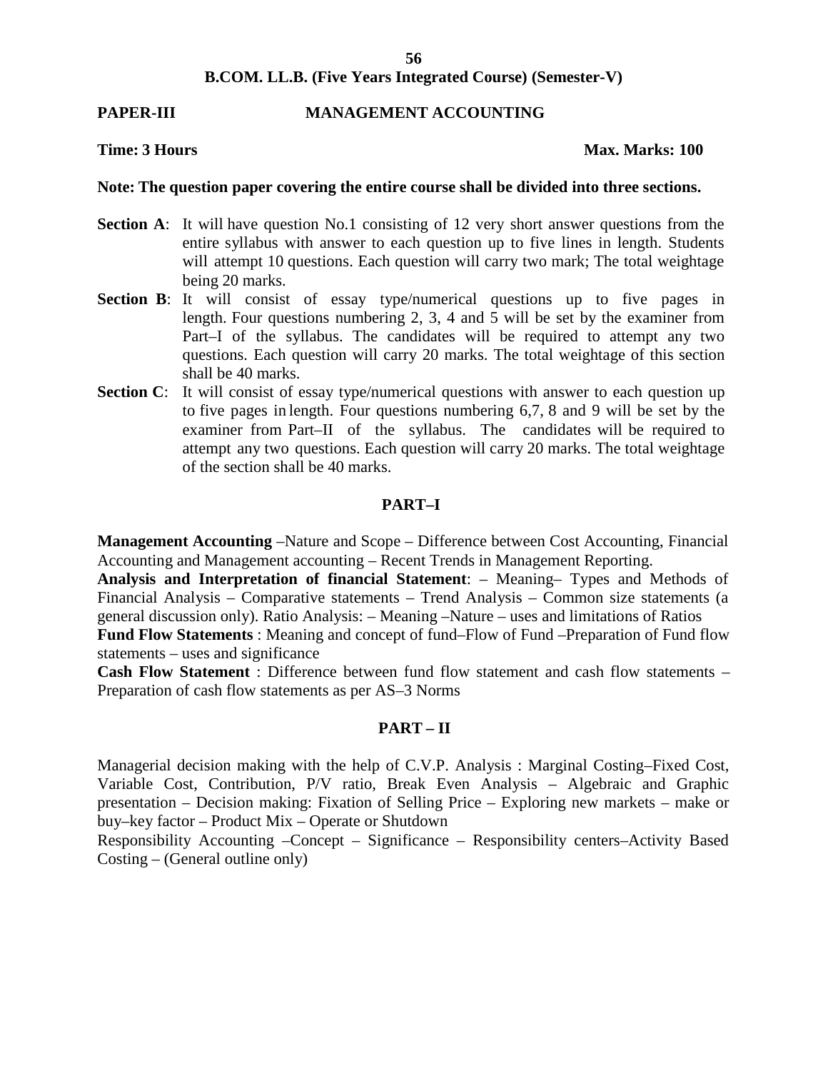## B.COM. LL.B. (Five Years Integrated Course) (Semester-V)

**PAPER-III** **MANAGEMENT ACCOUNTING**

**Time: 3 Hours** **Max. Marks: 100**

**Note: The question paper covering the entire course shall be divided into three sections.**

- **Section A**: It will have question No.1 consisting of 12 very short answer questions from the entire syllabus with answer to each question up to five lines in length. Students will attempt 10 questions. Each question will carry two mark; The total weightage being 20 marks.
- **Section B**: It will consist of essay type/numerical questions up to five pages in length. Four questions numbering 2, 3, 4 and 5 will be set by the examiner from Part–I of the syllabus. The candidates will be required to attempt any two questions. Each question will carry 20 marks. The total weightage of this section shall be 40 marks.
- **Section C**: It will consist of essay type/numerical questions with answer to each question up to five pages in length. Four questions numbering 6,7, 8 and 9 will be set by the examiner from Part–II of the syllabus. The candidates will be required to attempt any two questions. Each question will carry 20 marks. The total weightage of the section shall be 40 marks.

### PART–I

**Management Accounting** –Nature and Scope – Difference between Cost Accounting, Financial Accounting and Management accounting – Recent Trends in Management Reporting.
**Analysis and Interpretation of financial Statement**: – Meaning– Types and Methods of Financial Analysis – Comparative statements – Trend Analysis – Common size statements (a general discussion only). Ratio Analysis: – Meaning –Nature – uses and limitations of Ratios
**Fund Flow Statements** : Meaning and concept of fund–Flow of Fund –Preparation of Fund flow statements – uses and significance
**Cash Flow Statement** : Difference between fund flow statement and cash flow statements – Preparation of cash flow statements as per AS–3 Norms

### PART – II

Managerial decision making with the help of C.V.P. Analysis : Marginal Costing–Fixed Cost, Variable Cost, Contribution, P/V ratio, Break Even Analysis – Algebraic and Graphic presentation – Decision making: Fixation of Selling Price – Exploring new markets – make or buy–key factor – Product Mix – Operate or Shutdown
Responsibility Accounting –Concept – Significance – Responsibility centers–Activity Based Costing – (General outline only)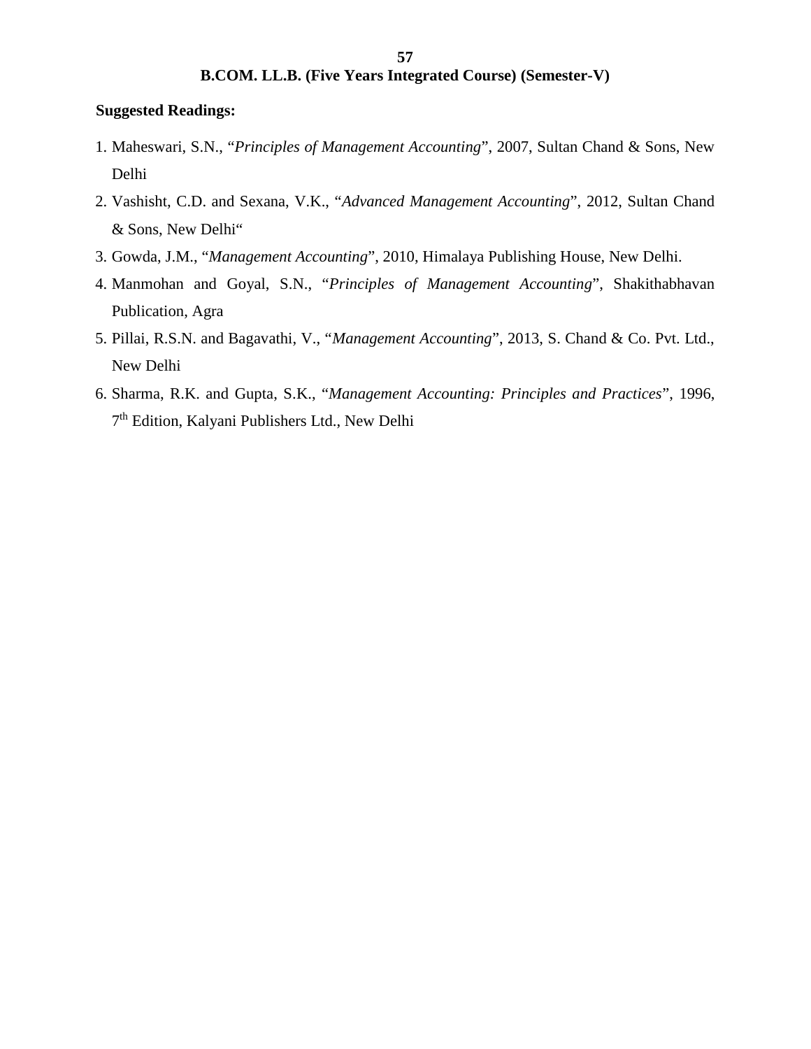**B.COM. LL.B. (Five Years Integrated Course) (Semester-V)**

**Suggested Readings:**

1. Maheswari, S.N., "*Principles of Management Accounting*", 2007, Sultan Chand & Sons, New Delhi
2. Vashisht, C.D. and Sexana, V.K., "*Advanced Management Accounting*", 2012, Sultan Chand & Sons, New Delhi"
3. Gowda, J.M., "*Management Accounting*", 2010, Himalaya Publishing House, New Delhi.
4. Manmohan and Goyal, S.N., "*Principles of Management Accounting*", Shakithabhavan Publication, Agra
5. Pillai, R.S.N. and Bagavathi, V., "*Management Accounting*", 2013, S. Chand & Co. Pvt. Ltd., New Delhi
6. Sharma, R.K. and Gupta, S.K., "*Management Accounting: Principles and Practices*", 1996, 7th Edition, Kalyani Publishers Ltd., New Delhi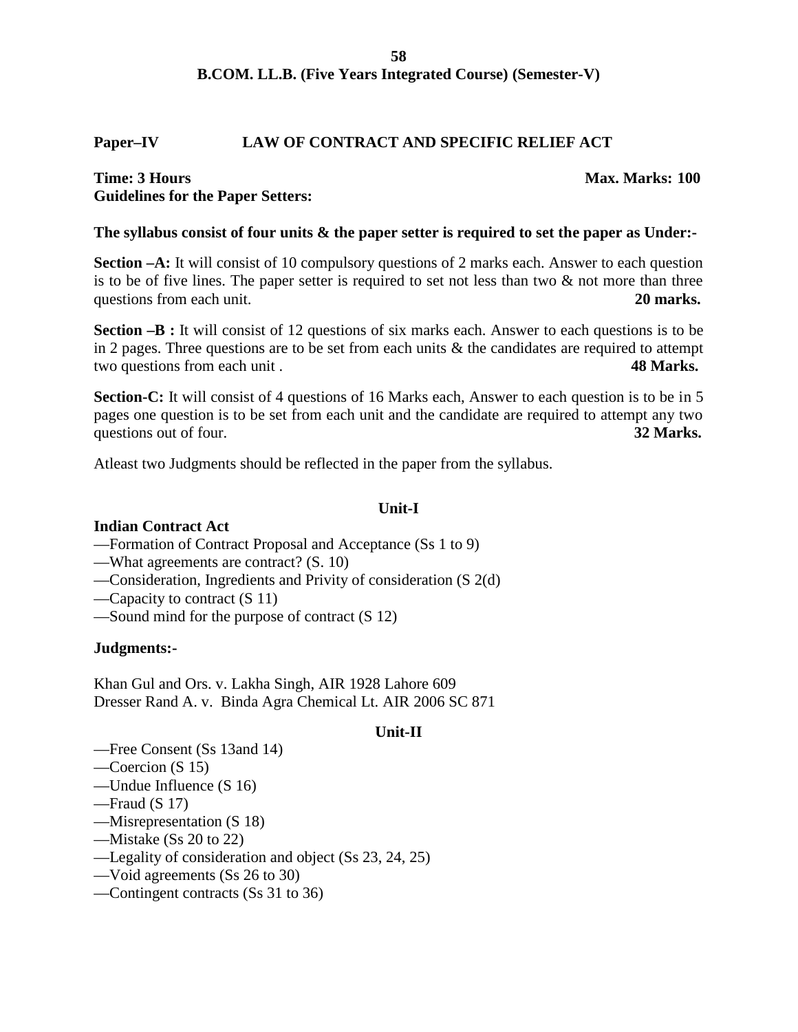## B.COM. LL.B. (Five Years Integrated Course) (Semester-V)

### Paper–IV LAW OF CONTRACT AND SPECIFIC RELIEF ACT

**Time: 3 Hours** **Max. Marks: 100**

**Guidelines for the Paper Setters:**

**The syllabus consist of four units & the paper setter is required to set the paper as Under:-**

**Section –A:** It will consist of 10 compulsory questions of 2 marks each. Answer to each question is to be of five lines. The paper setter is required to set not less than two & not more than three questions from each unit. **20 marks.**

**Section –B :** It will consist of 12 questions of six marks each. Answer to each questions is to be in 2 pages. Three questions are to be set from each units & the candidates are required to attempt two questions from each unit . **48 Marks.**

**Section-C:** It will consist of 4 questions of 16 Marks each, Answer to each question is to be in 5 pages one question is to be set from each unit and the candidate are required to attempt any two questions out of four. **32 Marks.**

Atleast two Judgments should be reflected in the paper from the syllabus.

#### Unit-I

**Indian Contract Act**

—Formation of Contract Proposal and Acceptance (Ss 1 to 9)
—What agreements are contract? (S. 10)
—Consideration, Ingredients and Privity of consideration (S 2(d)
—Capacity to contract (S 11)
—Sound mind for the purpose of contract (S 12)

**Judgments:-**

Khan Gul and Ors. v. Lakha Singh, AIR 1928 Lahore 609
Dresser Rand A. v. Binda Agra Chemical Lt. AIR 2006 SC 871

#### Unit-II

—Free Consent (Ss 13and 14)
—Coercion (S 15)
—Undue Influence (S 16)
—Fraud (S 17)
—Misrepresentation (S 18)
—Mistake (Ss 20 to 22)
—Legality of consideration and object (Ss 23, 24, 25)
—Void agreements (Ss 26 to 30)
—Contingent contracts (Ss 31 to 36)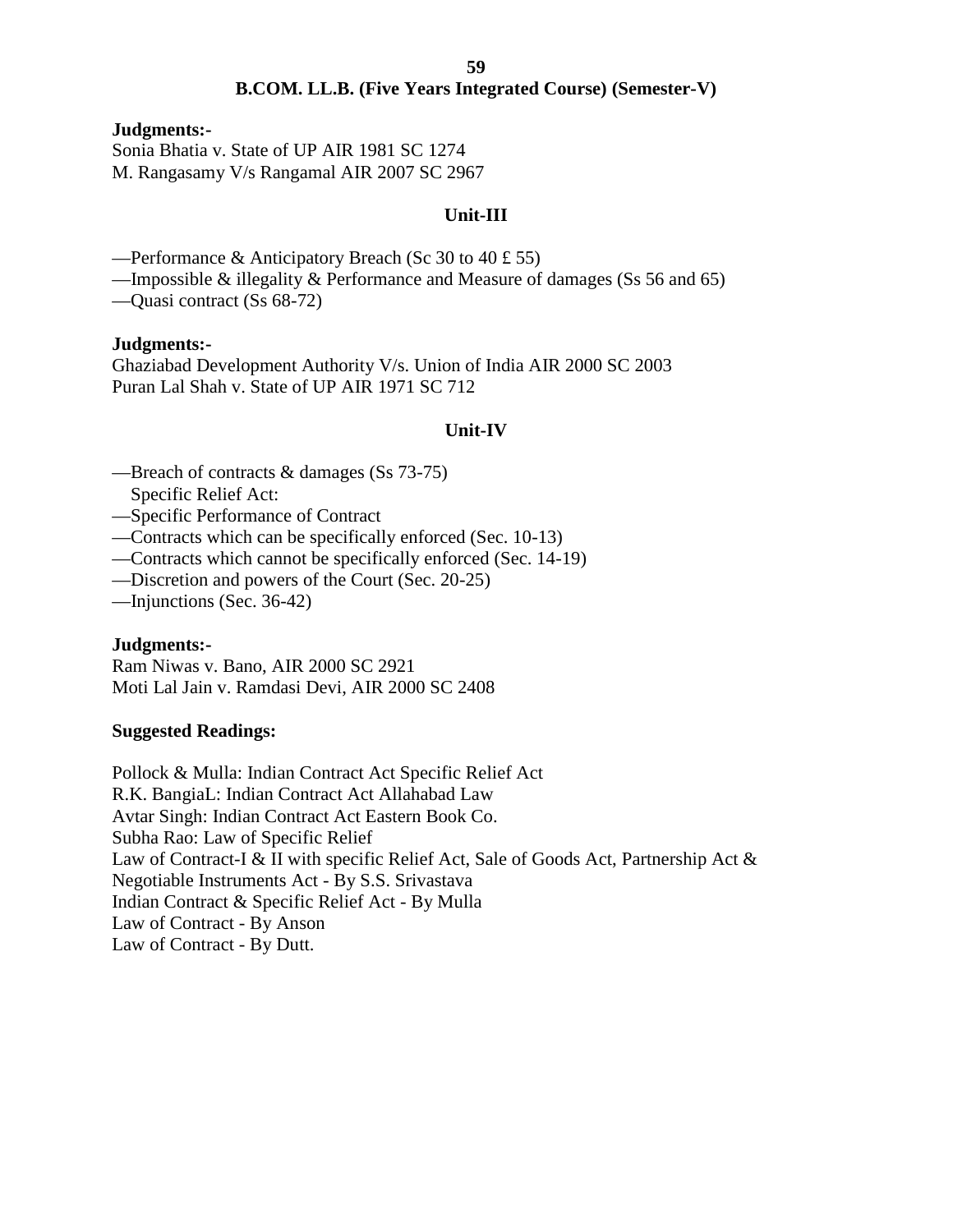**B.COM. LL.B. (Five Years Integrated Course) (Semester-V)**

**Judgments:-**

Sonia Bhatia v. State of UP AIR 1981 SC 1274
M. Rangasamy V/s Rangamal AIR 2007 SC 2967

## Unit-III

—Performance & Anticipatory Breach (Sc 30 to 40 £ 55)
—Impossible & illegality & Performance and Measure of damages (Ss 56 and 65)
—Quasi contract (Ss 68-72)

**Judgments:-**

Ghaziabad Development Authority V/s. Union of India AIR 2000 SC 2003
Puran Lal Shah v. State of UP AIR 1971 SC 712

## Unit-IV

—Breach of contracts & damages (Ss 73-75)
Specific Relief Act:
—Specific Performance of Contract
—Contracts which can be specifically enforced (Sec. 10-13)
—Contracts which cannot be specifically enforced (Sec. 14-19)
—Discretion and powers of the Court (Sec. 20-25)
—Injunctions (Sec. 36-42)

**Judgments:-**

Ram Niwas v. Bano, AIR 2000 SC 2921
Moti Lal Jain v. Ramdasi Devi, AIR 2000 SC 2408

**Suggested Readings:**

Pollock & Mulla: Indian Contract Act Specific Relief Act
R.K. BangiaL: Indian Contract Act Allahabad Law
Avtar Singh: Indian Contract Act Eastern Book Co.
Subha Rao: Law of Specific Relief
Law of Contract-I & II with specific Relief Act, Sale of Goods Act, Partnership Act & Negotiable Instruments Act - By S.S. Srivastava
Indian Contract & Specific Relief Act - By Mulla
Law of Contract - By Anson
Law of Contract - By Dutt.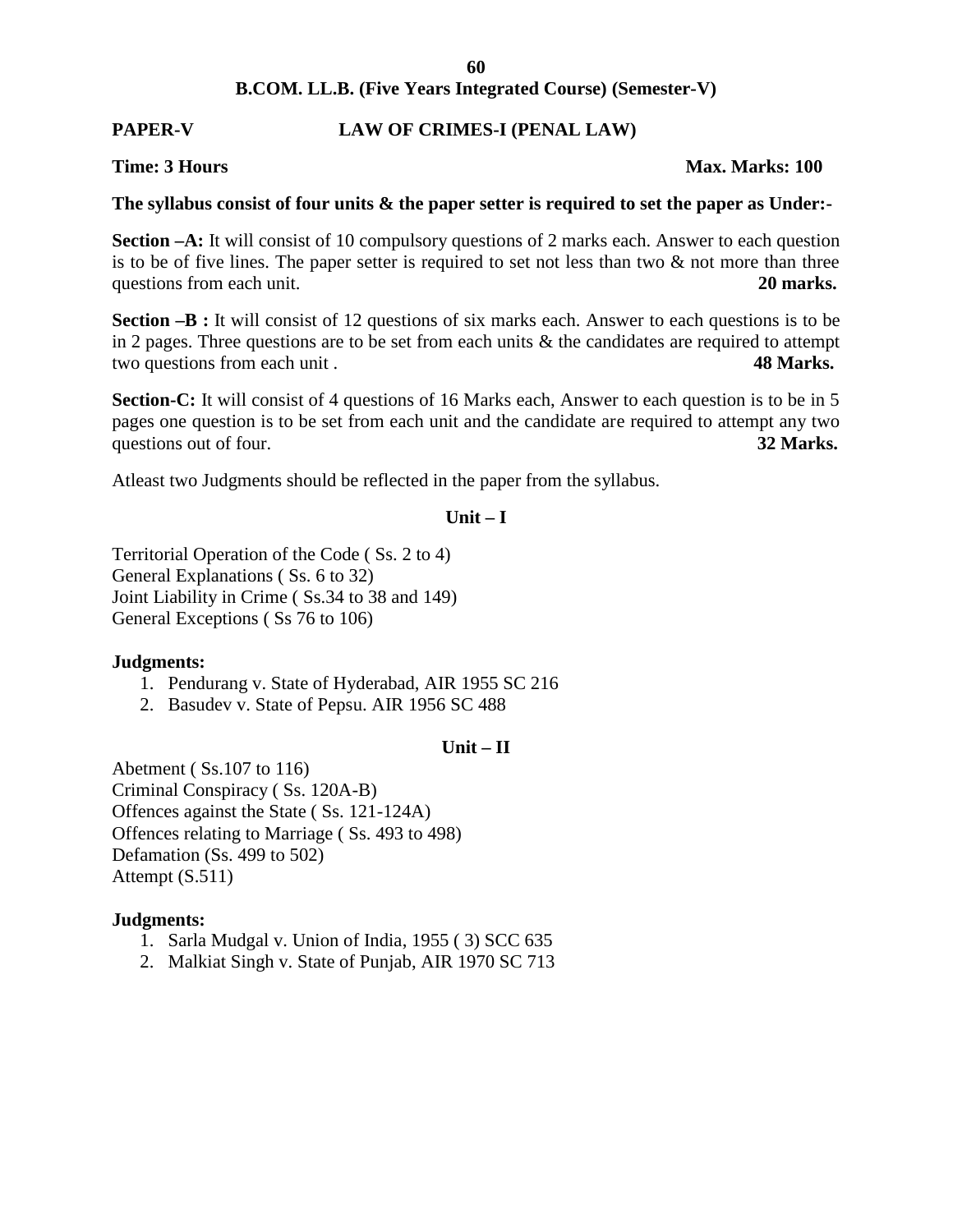**B.COM. LL.B. (Five Years Integrated Course) (Semester-V)**

**PAPER-V LAW OF CRIMES-I (PENAL LAW)**

**Time: 3 Hours Max. Marks: 100**

**The syllabus consist of four units & the paper setter is required to set the paper as Under:-**

**Section –A:** It will consist of 10 compulsory questions of 2 marks each. Answer to each question is to be of five lines. The paper setter is required to set not less than two & not more than three questions from each unit. **20 marks.**

**Section –B :** It will consist of 12 questions of six marks each. Answer to each questions is to be in 2 pages. Three questions are to be set from each units & the candidates are required to attempt two questions from each unit . **48 Marks.**

**Section-C:** It will consist of 4 questions of 16 Marks each, Answer to each question is to be in 5 pages one question is to be set from each unit and the candidate are required to attempt any two questions out of four. **32 Marks.**

Atleast two Judgments should be reflected in the paper from the syllabus.

**Unit – I**

Territorial Operation of the Code ( Ss. 2 to 4)
General Explanations ( Ss. 6 to 32)
Joint Liability in Crime ( Ss.34 to 38 and 149)
General Exceptions ( Ss 76 to 106)

**Judgments:**

1. Pendurang v. State of Hyderabad, AIR 1955 SC 216
2. Basudev v. State of Pepsu. AIR 1956 SC 488

**Unit – II**

Abetment ( Ss.107 to 116)
Criminal Conspiracy ( Ss. 120A-B)
Offences against the State ( Ss. 121-124A)
Offences relating to Marriage ( Ss. 493 to 498)
Defamation (Ss. 499 to 502)
Attempt (S.511)

**Judgments:**

1. Sarla Mudgal v. Union of India, 1955 ( 3) SCC 635
2. Malkiat Singh v. State of Punjab, AIR 1970 SC 713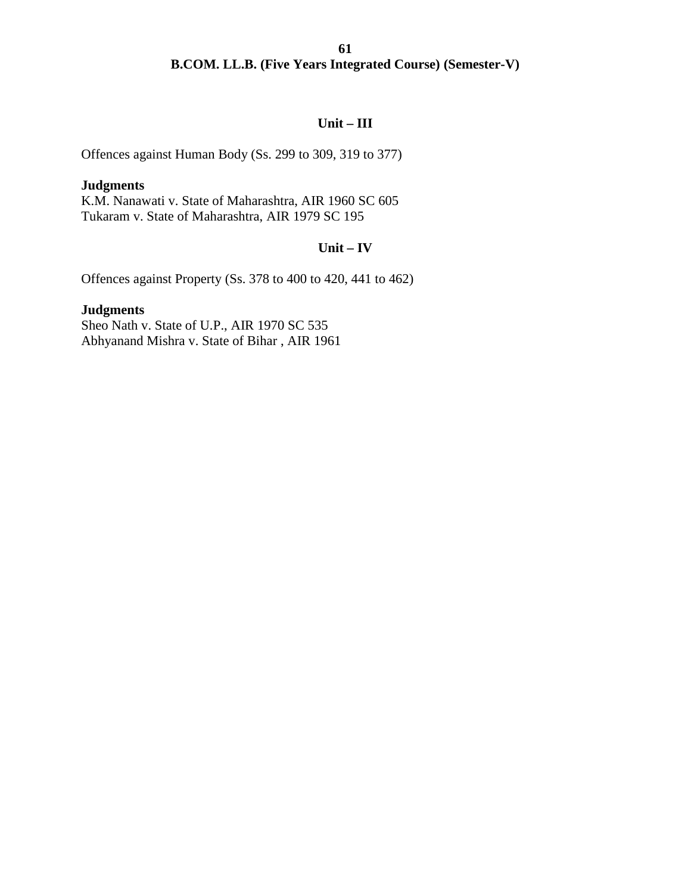## B.COM. LL.B. (Five Years Integrated Course) (Semester-V)

### Unit – III

Offences against Human Body (Ss. 299 to 309, 319 to 377)

**Judgments**

K.M. Nanawati v. State of Maharashtra, AIR 1960 SC 605
Tukaram v. State of Maharashtra, AIR 1979 SC 195

### Unit – IV

Offences against Property (Ss. 378 to 400 to 420, 441 to 462)

**Judgments**

Sheo Nath v. State of U.P., AIR 1970 SC 535
Abhyanand Mishra v. State of Bihar , AIR 1961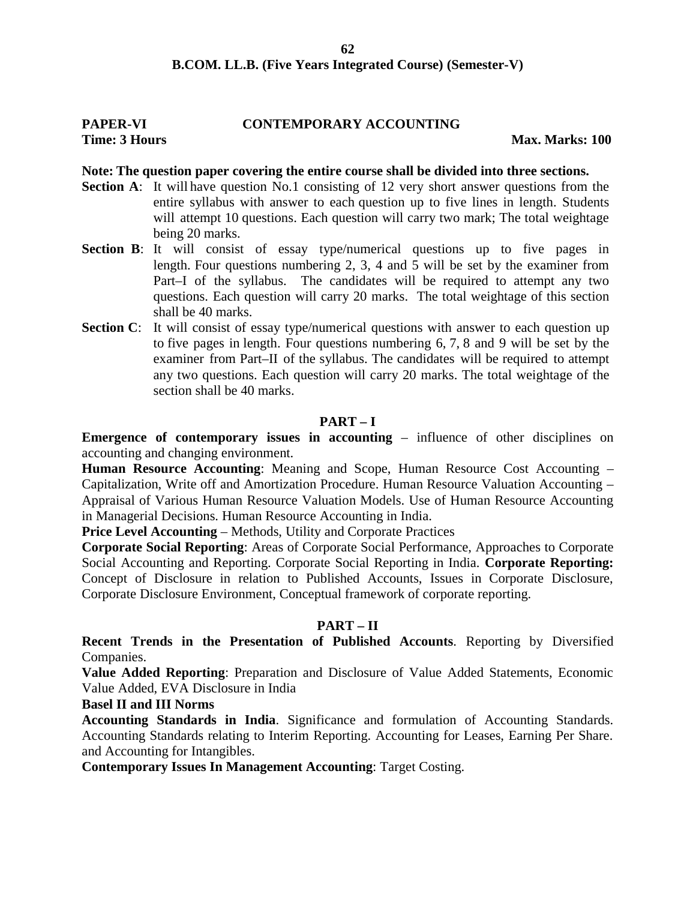**B.COM. LL.B. (Five Years Integrated Course) (Semester-V)**

**PAPER-VI CONTEMPORARY ACCOUNTING**

**Time: 3 Hours** **Max. Marks: 100**

**Note: The question paper covering the entire course shall be divided into three sections.**

**Section A**: It will have question No.1 consisting of 12 very short answer questions from the entire syllabus with answer to each question up to five lines in length. Students will attempt 10 questions. Each question will carry two mark; The total weightage being 20 marks.

**Section B**: It will consist of essay type/numerical questions up to five pages in length. Four questions numbering 2, 3, 4 and 5 will be set by the examiner from Part–I of the syllabus. The candidates will be required to attempt any two questions. Each question will carry 20 marks. The total weightage of this section shall be 40 marks.

**Section C**: It will consist of essay type/numerical questions with answer to each question up to five pages in length. Four questions numbering 6, 7, 8 and 9 will be set by the examiner from Part–II of the syllabus. The candidates will be required to attempt any two questions. Each question will carry 20 marks. The total weightage of the section shall be 40 marks.

## PART – I

**Emergence of contemporary issues in accounting** – influence of other disciplines on accounting and changing environment.

**Human Resource Accounting**: Meaning and Scope, Human Resource Cost Accounting – Capitalization, Write off and Amortization Procedure. Human Resource Valuation Accounting – Appraisal of Various Human Resource Valuation Models. Use of Human Resource Accounting in Managerial Decisions. Human Resource Accounting in India.

**Price Level Accounting** – Methods, Utility and Corporate Practices

**Corporate Social Reporting**: Areas of Corporate Social Performance, Approaches to Corporate Social Accounting and Reporting. Corporate Social Reporting in India. **Corporate Reporting:** Concept of Disclosure in relation to Published Accounts, Issues in Corporate Disclosure, Corporate Disclosure Environment, Conceptual framework of corporate reporting.

## PART – II

**Recent Trends in the Presentation of Published Accounts**. Reporting by Diversified Companies.

**Value Added Reporting**: Preparation and Disclosure of Value Added Statements, Economic Value Added, EVA Disclosure in India

**Basel II and III Norms**

**Accounting Standards in India**. Significance and formulation of Accounting Standards. Accounting Standards relating to Interim Reporting. Accounting for Leases, Earning Per Share. and Accounting for Intangibles.

**Contemporary Issues In Management Accounting**: Target Costing.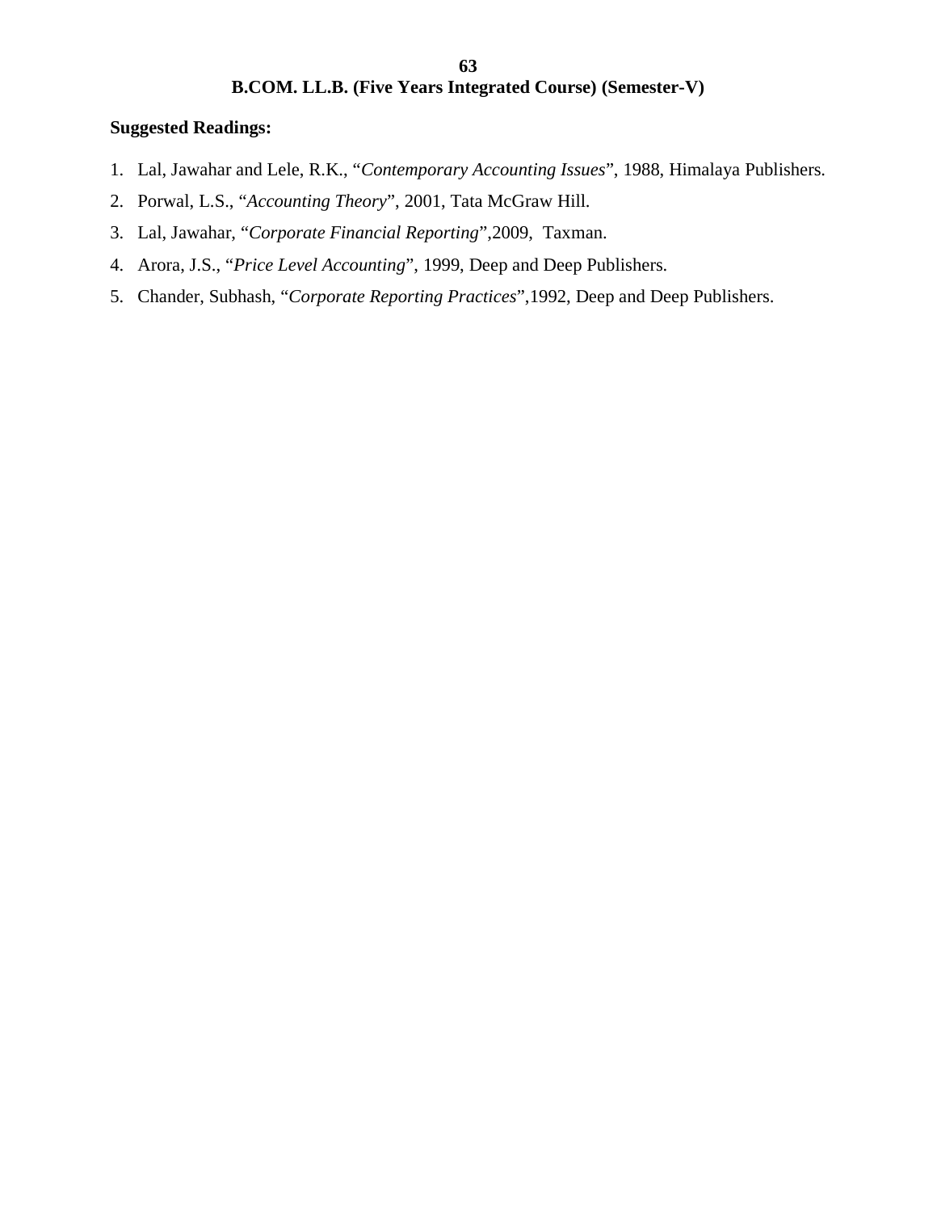# B.COM. LL.B. (Five Years Integrated Course) (Semester-V)

**Suggested Readings:**

1. Lal, Jawahar and Lele, R.K., "*Contemporary Accounting Issues*", 1988, Himalaya Publishers.
2. Porwal, L.S., "*Accounting Theory*", 2001, Tata McGraw Hill.
3. Lal, Jawahar, "*Corporate Financial Reporting*",2009, Taxman.
4. Arora, J.S., "*Price Level Accounting*", 1999, Deep and Deep Publishers.
5. Chander, Subhash, "*Corporate Reporting Practices*",1992, Deep and Deep Publishers.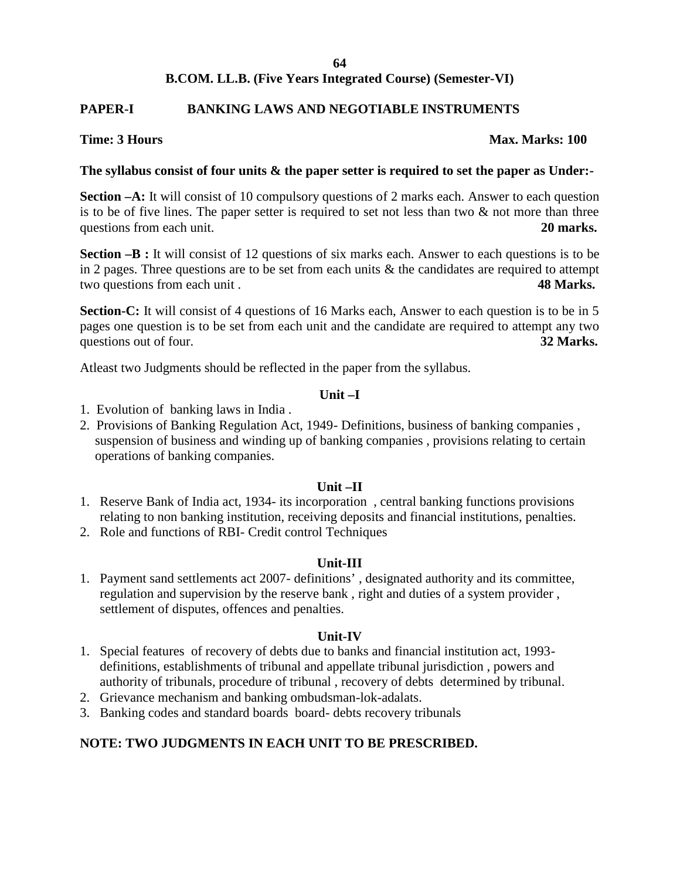## B.COM. LL.B. (Five Years Integrated Course) (Semester-VI)

### PAPER-I BANKING LAWS AND NEGOTIABLE INSTRUMENTS

**Time: 3 Hours** **Max. Marks: 100**

**The syllabus consist of four units & the paper setter is required to set the paper as Under:-**

**Section –A:** It will consist of 10 compulsory questions of 2 marks each. Answer to each question is to be of five lines. The paper setter is required to set not less than two & not more than three questions from each unit. **20 marks.**

**Section –B :** It will consist of 12 questions of six marks each. Answer to each questions is to be in 2 pages. Three questions are to be set from each units & the candidates are required to attempt two questions from each unit . **48 Marks.**

**Section-C:** It will consist of 4 questions of 16 Marks each, Answer to each question is to be in 5 pages one question is to be set from each unit and the candidate are required to attempt any two questions out of four. **32 Marks.**

Atleast two Judgments should be reflected in the paper from the syllabus.

#### Unit –I

1. Evolution of banking laws in India .
2. Provisions of Banking Regulation Act, 1949- Definitions, business of banking companies , suspension of business and winding up of banking companies , provisions relating to certain operations of banking companies.

#### Unit –II

1. Reserve Bank of India act, 1934- its incorporation , central banking functions provisions relating to non banking institution, receiving deposits and financial institutions, penalties.
2. Role and functions of RBI- Credit control Techniques

#### Unit-III

1. Payment sand settlements act 2007- definitions' , designated authority and its committee, regulation and supervision by the reserve bank , right and duties of a system provider , settlement of disputes, offences and penalties.

#### Unit-IV

1. Special features of recovery of debts due to banks and financial institution act, 1993- definitions, establishments of tribunal and appellate tribunal jurisdiction , powers and authority of tribunals, procedure of tribunal , recovery of debts determined by tribunal.
2. Grievance mechanism and banking ombudsman-lok-adalats.
3. Banking codes and standard boards board- debts recovery tribunals

**NOTE: TWO JUDGMENTS IN EACH UNIT TO BE PRESCRIBED.**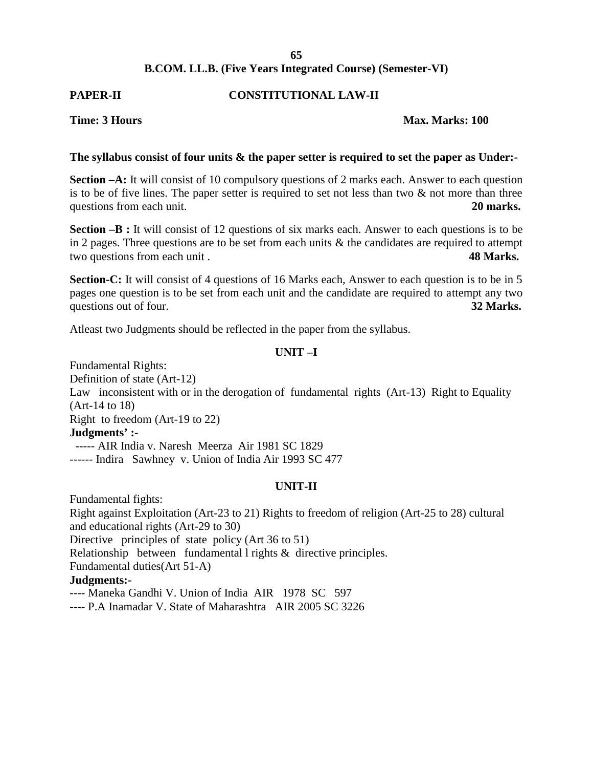## B.COM. LL.B. (Five Years Integrated Course) (Semester-VI)

**PAPER-II CONSTITUTIONAL LAW-II**

**Time: 3 Hours Max. Marks: 100**

**The syllabus consist of four units & the paper setter is required to set the paper as Under:-**

**Section –A:** It will consist of 10 compulsory questions of 2 marks each. Answer to each question is to be of five lines. The paper setter is required to set not less than two & not more than three questions from each unit. **20 marks.**

**Section –B :** It will consist of 12 questions of six marks each. Answer to each questions is to be in 2 pages. Three questions are to be set from each units & the candidates are required to attempt two questions from each unit . **48 Marks.**

**Section-C:** It will consist of 4 questions of 16 Marks each, Answer to each question is to be in 5 pages one question is to be set from each unit and the candidate are required to attempt any two questions out of four. **32 Marks.**

Atleast two Judgments should be reflected in the paper from the syllabus.

### UNIT –I

Fundamental Rights:
Definition of state (Art-12)
Law inconsistent with or in the derogation of fundamental rights (Art-13) Right to Equality (Art-14 to 18)
Right to freedom (Art-19 to 22)

**Judgments' :-**

----- AIR India v. Naresh Meerza Air 1981 SC 1829
------ Indira Sawhney v. Union of India Air 1993 SC 477

### UNIT-II

Fundamental fights:
Right against Exploitation (Art-23 to 21) Rights to freedom of religion (Art-25 to 28) cultural and educational rights (Art-29 to 30)
Directive principles of state policy (Art 36 to 51)
Relationship between fundamental l rights & directive principles.
Fundamental duties(Art 51-A)

**Judgments:-**

---- Maneka Gandhi V. Union of India AIR 1978 SC 597
---- P.A Inamadar V. State of Maharashtra AIR 2005 SC 3226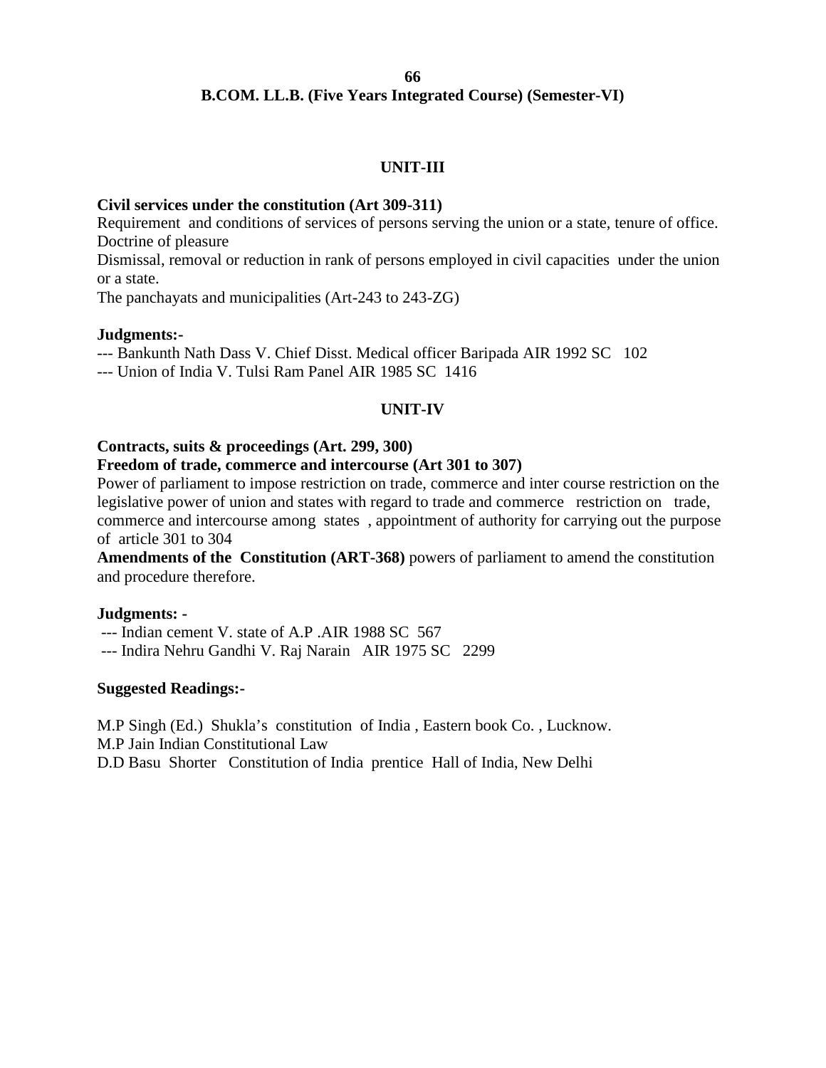**B.COM. LL.B. (Five Years Integrated Course) (Semester-VI)**

## UNIT-III

**Civil services under the constitution (Art 309-311)**
Requirement and conditions of services of persons serving the union or a state, tenure of office.
Doctrine of pleasure
Dismissal, removal or reduction in rank of persons employed in civil capacities under the union or a state.
The panchayats and municipalities (Art-243 to 243-ZG)

**Judgments:-**
--- Bankunth Nath Dass V. Chief Disst. Medical officer Baripada AIR 1992 SC 102
--- Union of India V. Tulsi Ram Panel AIR 1985 SC 1416

## UNIT-IV

**Contracts, suits & proceedings (Art. 299, 300)**
**Freedom of trade, commerce and intercourse (Art 301 to 307)**
Power of parliament to impose restriction on trade, commerce and inter course restriction on the legislative power of union and states with regard to trade and commerce restriction on trade, commerce and intercourse among states , appointment of authority for carrying out the purpose of article 301 to 304
**Amendments of the Constitution (ART-368)** powers of parliament to amend the constitution and procedure therefore.

**Judgments: -**
--- Indian cement V. state of A.P .AIR 1988 SC 567
--- Indira Nehru Gandhi V. Raj Narain AIR 1975 SC 2299

**Suggested Readings:-**

M.P Singh (Ed.) Shukla's constitution of India , Eastern book Co. , Lucknow.
M.P Jain Indian Constitutional Law
D.D Basu Shorter Constitution of India prentice Hall of India, New Delhi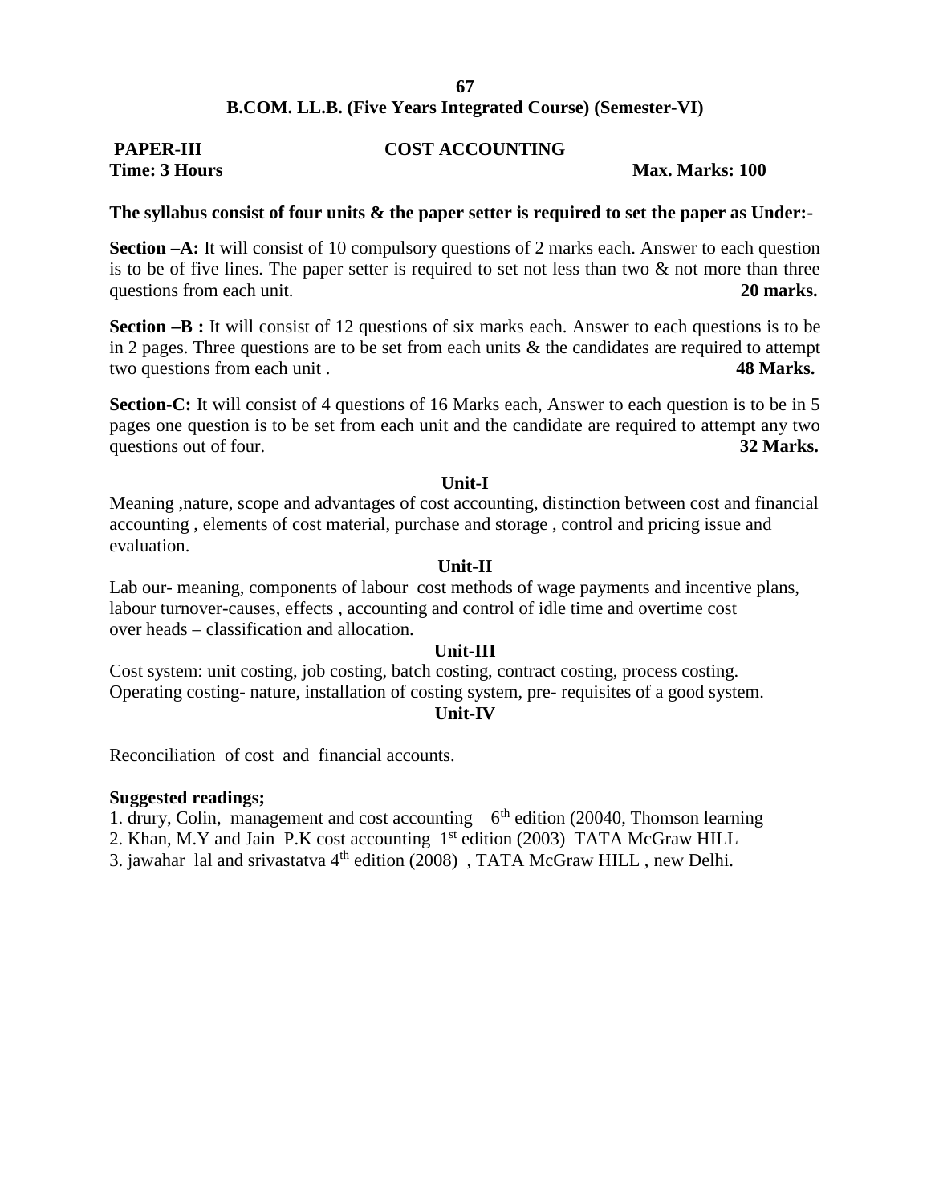## B.COM. LL.B. (Five Years Integrated Course) (Semester-VI)

**PAPER-III** **COST ACCOUNTING**

**Time: 3 Hours** **Max. Marks: 100**

**The syllabus consist of four units & the paper setter is required to set the paper as Under:-**

**Section –A:** It will consist of 10 compulsory questions of 2 marks each. Answer to each question is to be of five lines. The paper setter is required to set not less than two & not more than three questions from each unit. **20 marks.**

**Section –B :** It will consist of 12 questions of six marks each. Answer to each questions is to be in 2 pages. Three questions are to be set from each units & the candidates are required to attempt two questions from each unit . **48 Marks.**

**Section-C:** It will consist of 4 questions of 16 Marks each, Answer to each question is to be in 5 pages one question is to be set from each unit and the candidate are required to attempt any two questions out of four. **32 Marks.**

### Unit-I

Meaning ,nature, scope and advantages of cost accounting, distinction between cost and financial accounting , elements of cost material, purchase and storage , control and pricing issue and evaluation.

### Unit-II

Lab our- meaning, components of labour cost methods of wage payments and incentive plans, labour turnover-causes, effects , accounting and control of idle time and overtime cost over heads – classification and allocation.

### Unit-III

Cost system: unit costing, job costing, batch costing, contract costing, process costing. Operating costing- nature, installation of costing system, pre- requisites of a good system.

### Unit-IV

Reconciliation of cost and financial accounts.

**Suggested readings;**

1. drury, Colin, management and cost accounting 6th edition (20040, Thomson learning
2. Khan, M.Y and Jain P.K cost accounting 1st edition (2003) TATA McGraw HILL
3. jawahar lal and srivastatva 4th edition (2008) , TATA McGraw HILL , new Delhi.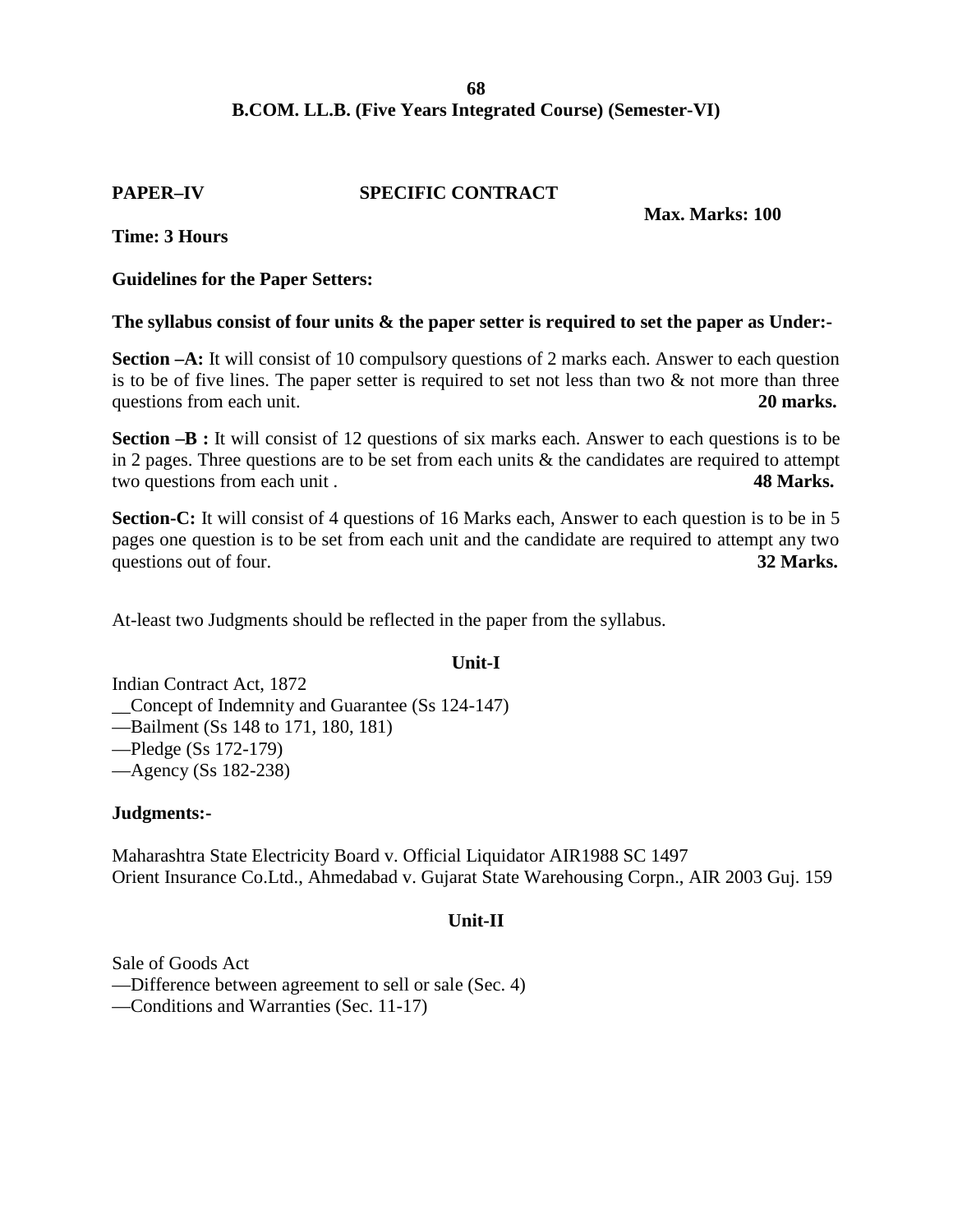# B.COM. LL.B. (Five Years Integrated Course) (Semester-VI)

**PAPER–IV** **SPECIFIC CONTRACT**

**Max. Marks: 100**

**Time: 3 Hours**

**Guidelines for the Paper Setters:**

**The syllabus consist of four units & the paper setter is required to set the paper as Under:-**

**Section –A:** It will consist of 10 compulsory questions of 2 marks each. Answer to each question is to be of five lines. The paper setter is required to set not less than two & not more than three questions from each unit. **20 marks.**

**Section –B :** It will consist of 12 questions of six marks each. Answer to each questions is to be in 2 pages. Three questions are to be set from each units & the candidates are required to attempt two questions from each unit . **48 Marks.**

**Section-C:** It will consist of 4 questions of 16 Marks each, Answer to each question is to be in 5 pages one question is to be set from each unit and the candidate are required to attempt any two questions out of four. **32 Marks.**

At-least two Judgments should be reflected in the paper from the syllabus.

## Unit-I

Indian Contract Act, 1872

__Concept of Indemnity and Guarantee (Ss 124-147)

—Bailment (Ss 148 to 171, 180, 181)

—Pledge (Ss 172-179)

—Agency (Ss 182-238)

**Judgments:-**

Maharashtra State Electricity Board v. Official Liquidator AIR1988 SC 1497

Orient Insurance Co.Ltd., Ahmedabad v. Gujarat State Warehousing Corpn., AIR 2003 Guj. 159

## Unit-II

Sale of Goods Act

—Difference between agreement to sell or sale (Sec. 4)

—Conditions and Warranties (Sec. 11-17)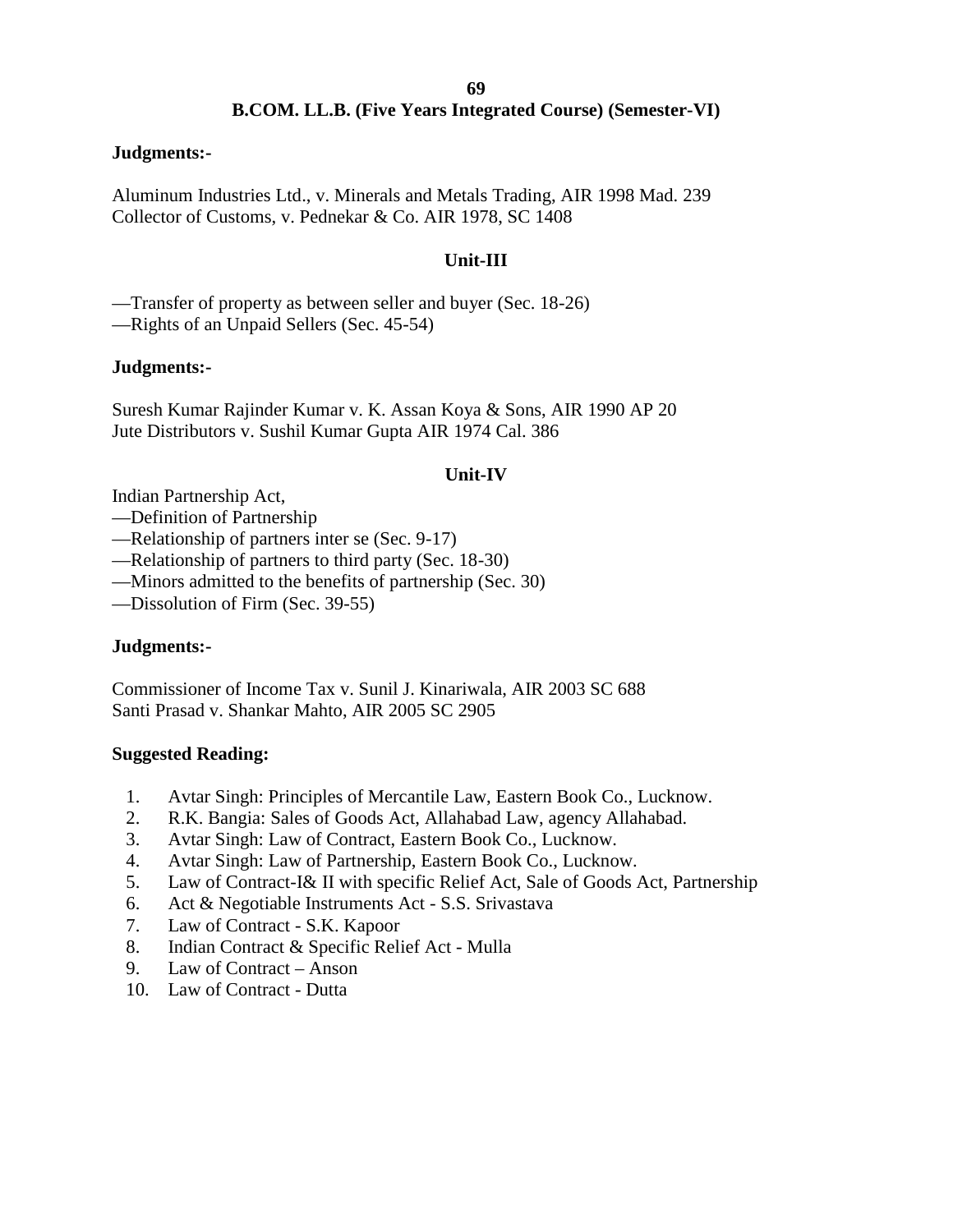## B.COM. LL.B. (Five Years Integrated Course) (Semester-VI)

**Judgments:-**

Aluminum Industries Ltd., v. Minerals and Metals Trading, AIR 1998 Mad. 239
Collector of Customs, v. Pednekar & Co. AIR 1978, SC 1408

### Unit-III

—Transfer of property as between seller and buyer (Sec. 18-26)
—Rights of an Unpaid Sellers (Sec. 45-54)

**Judgments:-**

Suresh Kumar Rajinder Kumar v. K. Assan Koya & Sons, AIR 1990 AP 20
Jute Distributors v. Sushil Kumar Gupta AIR 1974 Cal. 386

### Unit-IV

Indian Partnership Act,
—Definition of Partnership
—Relationship of partners inter se (Sec. 9-17)
—Relationship of partners to third party (Sec. 18-30)
—Minors admitted to the benefits of partnership (Sec. 30)
—Dissolution of Firm (Sec. 39-55)

**Judgments:-**

Commissioner of Income Tax v. Sunil J. Kinariwala, AIR 2003 SC 688
Santi Prasad v. Shankar Mahto, AIR 2005 SC 2905

**Suggested Reading:**

1. Avtar Singh: Principles of Mercantile Law, Eastern Book Co., Lucknow.
2. R.K. Bangia: Sales of Goods Act, Allahabad Law, agency Allahabad.
3. Avtar Singh: Law of Contract, Eastern Book Co., Lucknow.
4. Avtar Singh: Law of Partnership, Eastern Book Co., Lucknow.
5. Law of Contract-I& II with specific Relief Act, Sale of Goods Act, Partnership
6. Act & Negotiable Instruments Act - S.S. Srivastava
7. Law of Contract - S.K. Kapoor
8. Indian Contract & Specific Relief Act - Mulla
9. Law of Contract – Anson
10. Law of Contract - Dutta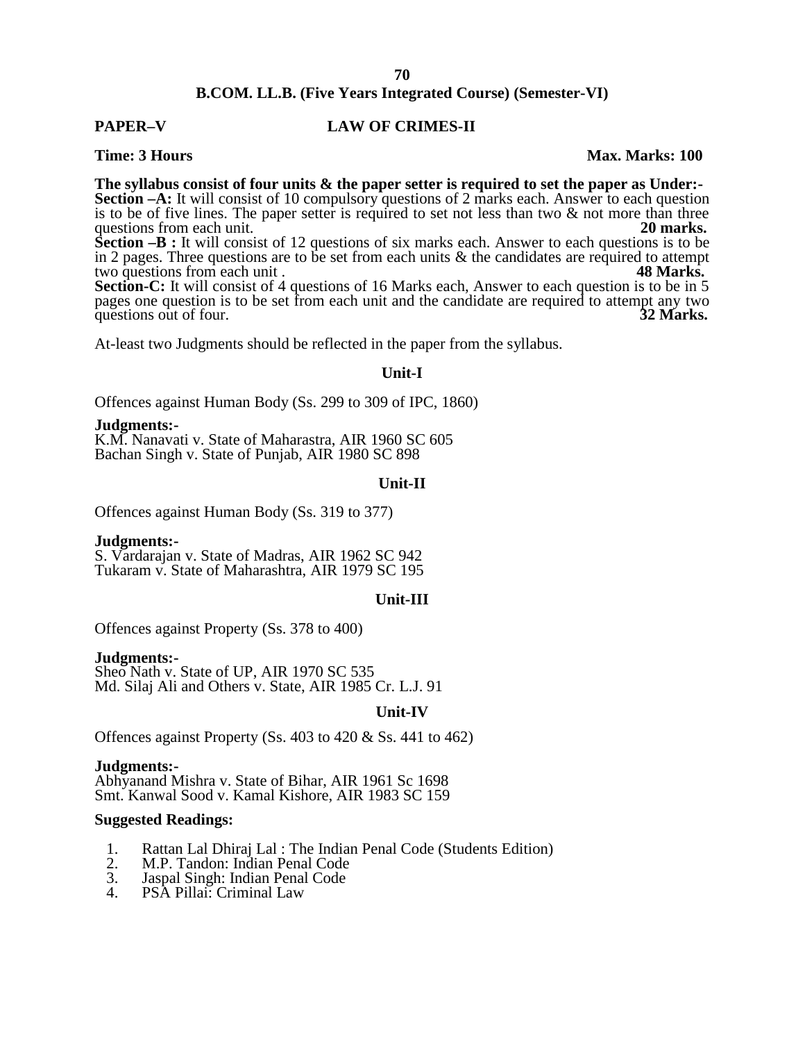## B.COM. LL.B. (Five Years Integrated Course) (Semester-VI)

**PAPER–V** **LAW OF CRIMES-II**

**Time: 3 Hours** **Max. Marks: 100**

**The syllabus consist of four units & the paper setter is required to set the paper as Under:-**

**Section –A:** It will consist of 10 compulsory questions of 2 marks each. Answer to each question is to be of five lines. The paper setter is required to set not less than two & not more than three questions from each unit. **20 marks.**

**Section –B :** It will consist of 12 questions of six marks each. Answer to each questions is to be in 2 pages. Three questions are to be set from each units & the candidates are required to attempt two questions from each unit . **48 Marks.**

**Section-C:** It will consist of 4 questions of 16 Marks each, Answer to each question is to be in 5 pages one question is to be set from each unit and the candidate are required to attempt any two questions out of four. **32 Marks.**

At-least two Judgments should be reflected in the paper from the syllabus.

### Unit-I

Offences against Human Body (Ss. 299 to 309 of IPC, 1860)

**Judgments:-**

K.M. Nanavati v. State of Maharastra, AIR 1960 SC 605
Bachan Singh v. State of Punjab, AIR 1980 SC 898

### Unit-II

Offences against Human Body (Ss. 319 to 377)

**Judgments:-**

S. Vardarajan v. State of Madras, AIR 1962 SC 942
Tukaram v. State of Maharashtra, AIR 1979 SC 195

### Unit-III

Offences against Property (Ss. 378 to 400)

**Judgments:-**

Sheo Nath v. State of UP, AIR 1970 SC 535
Md. Silaj Ali and Others v. State, AIR 1985 Cr. L.J. 91

### Unit-IV

Offences against Property (Ss. 403 to 420 & Ss. 441 to 462)

**Judgments:-**

Abhyanand Mishra v. State of Bihar, AIR 1961 Sc 1698
Smt. Kanwal Sood v. Kamal Kishore, AIR 1983 SC 159

**Suggested Readings:**

1. Rattan Lal Dhiraj Lal : The Indian Penal Code (Students Edition)
2. M.P. Tandon: Indian Penal Code
3. Jaspal Singh: Indian Penal Code
4. PSA Pillai: Criminal Law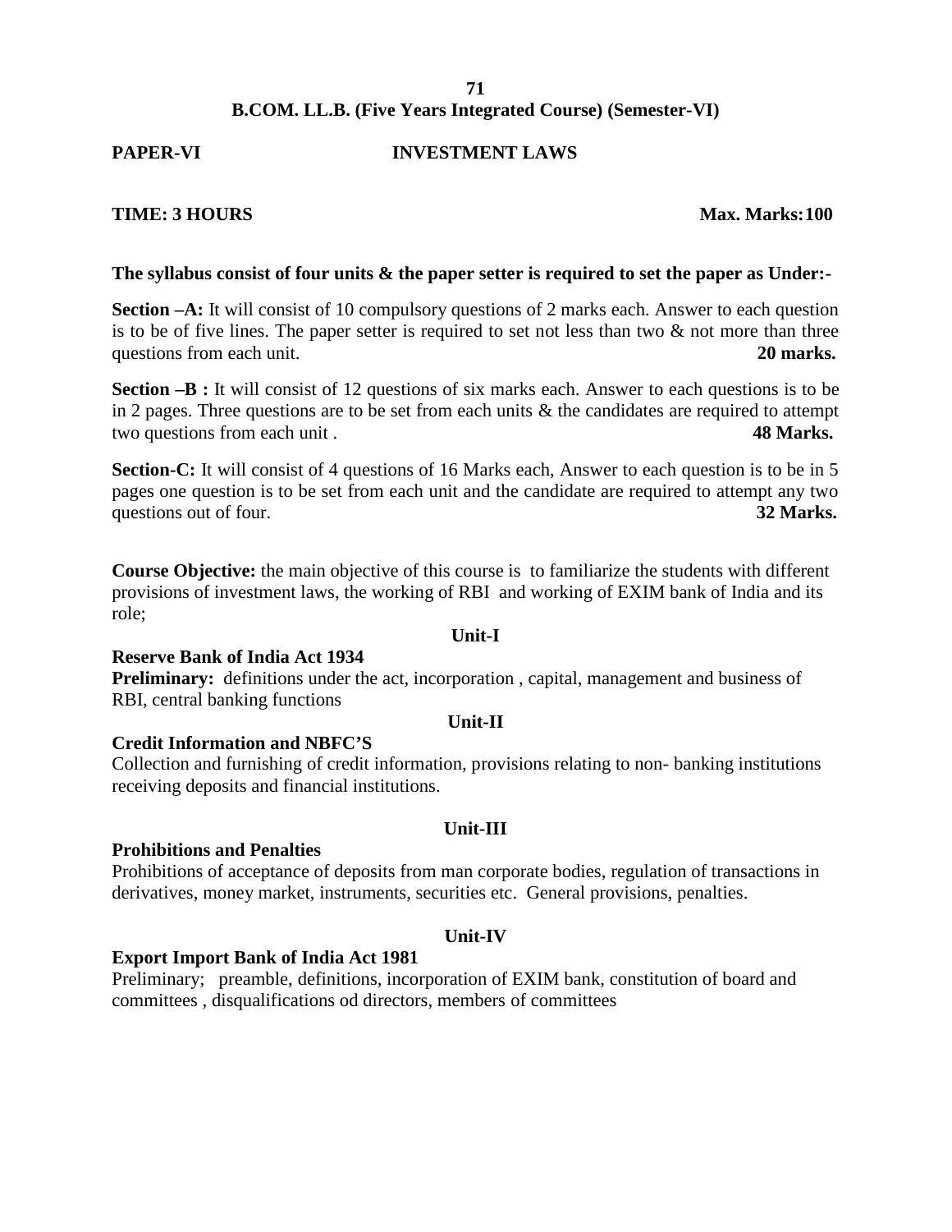## B.COM. LL.B. (Five Years Integrated Course) (Semester-VI)

**PAPER-VI** **INVESTMENT LAWS**

**TIME: 3 HOURS** **Max. Marks:100**

**The syllabus consist of four units & the paper setter is required to set the paper as Under:-**

**Section –A:** It will consist of 10 compulsory questions of 2 marks each. Answer to each question is to be of five lines. The paper setter is required to set not less than two & not more than three questions from each unit. **20 marks.**

**Section –B :** It will consist of 12 questions of six marks each. Answer to each questions is to be in 2 pages. Three questions are to be set from each units & the candidates are required to attempt two questions from each unit . **48 Marks.**

**Section-C:** It will consist of 4 questions of 16 Marks each, Answer to each question is to be in 5 pages one question is to be set from each unit and the candidate are required to attempt any two questions out of four. **32 Marks.**

**Course Objective:** the main objective of this course is to familiarize the students with different provisions of investment laws, the working of RBI and working of EXIM bank of India and its role;

### Unit-I

**Reserve Bank of India Act 1934**

**Preliminary:** definitions under the act, incorporation , capital, management and business of RBI, central banking functions

### Unit-II

**Credit Information and NBFC'S**

Collection and furnishing of credit information, provisions relating to non- banking institutions receiving deposits and financial institutions.

### Unit-III

**Prohibitions and Penalties**

Prohibitions of acceptance of deposits from man corporate bodies, regulation of transactions in derivatives, money market, instruments, securities etc. General provisions, penalties.

### Unit-IV

**Export Import Bank of India Act 1981**

Preliminary; preamble, definitions, incorporation of EXIM bank, constitution of board and committees , disqualifications od directors, members of committees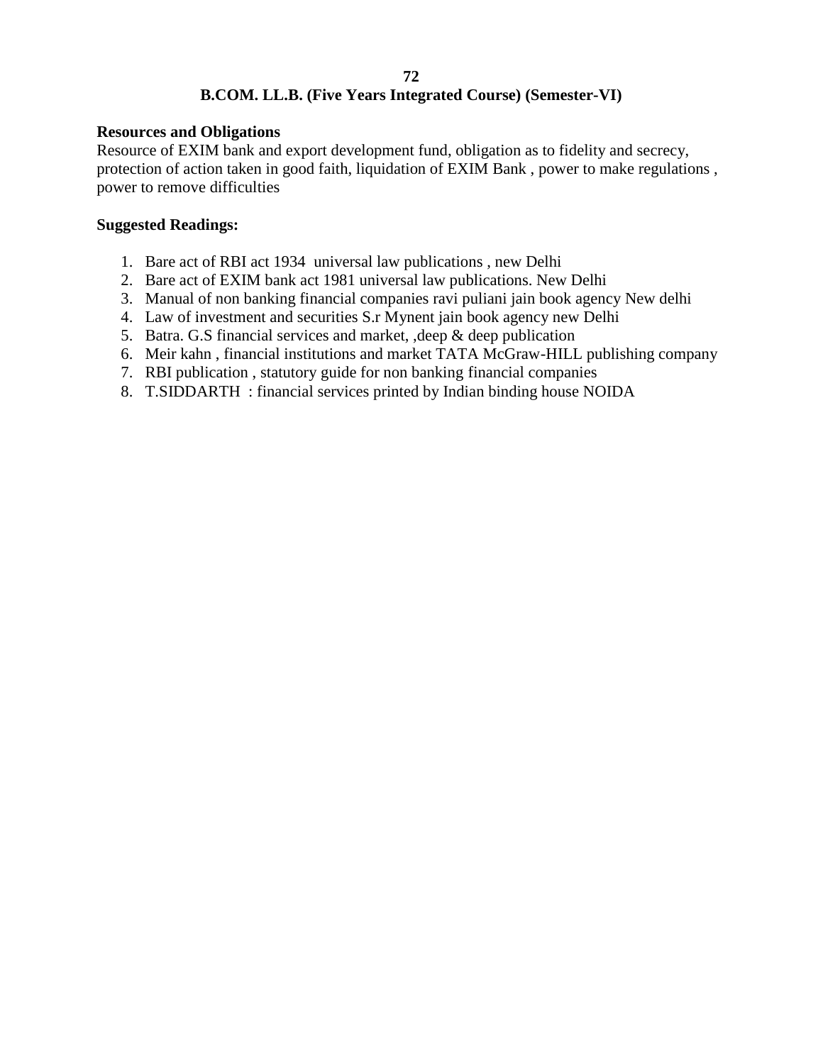**B.COM. LL.B. (Five Years Integrated Course) (Semester-VI)**

**Resources and Obligations**

Resource of EXIM bank and export development fund, obligation as to fidelity and secrecy, protection of action taken in good faith, liquidation of EXIM Bank , power to make regulations , power to remove difficulties

**Suggested Readings:**

1. Bare act of RBI act 1934 universal law publications , new Delhi
2. Bare act of EXIM bank act 1981 universal law publications. New Delhi
3. Manual of non banking financial companies ravi puliani jain book agency New delhi
4. Law of investment and securities S.r Mynent jain book agency new Delhi
5. Batra. G.S financial services and market, ,deep & deep publication
6. Meir kahn , financial institutions and market TATA McGraw-HILL publishing company
7. RBI publication , statutory guide for non banking financial companies
8. T.SIDDARTH : financial services printed by Indian binding house NOIDA